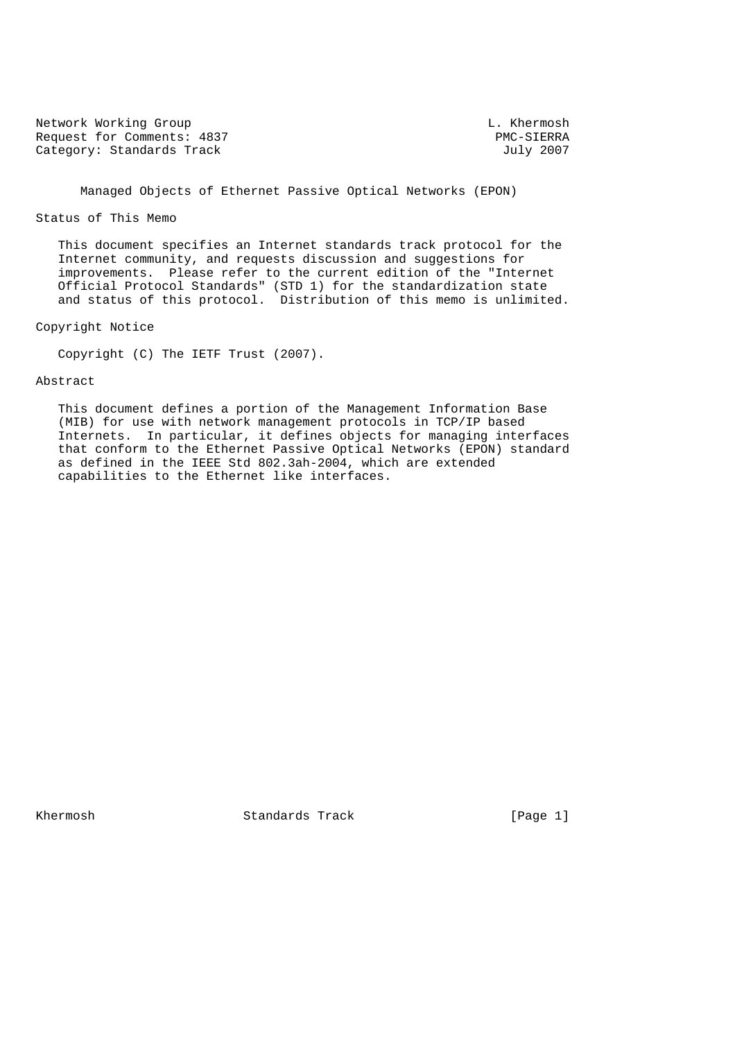Network Working Group L. Khermosh
Request for Comments: 4837 PMC-SIERRA
Category: Standards Track July 2007

# Managed Objects of Ethernet Passive Optical Networks (EPON)

## Status of This Memo

This document specifies an Internet standards track protocol for the Internet community, and requests discussion and suggestions for improvements. Please refer to the current edition of the "Internet Official Protocol Standards" (STD 1) for the standardization state and status of this protocol. Distribution of this memo is unlimited.

## Copyright Notice

Copyright (C) The IETF Trust (2007).

## Abstract

This document defines a portion of the Management Information Base (MIB) for use with network management protocols in TCP/IP based Internets. In particular, it defines objects for managing interfaces that conform to the Ethernet Passive Optical Networks (EPON) standard as defined in the IEEE Std 802.3ah-2004, which are extended capabilities to the Ethernet like interfaces.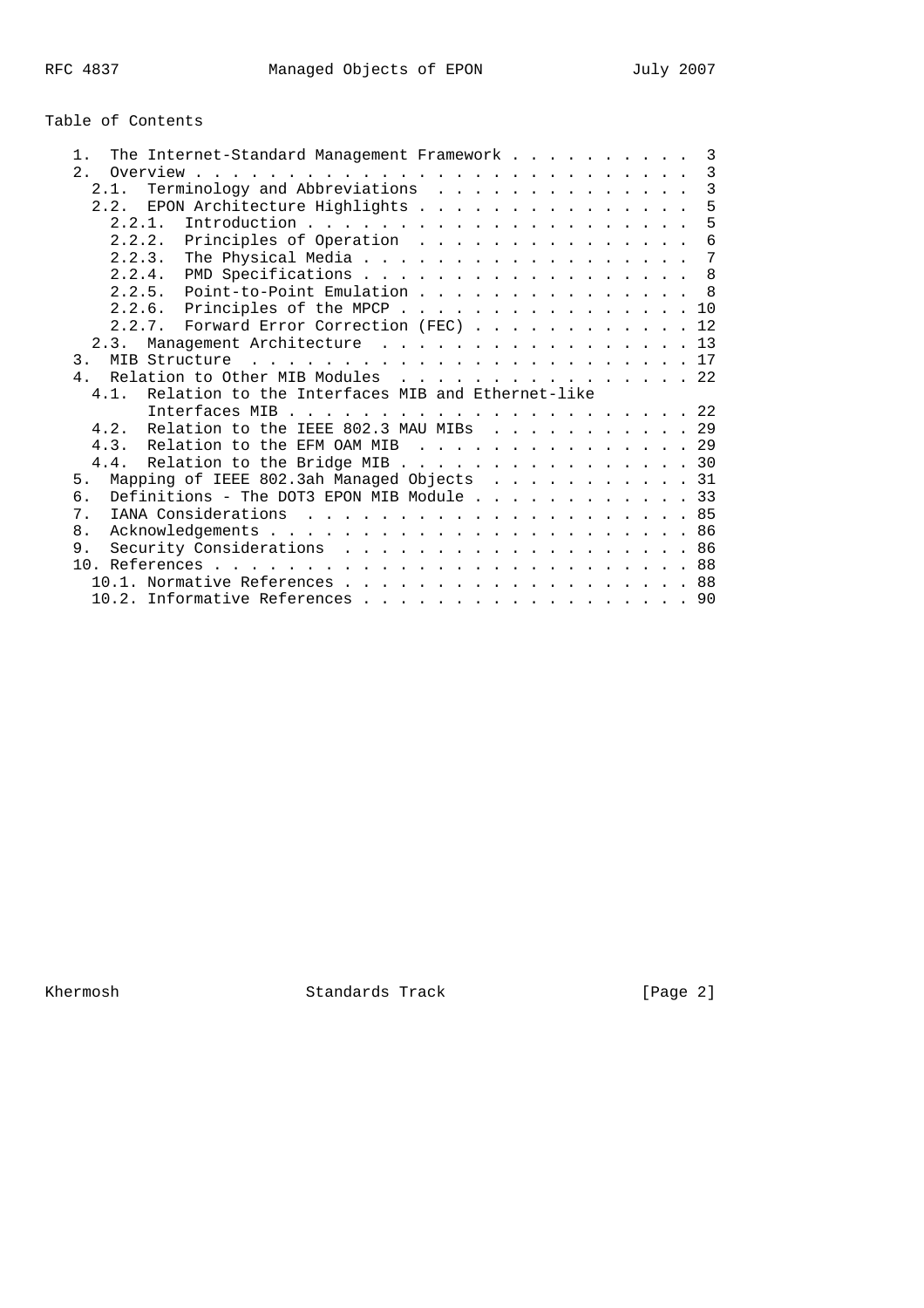Table of Contents

```
   1.  The Internet-Standard Management Framework . . . . . . . . . .  3
   2.  Overview . . . . . . . . . . . . . . . . . . . . . . . . . . .  3
     2.1.  Terminology and Abbreviations  . . . . . . . . . . . . . .  3
     2.2.  EPON Architecture Highlights . . . . . . . . . . . . . . .  5
       2.2.1.  Introduction . . . . . . . . . . . . . . . . . . . . .  5
       2.2.2.  Principles of Operation  . . . . . . . . . . . . . . .  6
       2.2.3.  The Physical Media . . . . . . . . . . . . . . . . . .  7
       2.2.4.  PMD Specifications . . . . . . . . . . . . . . . . . .  8
       2.2.5.  Point-to-Point Emulation . . . . . . . . . . . . . . .  8
       2.2.6.  Principles of the MPCP . . . . . . . . . . . . . . . . 10
       2.2.7.  Forward Error Correction (FEC) . . . . . . . . . . . . 12
     2.3.  Management Architecture  . . . . . . . . . . . . . . . . . 13
   3.  MIB Structure  . . . . . . . . . . . . . . . . . . . . . . . . 17
   4.  Relation to Other MIB Modules  . . . . . . . . . . . . . . . . 22
     4.1.  Relation to the Interfaces MIB and Ethernet-like
           Interfaces MIB . . . . . . . . . . . . . . . . . . . . . . 22
     4.2.  Relation to the IEEE 802.3 MAU MIBs  . . . . . . . . . . . 29
     4.3.  Relation to the EFM OAM MIB  . . . . . . . . . . . . . . . 29
     4.4.  Relation to the Bridge MIB . . . . . . . . . . . . . . . . 30
   5.  Mapping of IEEE 802.3ah Managed Objects  . . . . . . . . . . . 31
   6.  Definitions - The DOT3 EPON MIB Module . . . . . . . . . . . . 33
   7.  IANA Considerations  . . . . . . . . . . . . . . . . . . . . . 85
   8.  Acknowledgements . . . . . . . . . . . . . . . . . . . . . . . 86
   9.  Security Considerations  . . . . . . . . . . . . . . . . . . . 86
   10. References . . . . . . . . . . . . . . . . . . . . . . . . . . 88
     10.1. Normative References . . . . . . . . . . . . . . . . . . . 88
     10.2. Informative References . . . . . . . . . . . . . . . . . . 90
```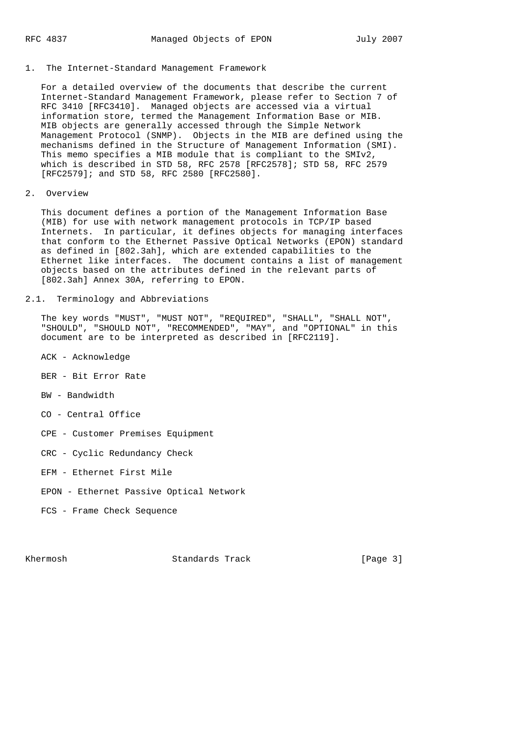# 1. The Internet-Standard Management Framework

For a detailed overview of the documents that describe the current Internet-Standard Management Framework, please refer to Section 7 of RFC 3410 [RFC3410]. Managed objects are accessed via a virtual information store, termed the Management Information Base or MIB. MIB objects are generally accessed through the Simple Network Management Protocol (SNMP). Objects in the MIB are defined using the mechanisms defined in the Structure of Management Information (SMI). This memo specifies a MIB module that is compliant to the SMIv2, which is described in STD 58, RFC 2578 [RFC2578]; STD 58, RFC 2579 [RFC2579]; and STD 58, RFC 2580 [RFC2580].

# 2. Overview

This document defines a portion of the Management Information Base (MIB) for use with network management protocols in TCP/IP based Internets. In particular, it defines objects for managing interfaces that conform to the Ethernet Passive Optical Networks (EPON) standard as defined in [802.3ah], which are extended capabilities to the Ethernet like interfaces. The document contains a list of management objects based on the attributes defined in the relevant parts of [802.3ah] Annex 30A, referring to EPON.

## 2.1. Terminology and Abbreviations

The key words "MUST", "MUST NOT", "REQUIRED", "SHALL", "SHALL NOT", "SHOULD", "SHOULD NOT", "RECOMMENDED", "MAY", and "OPTIONAL" in this document are to be interpreted as described in [RFC2119].

ACK - Acknowledge

BER - Bit Error Rate

BW - Bandwidth

CO - Central Office

CPE - Customer Premises Equipment

CRC - Cyclic Redundancy Check

EFM - Ethernet First Mile

EPON - Ethernet Passive Optical Network

FCS - Frame Check Sequence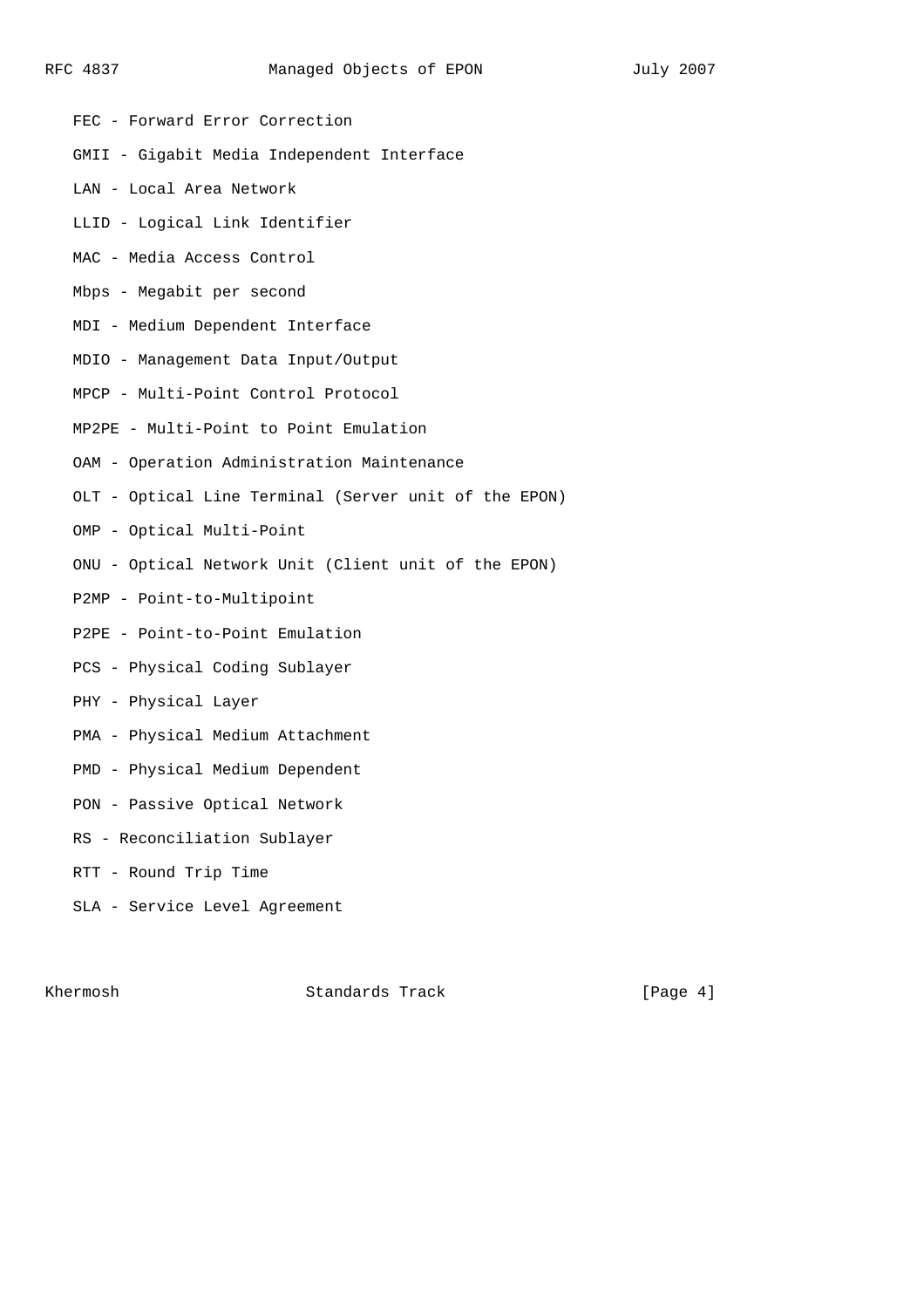FEC - Forward Error Correction

GMII - Gigabit Media Independent Interface

LAN - Local Area Network

LLID - Logical Link Identifier

MAC - Media Access Control

Mbps - Megabit per second

MDI - Medium Dependent Interface

MDIO - Management Data Input/Output

MPCP - Multi-Point Control Protocol

MP2PE - Multi-Point to Point Emulation

OAM - Operation Administration Maintenance

OLT - Optical Line Terminal (Server unit of the EPON)

OMP - Optical Multi-Point

ONU - Optical Network Unit (Client unit of the EPON)

P2MP - Point-to-Multipoint

P2PE - Point-to-Point Emulation

PCS - Physical Coding Sublayer

PHY - Physical Layer

PMA - Physical Medium Attachment

PMD - Physical Medium Dependent

PON - Passive Optical Network

RS - Reconciliation Sublayer

RTT - Round Trip Time

SLA - Service Level Agreement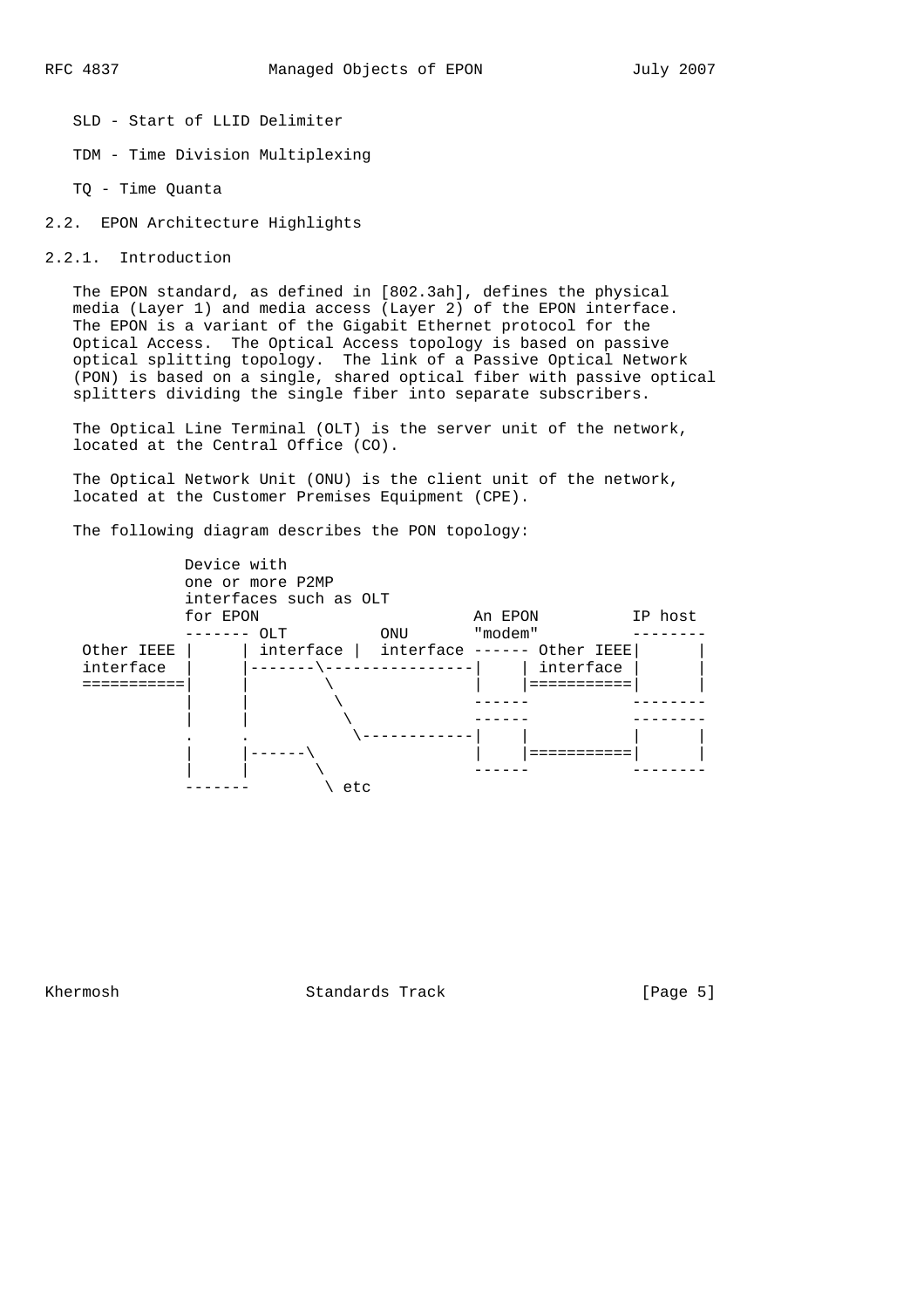SLD - Start of LLID Delimiter

TDM - Time Division Multiplexing

TQ - Time Quanta

## 2.2. EPON Architecture Highlights

### 2.2.1. Introduction

The EPON standard, as defined in [802.3ah], defines the physical media (Layer 1) and media access (Layer 2) of the EPON interface. The EPON is a variant of the Gigabit Ethernet protocol for the Optical Access. The Optical Access topology is based on passive optical splitting topology. The link of a Passive Optical Network (PON) is based on a single, shared optical fiber with passive optical splitters dividing the single fiber into separate subscribers.

The Optical Line Terminal (OLT) is the server unit of the network, located at the Central Office (CO).

The Optical Network Unit (ONU) is the client unit of the network, located at the Customer Premises Equipment (CPE).

The following diagram describes the PON topology:

```
            Device with
            one or more P2MP
            interfaces such as OLT
            for EPON                        An EPON          IP host
            ------- OLT          ONU       "modem"          --------
 Other IEEE |      | interface |  interface ------ Other IEEE|      |
 interface  |      |-------\----------------|     | interface |      |
 ===========|      |        \               |     |===========|      |
            |      |         \              ------          --------
            |      |          \             ------          --------
            .      .           \------------|     |         |      |
            |      |------\                 |     |===========|      |
            |      |       \                ------          --------
            -------         \ etc
```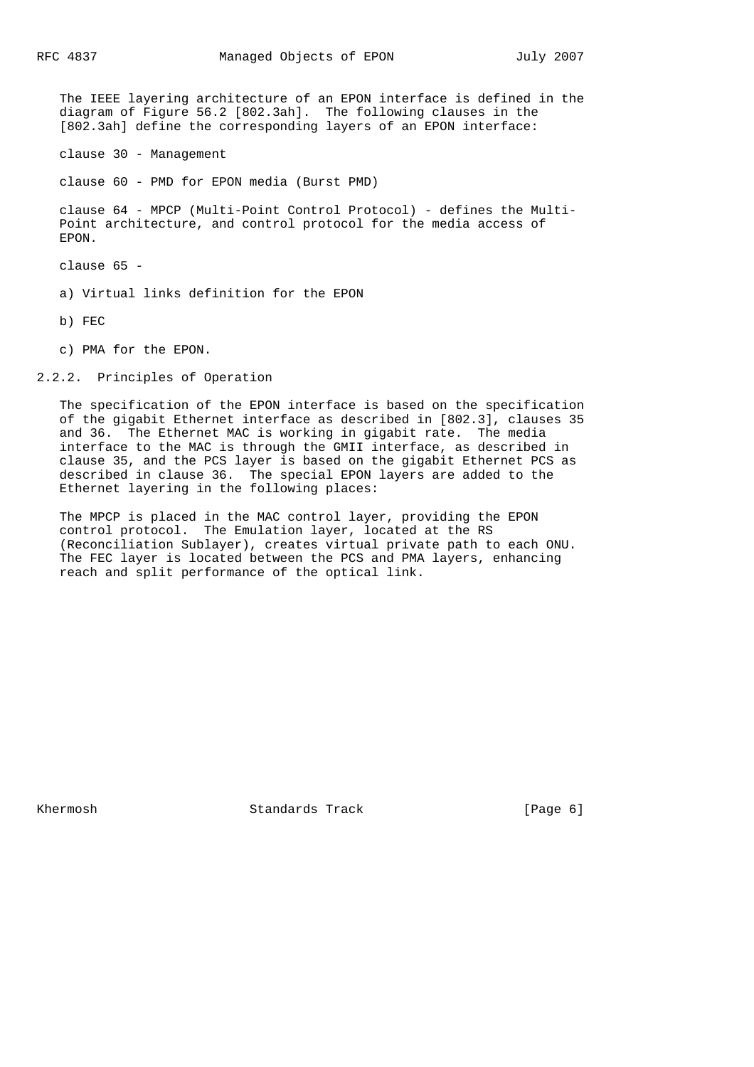The IEEE layering architecture of an EPON interface is defined in the diagram of Figure 56.2 [802.3ah]. The following clauses in the [802.3ah] define the corresponding layers of an EPON interface:

clause 30 - Management

clause 60 - PMD for EPON media (Burst PMD)

clause 64 - MPCP (Multi-Point Control Protocol) - defines the Multi-Point architecture, and control protocol for the media access of EPON.

clause 65 -

a) Virtual links definition for the EPON

b) FEC

c) PMA for the EPON.

### 2.2.2. Principles of Operation

The specification of the EPON interface is based on the specification of the gigabit Ethernet interface as described in [802.3], clauses 35 and 36. The Ethernet MAC is working in gigabit rate. The media interface to the MAC is through the GMII interface, as described in clause 35, and the PCS layer is based on the gigabit Ethernet PCS as described in clause 36. The special EPON layers are added to the Ethernet layering in the following places:

The MPCP is placed in the MAC control layer, providing the EPON control protocol. The Emulation layer, located at the RS (Reconciliation Sublayer), creates virtual private path to each ONU. The FEC layer is located between the PCS and PMA layers, enhancing reach and split performance of the optical link.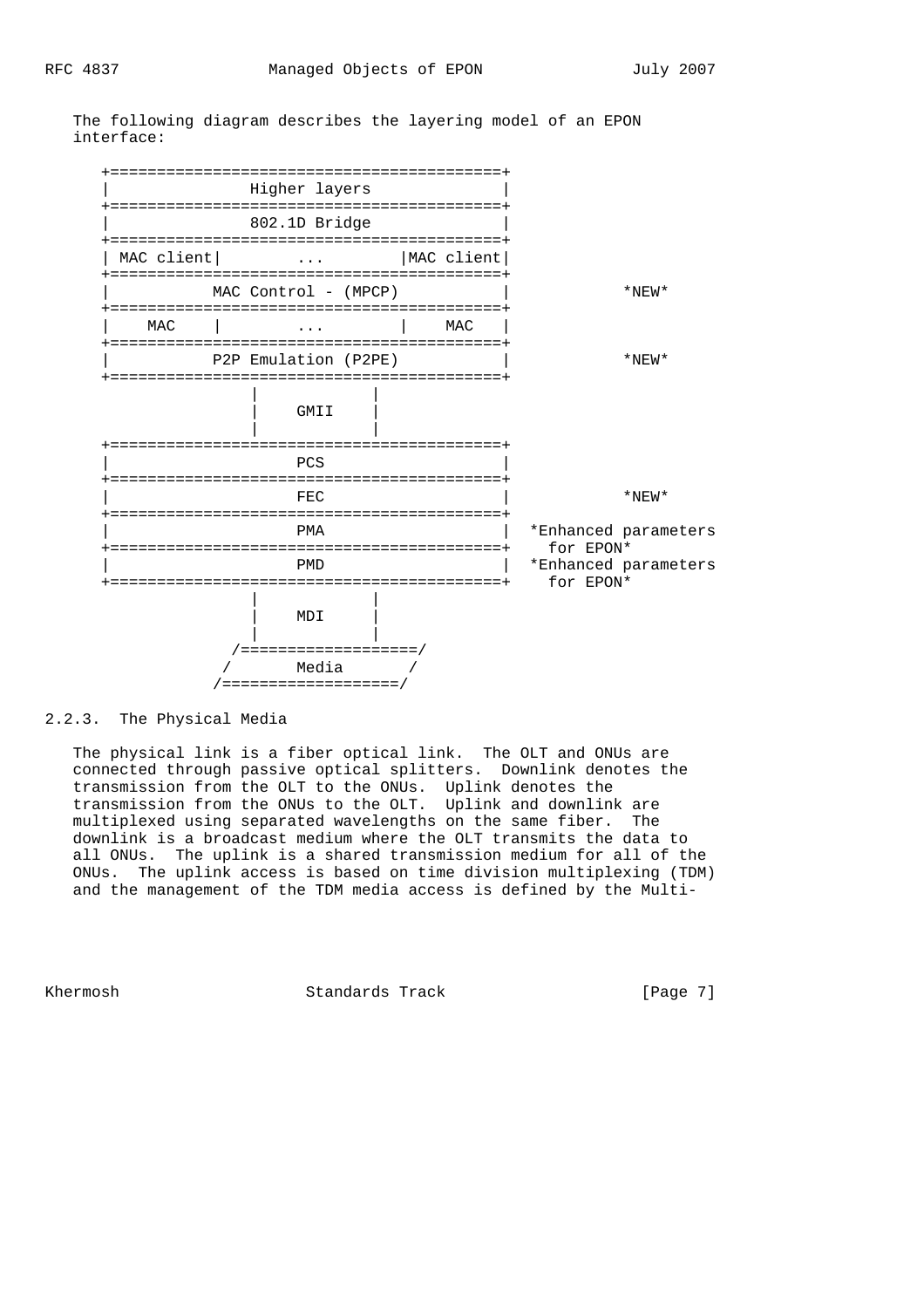The following diagram describes the layering model of an EPON interface:

```
     +==========================================+
     |              Higher layers               |
     +==========================================+
     |              802.1D Bridge               |
     +==========================================+
     | MAC client|        ...       |MAC client|
     +==========================================+
     |          MAC Control - (MPCP)            |             *NEW*
     +==========================================+
     |   MAC    |         ...        |    MAC   |
     +==========================================+
     |          P2P Emulation (P2PE)            |             *NEW*
     +==========================================+
                     |            |
                     |    GMII    |
                     |            |
     +==========================================+
     |                  PCS                     |
     +==========================================+
     |                  FEC                     |             *NEW*
     +==========================================+
     |                  PMA                     |  *Enhanced parameters
     +==========================================+    for EPON*
     |                  PMD                     |  *Enhanced parameters
     +==========================================+    for EPON*
                     |            |
                     |    MDI     |
                     |            |
                   /===================/
                  /       Media       /
                 /===================/
```

### 2.2.3. The Physical Media

The physical link is a fiber optical link. The OLT and ONUs are connected through passive optical splitters. Downlink denotes the transmission from the OLT to the ONUs. Uplink denotes the transmission from the ONUs to the OLT. Uplink and downlink are multiplexed using separated wavelengths on the same fiber. The downlink is a broadcast medium where the OLT transmits the data to all ONUs. The uplink is a shared transmission medium for all of the ONUs. The uplink access is based on time division multiplexing (TDM) and the management of the TDM media access is defined by the Multi-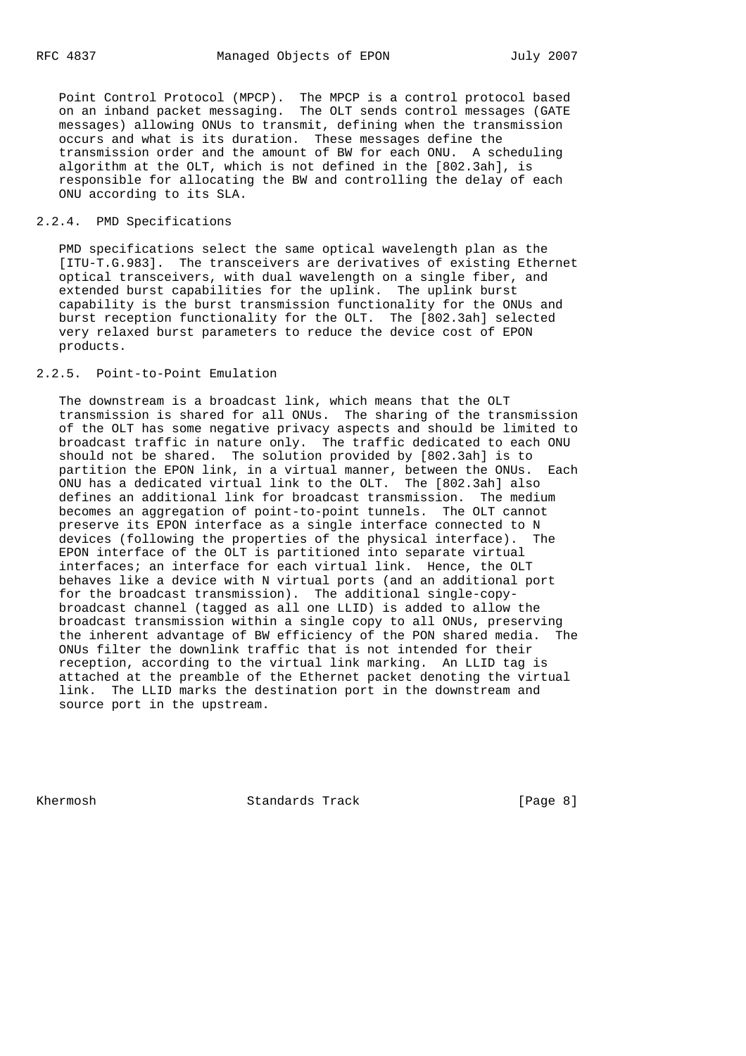Point Control Protocol (MPCP). The MPCP is a control protocol based on an inband packet messaging. The OLT sends control messages (GATE messages) allowing ONUs to transmit, defining when the transmission occurs and what is its duration. These messages define the transmission order and the amount of BW for each ONU. A scheduling algorithm at the OLT, which is not defined in the [802.3ah], is responsible for allocating the BW and controlling the delay of each ONU according to its SLA.

### 2.2.4. PMD Specifications

PMD specifications select the same optical wavelength plan as the [ITU-T.G.983]. The transceivers are derivatives of existing Ethernet optical transceivers, with dual wavelength on a single fiber, and extended burst capabilities for the uplink. The uplink burst capability is the burst transmission functionality for the ONUs and burst reception functionality for the OLT. The [802.3ah] selected very relaxed burst parameters to reduce the device cost of EPON products.

### 2.2.5. Point-to-Point Emulation

The downstream is a broadcast link, which means that the OLT transmission is shared for all ONUs. The sharing of the transmission of the OLT has some negative privacy aspects and should be limited to broadcast traffic in nature only. The traffic dedicated to each ONU should not be shared. The solution provided by [802.3ah] is to partition the EPON link, in a virtual manner, between the ONUs. Each ONU has a dedicated virtual link to the OLT. The [802.3ah] also defines an additional link for broadcast transmission. The medium becomes an aggregation of point-to-point tunnels. The OLT cannot preserve its EPON interface as a single interface connected to N devices (following the properties of the physical interface). The EPON interface of the OLT is partitioned into separate virtual interfaces; an interface for each virtual link. Hence, the OLT behaves like a device with N virtual ports (and an additional port for the broadcast transmission). The additional single-copy-broadcast channel (tagged as all one LLID) is added to allow the broadcast transmission within a single copy to all ONUs, preserving the inherent advantage of BW efficiency of the PON shared media. The ONUs filter the downlink traffic that is not intended for their reception, according to the virtual link marking. An LLID tag is attached at the preamble of the Ethernet packet denoting the virtual link. The LLID marks the destination port in the downstream and source port in the upstream.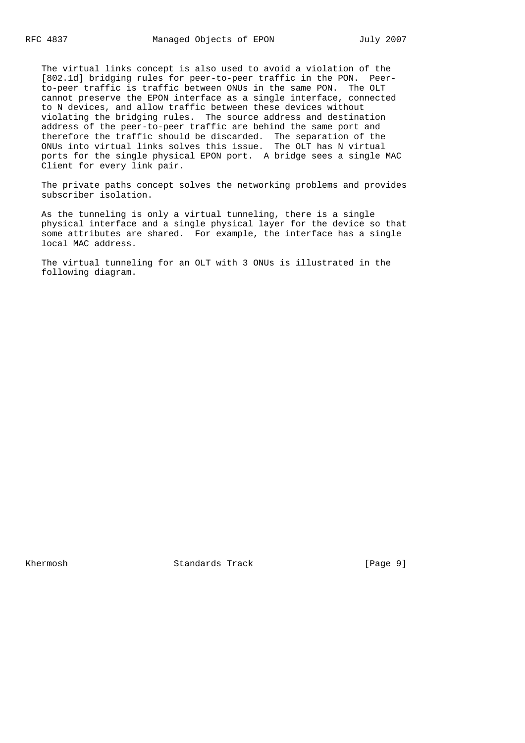The virtual links concept is also used to avoid a violation of the [802.1d] bridging rules for peer-to-peer traffic in the PON. Peer-to-peer traffic is traffic between ONUs in the same PON. The OLT cannot preserve the EPON interface as a single interface, connected to N devices, and allow traffic between these devices without violating the bridging rules. The source address and destination address of the peer-to-peer traffic are behind the same port and therefore the traffic should be discarded. The separation of the ONUs into virtual links solves this issue. The OLT has N virtual ports for the single physical EPON port. A bridge sees a single MAC Client for every link pair.

The private paths concept solves the networking problems and provides subscriber isolation.

As the tunneling is only a virtual tunneling, there is a single physical interface and a single physical layer for the device so that some attributes are shared. For example, the interface has a single local MAC address.

The virtual tunneling for an OLT with 3 ONUs is illustrated in the following diagram.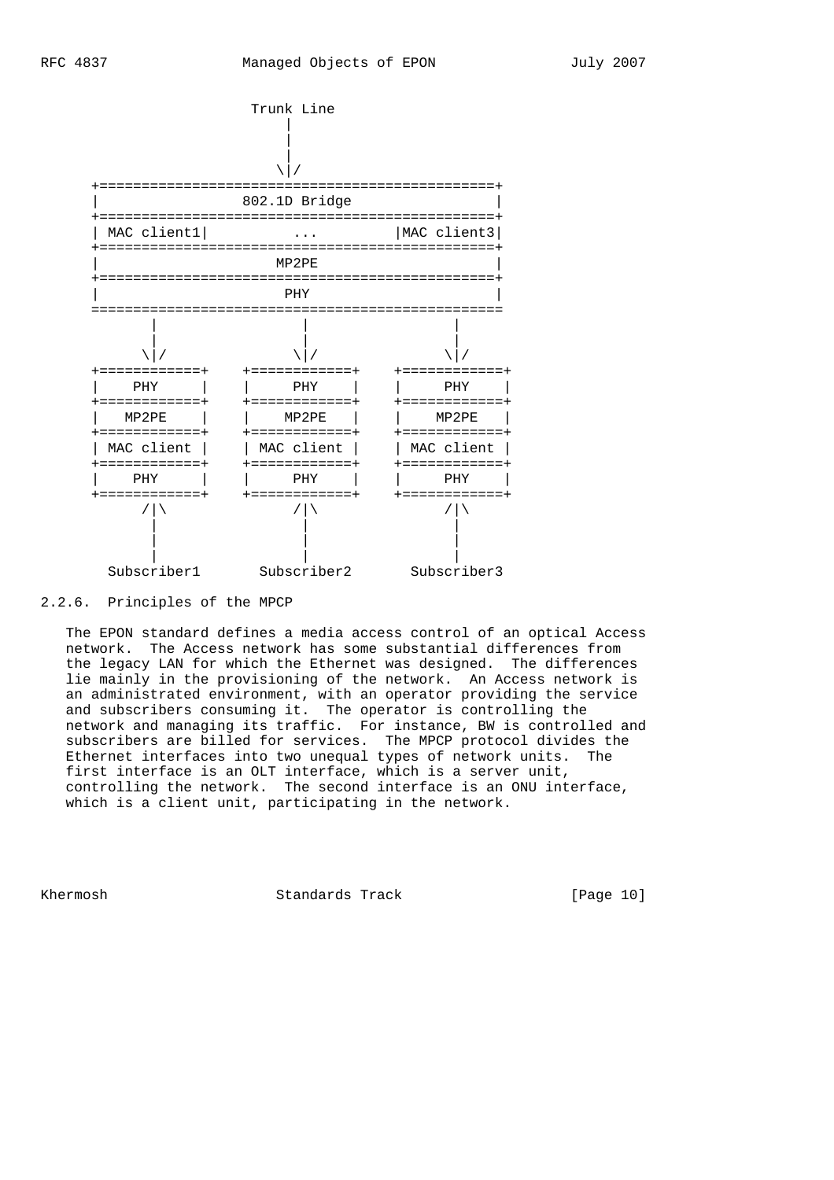```
                      Trunk Line
                         |
                         |
                         |
                        \|/
      +==============================================+
      |                802.1D Bridge                 |
      +==============================================+
      | MAC client1|          ...         |MAC client3|
      +==============================================+
      |                    MP2PE                     |
      +==============================================+
      |                     PHY                      |
      ================================================
             |                 |                 |
             |                 |                 |
            \|/               \|/               \|/
      +============+    +============+    +============+
      |    PHY     |    |     PHY    |    |     PHY    |
      +============+    +============+    +============+
      |   MP2PE    |    |    MP2PE   |    |    MP2PE   |
      +============+    +============+    +============+
      | MAC client |    | MAC client |    | MAC client |
      +============+    +============+    +============+
      |    PHY     |    |     PHY    |    |     PHY    |
      +============+    +============+    +============+
            /|\               /|\               /|\
             |                 |                 |
             |                 |                 |
             |                 |                 |
        Subscriber1       Subscriber2       Subscriber3
```

### 2.2.6. Principles of the MPCP

The EPON standard defines a media access control of an optical Access network. The Access network has some substantial differences from the legacy LAN for which the Ethernet was designed. The differences lie mainly in the provisioning of the network. An Access network is an administrated environment, with an operator providing the service and subscribers consuming it. The operator is controlling the network and managing its traffic. For instance, BW is controlled and subscribers are billed for services. The MPCP protocol divides the Ethernet interfaces into two unequal types of network units. The first interface is an OLT interface, which is a server unit, controlling the network. The second interface is an ONU interface, which is a client unit, participating in the network.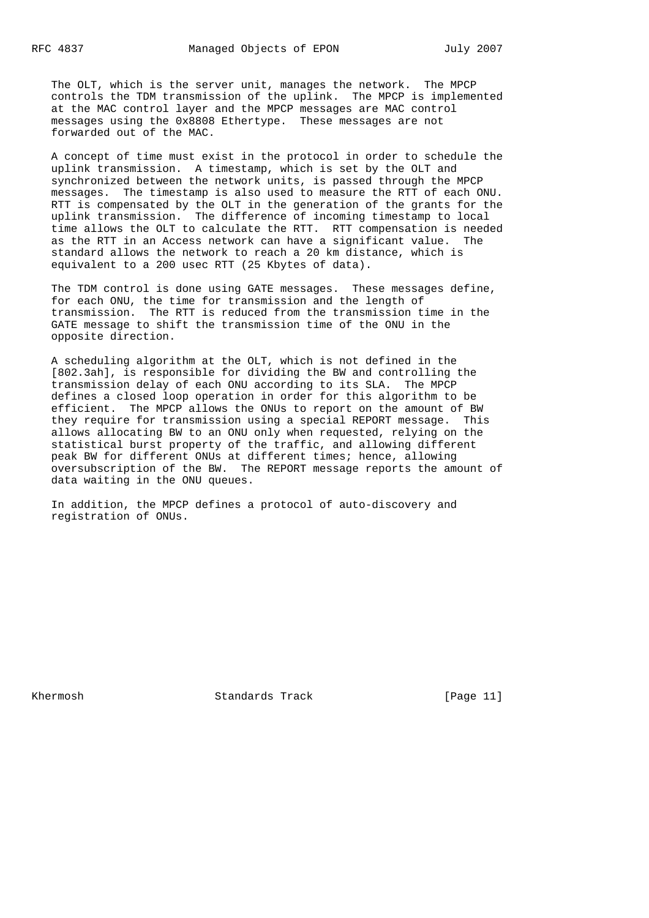The OLT, which is the server unit, manages the network. The MPCP controls the TDM transmission of the uplink. The MPCP is implemented at the MAC control layer and the MPCP messages are MAC control messages using the 0x8808 Ethertype. These messages are not forwarded out of the MAC.

A concept of time must exist in the protocol in order to schedule the uplink transmission. A timestamp, which is set by the OLT and synchronized between the network units, is passed through the MPCP messages. The timestamp is also used to measure the RTT of each ONU. RTT is compensated by the OLT in the generation of the grants for the uplink transmission. The difference of incoming timestamp to local time allows the OLT to calculate the RTT. RTT compensation is needed as the RTT in an Access network can have a significant value. The standard allows the network to reach a 20 km distance, which is equivalent to a 200 usec RTT (25 Kbytes of data).

The TDM control is done using GATE messages. These messages define, for each ONU, the time for transmission and the length of transmission. The RTT is reduced from the transmission time in the GATE message to shift the transmission time of the ONU in the opposite direction.

A scheduling algorithm at the OLT, which is not defined in the [802.3ah], is responsible for dividing the BW and controlling the transmission delay of each ONU according to its SLA. The MPCP defines a closed loop operation in order for this algorithm to be efficient. The MPCP allows the ONUs to report on the amount of BW they require for transmission using a special REPORT message. This allows allocating BW to an ONU only when requested, relying on the statistical burst property of the traffic, and allowing different peak BW for different ONUs at different times; hence, allowing oversubscription of the BW. The REPORT message reports the amount of data waiting in the ONU queues.

In addition, the MPCP defines a protocol of auto-discovery and registration of ONUs.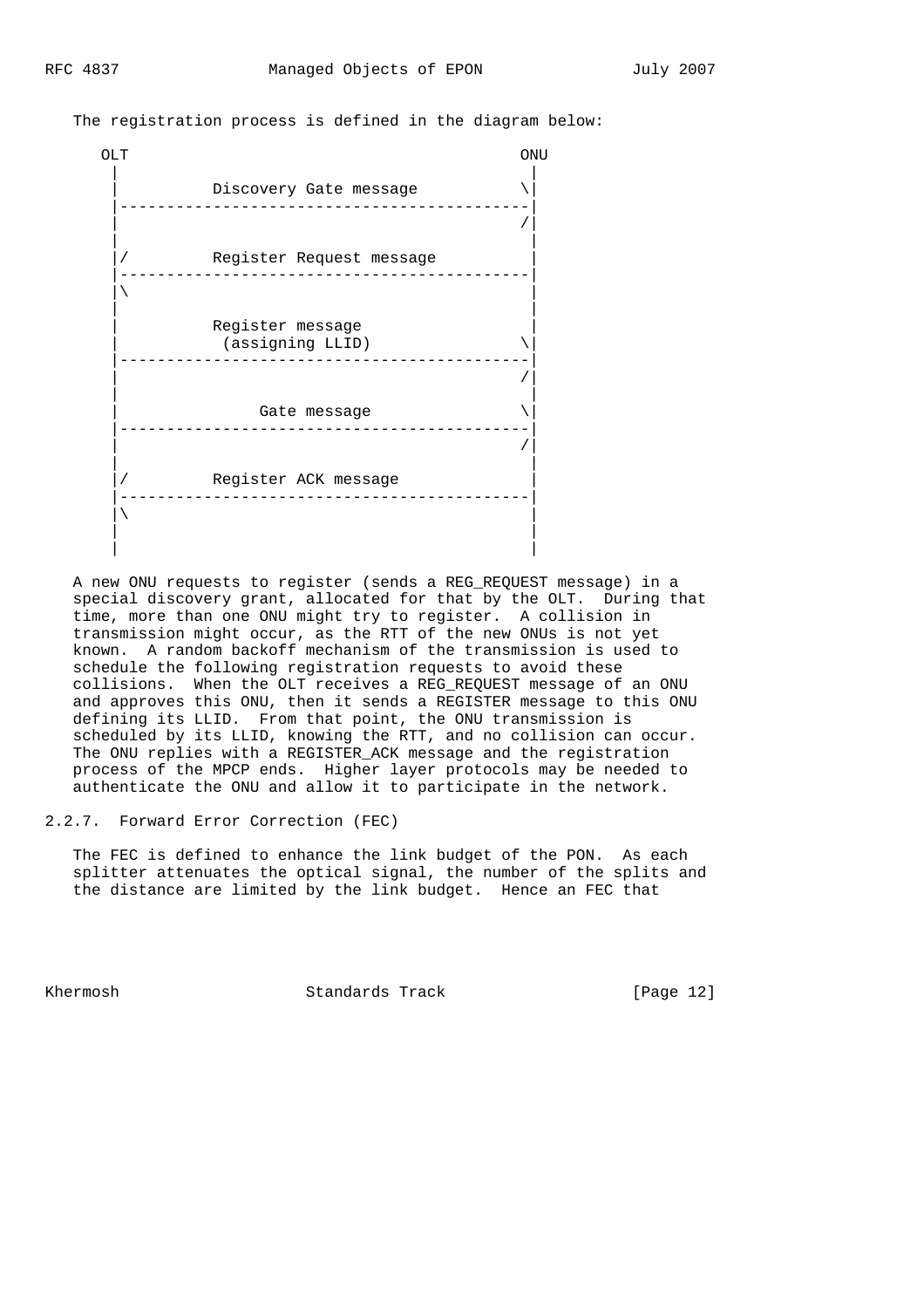The registration process is defined in the diagram below:

```
   OLT                                          ONU
    |                                             |
    |          Discovery Gate message            \|
    |---------------------------------------------|
    |                                            /|
    |                                             |
    |/         Register Request message           |
    |---------------------------------------------|
    |\                                            |
    |                                             |
    |          Register message                   |
    |           (assigning LLID)                 \|
    |---------------------------------------------|
    |                                            /|
    |                                             |
    |               Gate message                 \|
    |---------------------------------------------|
    |                                            /|
    |                                             |
    |/         Register ACK message               |
    |---------------------------------------------|
    |\                                            |
    |                                             |
    |                                             |
```

A new ONU requests to register (sends a REG_REQUEST message) in a special discovery grant, allocated for that by the OLT. During that time, more than one ONU might try to register. A collision in transmission might occur, as the RTT of the new ONUs is not yet known. A random backoff mechanism of the transmission is used to schedule the following registration requests to avoid these collisions. When the OLT receives a REG_REQUEST message of an ONU and approves this ONU, then it sends a REGISTER message to this ONU defining its LLID. From that point, the ONU transmission is scheduled by its LLID, knowing the RTT, and no collision can occur. The ONU replies with a REGISTER_ACK message and the registration process of the MPCP ends. Higher layer protocols may be needed to authenticate the ONU and allow it to participate in the network.

### 2.2.7. Forward Error Correction (FEC)

The FEC is defined to enhance the link budget of the PON. As each splitter attenuates the optical signal, the number of the splits and the distance are limited by the link budget. Hence an FEC that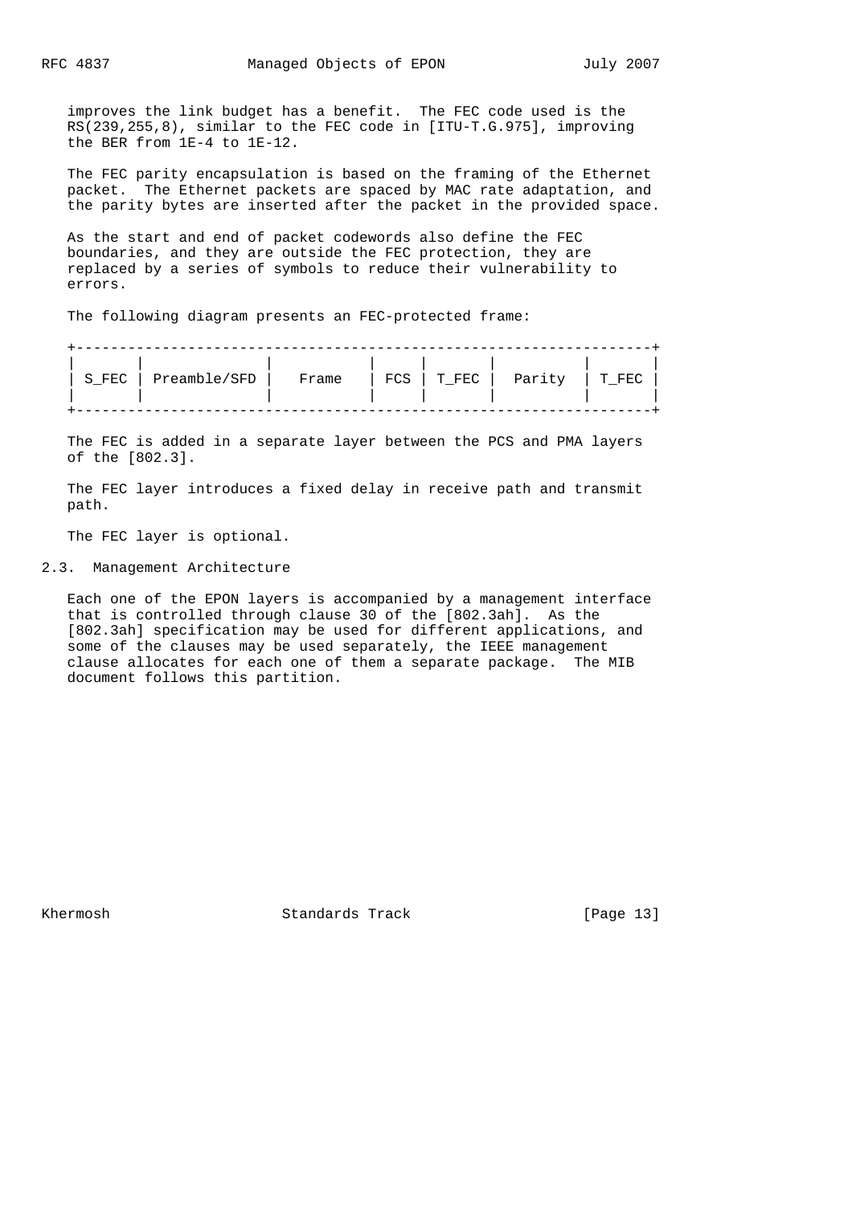improves the link budget has a benefit. The FEC code used is the RS(239,255,8), similar to the FEC code in [ITU-T.G.975], improving the BER from 1E-4 to 1E-12.

The FEC parity encapsulation is based on the framing of the Ethernet packet. The Ethernet packets are spaced by MAC rate adaptation, and the parity bytes are inserted after the packet in the provided space.

As the start and end of packet codewords also define the FEC boundaries, and they are outside the FEC protection, they are replaced by a series of symbols to reduce their vulnerability to errors.

The following diagram presents an FEC-protected frame:

```
+-----------------------------------------------------------------+
|       |              |           |     |       |         |       |
| S_FEC | Preamble/SFD |   Frame   | FCS | T_FEC |  Parity | T_FEC |
|       |              |           |     |       |         |       |
+-----------------------------------------------------------------+
```

The FEC is added in a separate layer between the PCS and PMA layers of the [802.3].

The FEC layer introduces a fixed delay in receive path and transmit path.

The FEC layer is optional.

## 2.3. Management Architecture

Each one of the EPON layers is accompanied by a management interface that is controlled through clause 30 of the [802.3ah]. As the [802.3ah] specification may be used for different applications, and some of the clauses may be used separately, the IEEE management clause allocates for each one of them a separate package. The MIB document follows this partition.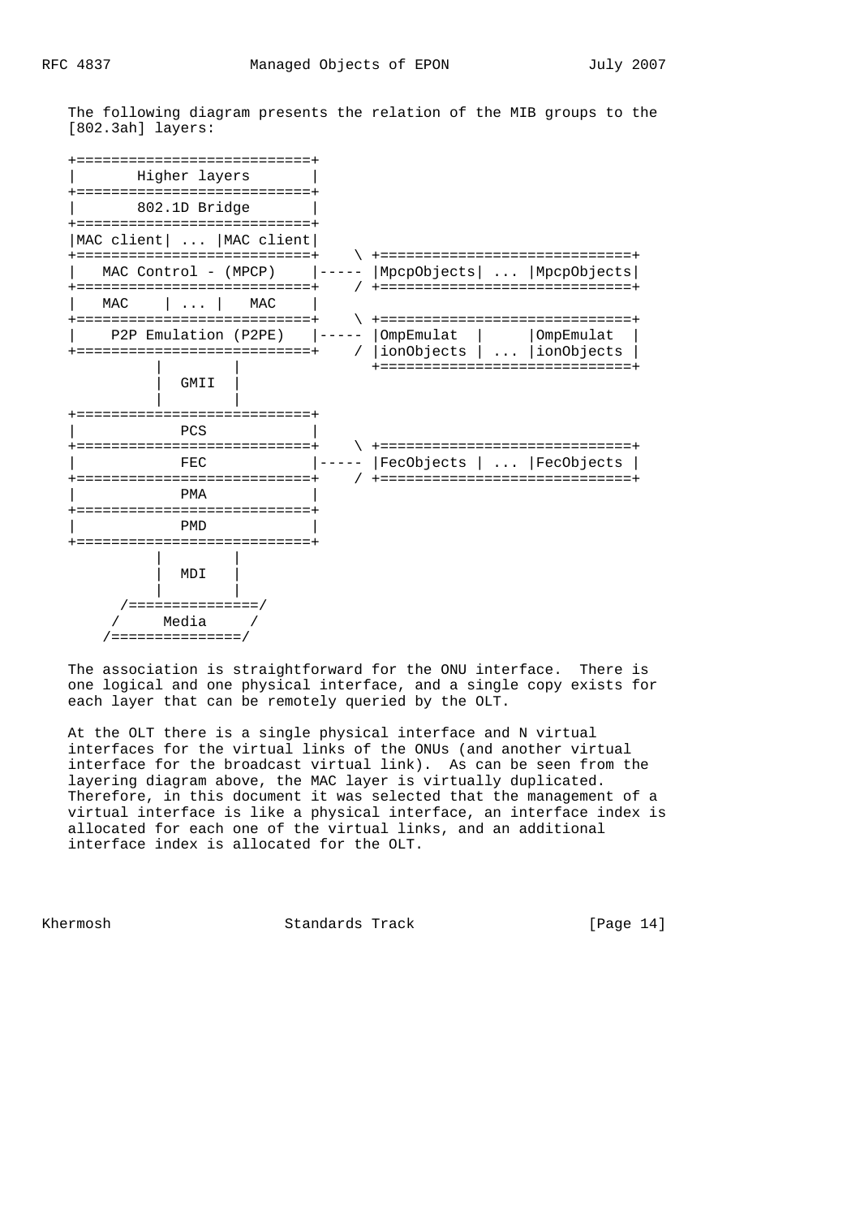The following diagram presents the relation of the MIB groups to the [802.3ah] layers:

```
   +===========================+
   |       Higher layers       |
   +===========================+
   |       802.1D Bridge       |
   +===========================+
   |MAC client| ... |MAC client|
   +===========================+    \ +=============================+
   |   MAC Control - (MPCP)    |----- |MpcpObjects| ... |MpcpObjects|
   +===========================+    / +=============================+
   |  MAC    | ... |   MAC     |
   +===========================+    \ +=============================+
   |    P2P Emulation (P2PE)   |----- |OmpEmulat  |     |OmpEmulat  |
   +===========================+    / |ionObjects | ... |ionObjects |
             |        |               +=============================+
             |  GMII  |
             |        |
   +===========================+
   |           PCS             |
   +===========================+    \ +=============================+
   |           FEC             |----- |FecObjects | ... |FecObjects |
   +===========================+    / +=============================+
   |           PMA             |
   +===========================+
   |           PMD             |
   +===========================+
             |        |
             |  MDI   |
             |        |
        /===============/
       /     Media     /
      /===============/
```

The association is straightforward for the ONU interface. There is one logical and one physical interface, and a single copy exists for each layer that can be remotely queried by the OLT.

At the OLT there is a single physical interface and N virtual interfaces for the virtual links of the ONUs (and another virtual interface for the broadcast virtual link). As can be seen from the layering diagram above, the MAC layer is virtually duplicated. Therefore, in this document it was selected that the management of a virtual interface is like a physical interface, an interface index is allocated for each one of the virtual links, and an additional interface index is allocated for the OLT.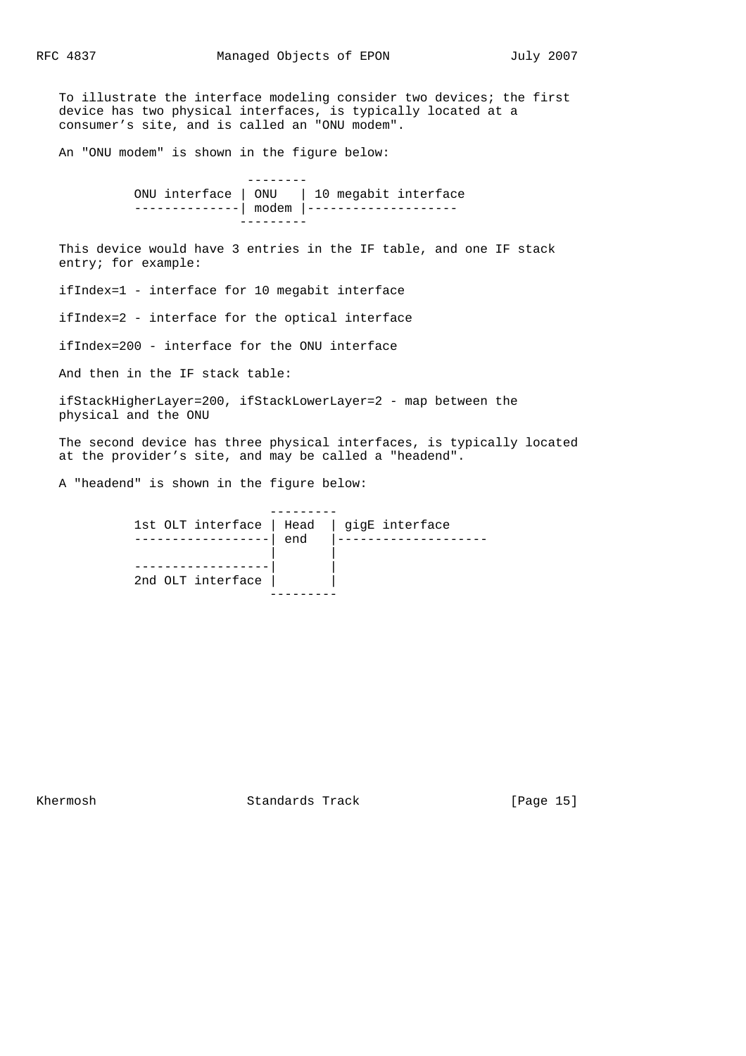To illustrate the interface modeling consider two devices; the first device has two physical interfaces, is typically located at a consumer's site, and is called an "ONU modem".

An "ONU modem" is shown in the figure below:

```
                          --------
           ONU interface | ONU   | 10 megabit interface
           --------------| modem |--------------------
                          ---------
```

This device would have 3 entries in the IF table, and one IF stack entry; for example:

ifIndex=1 - interface for 10 megabit interface

ifIndex=2 - interface for the optical interface

ifIndex=200 - interface for the ONU interface

And then in the IF stack table:

ifStackHigherLayer=200, ifStackLowerLayer=2 - map between the physical and the ONU

The second device has three physical interfaces, is typically located at the provider's site, and may be called a "headend".

A "headend" is shown in the figure below:

```
                              ---------
           1st OLT interface | Head  | gigE interface
           ------------------| end   |--------------------
                             |       |
           ------------------|       |
           2nd OLT interface |       |
                              ---------
```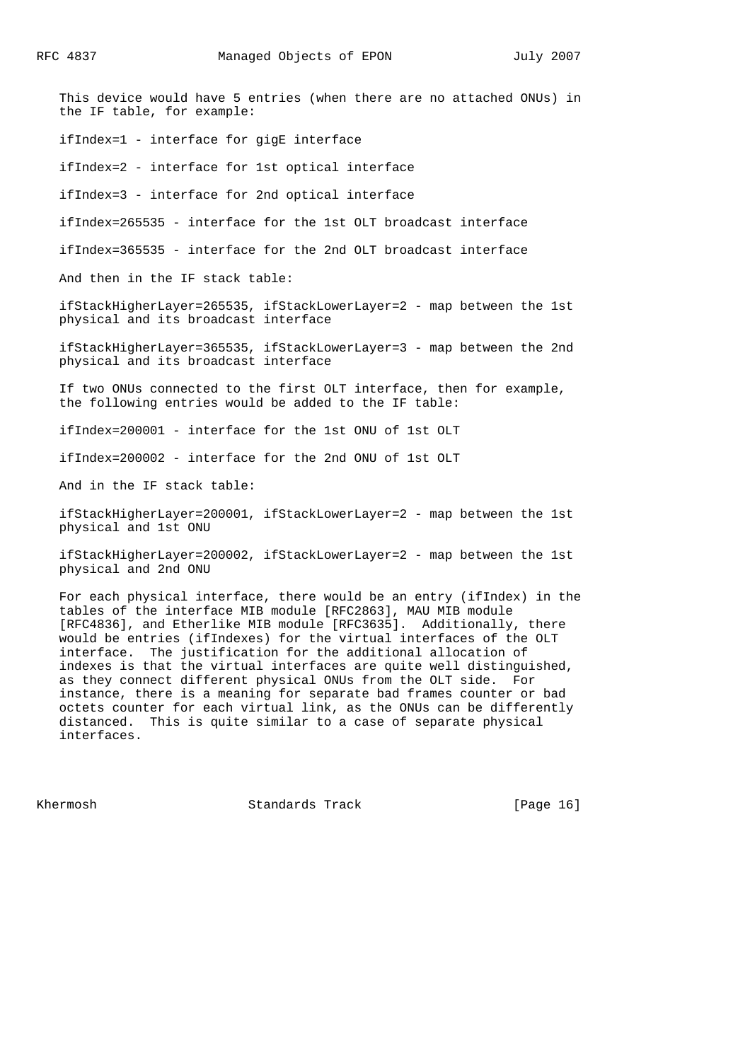This device would have 5 entries (when there are no attached ONUs) in the IF table, for example:

ifIndex=1 - interface for gigE interface

ifIndex=2 - interface for 1st optical interface

ifIndex=3 - interface for 2nd optical interface

ifIndex=265535 - interface for the 1st OLT broadcast interface

ifIndex=365535 - interface for the 2nd OLT broadcast interface

And then in the IF stack table:

ifStackHigherLayer=265535, ifStackLowerLayer=2 - map between the 1st physical and its broadcast interface

ifStackHigherLayer=365535, ifStackLowerLayer=3 - map between the 2nd physical and its broadcast interface

If two ONUs connected to the first OLT interface, then for example, the following entries would be added to the IF table:

ifIndex=200001 - interface for the 1st ONU of 1st OLT

ifIndex=200002 - interface for the 2nd ONU of 1st OLT

And in the IF stack table:

ifStackHigherLayer=200001, ifStackLowerLayer=2 - map between the 1st physical and 1st ONU

ifStackHigherLayer=200002, ifStackLowerLayer=2 - map between the 1st physical and 2nd ONU

For each physical interface, there would be an entry (ifIndex) in the tables of the interface MIB module [RFC2863], MAU MIB module [RFC4836], and Etherlike MIB module [RFC3635]. Additionally, there would be entries (ifIndexes) for the virtual interfaces of the OLT interface. The justification for the additional allocation of indexes is that the virtual interfaces are quite well distinguished, as they connect different physical ONUs from the OLT side. For instance, there is a meaning for separate bad frames counter or bad octets counter for each virtual link, as the ONUs can be differently distanced. This is quite similar to a case of separate physical interfaces.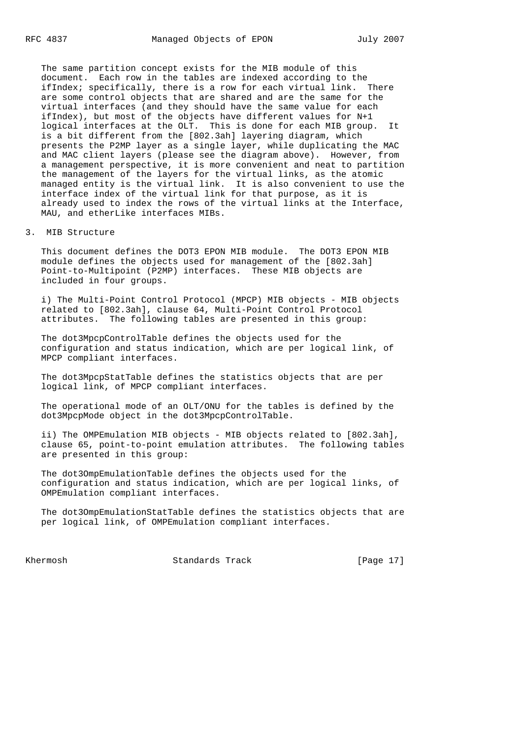The same partition concept exists for the MIB module of this document. Each row in the tables are indexed according to the ifIndex; specifically, there is a row for each virtual link. There are some control objects that are shared and are the same for the virtual interfaces (and they should have the same value for each ifIndex), but most of the objects have different values for N+1 logical interfaces at the OLT. This is done for each MIB group. It is a bit different from the [802.3ah] layering diagram, which presents the P2MP layer as a single layer, while duplicating the MAC and MAC client layers (please see the diagram above). However, from a management perspective, it is more convenient and neat to partition the management of the layers for the virtual links, as the atomic managed entity is the virtual link. It is also convenient to use the interface index of the virtual link for that purpose, as it is already used to index the rows of the virtual links at the Interface, MAU, and etherLike interfaces MIBs.

## 3. MIB Structure

This document defines the DOT3 EPON MIB module. The DOT3 EPON MIB module defines the objects used for management of the [802.3ah] Point-to-Multipoint (P2MP) interfaces. These MIB objects are included in four groups.

i) The Multi-Point Control Protocol (MPCP) MIB objects - MIB objects related to [802.3ah], clause 64, Multi-Point Control Protocol attributes. The following tables are presented in this group:

The dot3MpcpControlTable defines the objects used for the configuration and status indication, which are per logical link, of MPCP compliant interfaces.

The dot3MpcpStatTable defines the statistics objects that are per logical link, of MPCP compliant interfaces.

The operational mode of an OLT/ONU for the tables is defined by the dot3MpcpMode object in the dot3MpcpControlTable.

ii) The OMPEmulation MIB objects - MIB objects related to [802.3ah], clause 65, point-to-point emulation attributes. The following tables are presented in this group:

The dot3OmpEmulationTable defines the objects used for the configuration and status indication, which are per logical links, of OMPEmulation compliant interfaces.

The dot3OmpEmulationStatTable defines the statistics objects that are per logical link, of OMPEmulation compliant interfaces.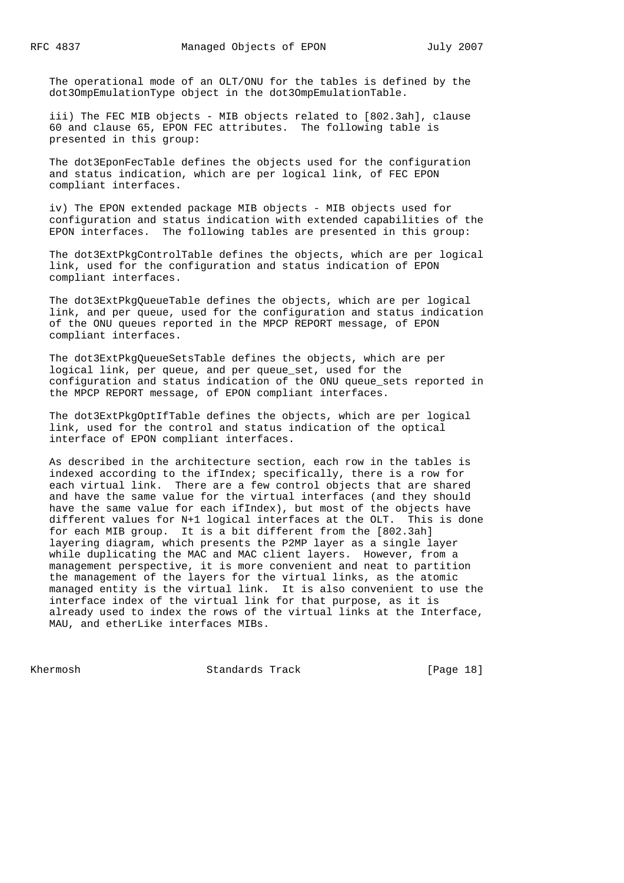The operational mode of an OLT/ONU for the tables is defined by the dot3OmpEmulationType object in the dot3OmpEmulationTable.

iii) The FEC MIB objects - MIB objects related to [802.3ah], clause 60 and clause 65, EPON FEC attributes. The following table is presented in this group:

The dot3EponFecTable defines the objects used for the configuration and status indication, which are per logical link, of FEC EPON compliant interfaces.

iv) The EPON extended package MIB objects - MIB objects used for configuration and status indication with extended capabilities of the EPON interfaces. The following tables are presented in this group:

The dot3ExtPkgControlTable defines the objects, which are per logical link, used for the configuration and status indication of EPON compliant interfaces.

The dot3ExtPkgQueueTable defines the objects, which are per logical link, and per queue, used for the configuration and status indication of the ONU queues reported in the MPCP REPORT message, of EPON compliant interfaces.

The dot3ExtPkgQueueSetsTable defines the objects, which are per logical link, per queue, and per queue_set, used for the configuration and status indication of the ONU queue_sets reported in the MPCP REPORT message, of EPON compliant interfaces.

The dot3ExtPkgOptIfTable defines the objects, which are per logical link, used for the control and status indication of the optical interface of EPON compliant interfaces.

As described in the architecture section, each row in the tables is indexed according to the ifIndex; specifically, there is a row for each virtual link. There are a few control objects that are shared and have the same value for the virtual interfaces (and they should have the same value for each ifIndex), but most of the objects have different values for N+1 logical interfaces at the OLT. This is done for each MIB group. It is a bit different from the [802.3ah] layering diagram, which presents the P2MP layer as a single layer while duplicating the MAC and MAC client layers. However, from a management perspective, it is more convenient and neat to partition the management of the layers for the virtual links, as the atomic managed entity is the virtual link. It is also convenient to use the interface index of the virtual link for that purpose, as it is already used to index the rows of the virtual links at the Interface, MAU, and etherLike interfaces MIBs.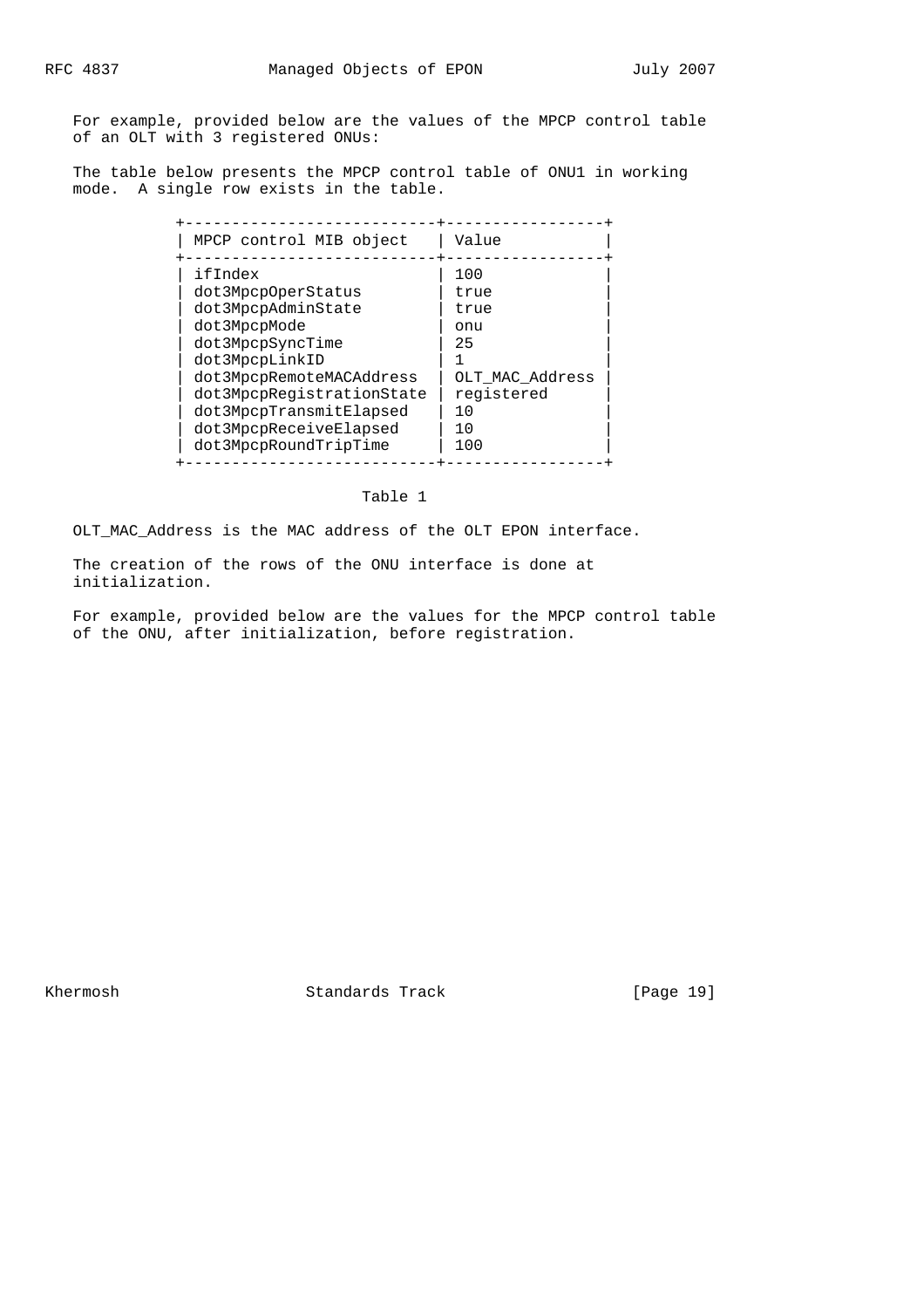For example, provided below are the values of the MPCP control table of an OLT with 3 registered ONUs:

The table below presents the MPCP control table of ONU1 in working mode. A single row exists in the table.

| MPCP control MIB object | Value |
| --- | --- |
| ifIndex | 100 |
| dot3MpcpOperStatus | true |
| dot3MpcpAdminState | true |
| dot3MpcpMode | onu |
| dot3MpcpSyncTime | 25 |
| dot3MpcpLinkID | 1 |
| dot3MpcpRemoteMACAddress | OLT_MAC_Address |
| dot3MpcpRegistrationState | registered |
| dot3MpcpTransmitElapsed | 10 |
| dot3MpcpReceiveElapsed | 10 |
| dot3MpcpRoundTripTime | 100 |

Table 1

OLT_MAC_Address is the MAC address of the OLT EPON interface.

The creation of the rows of the ONU interface is done at initialization.

For example, provided below are the values for the MPCP control table of the ONU, after initialization, before registration.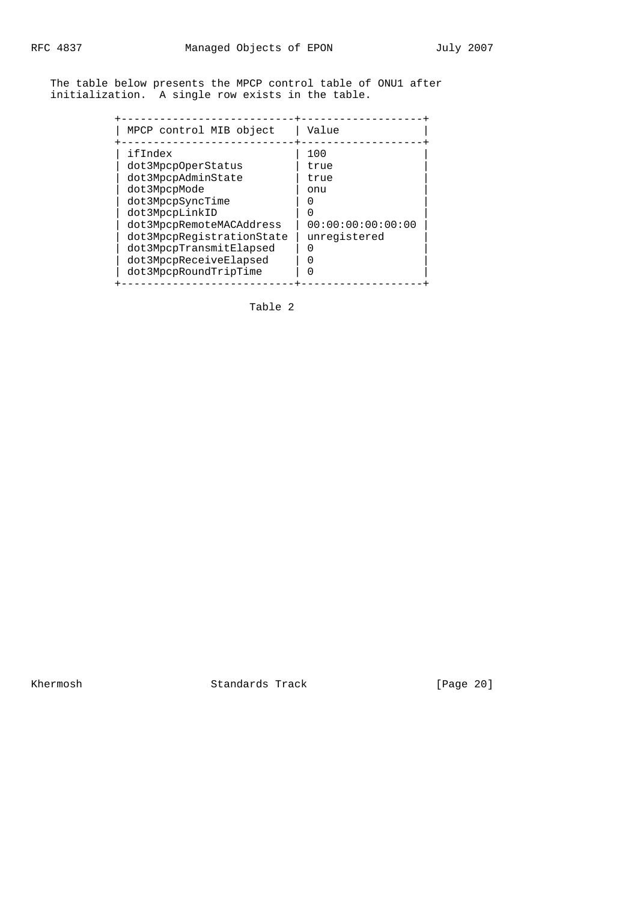The table below presents the MPCP control table of ONU1 after initialization. A single row exists in the table.

| MPCP control MIB object | Value |
|---|---|
| ifIndex | 100 |
| dot3MpcpOperStatus | true |
| dot3MpcpAdminState | true |
| dot3MpcpMode | onu |
| dot3MpcpSyncTime | 0 |
| dot3MpcpLinkID | 0 |
| dot3MpcpRemoteMACAddress | 00:00:00:00:00:00 |
| dot3MpcpRegistrationState | unregistered |
| dot3MpcpTransmitElapsed | 0 |
| dot3MpcpReceiveElapsed | 0 |
| dot3MpcpRoundTripTime | 0 |

Table 2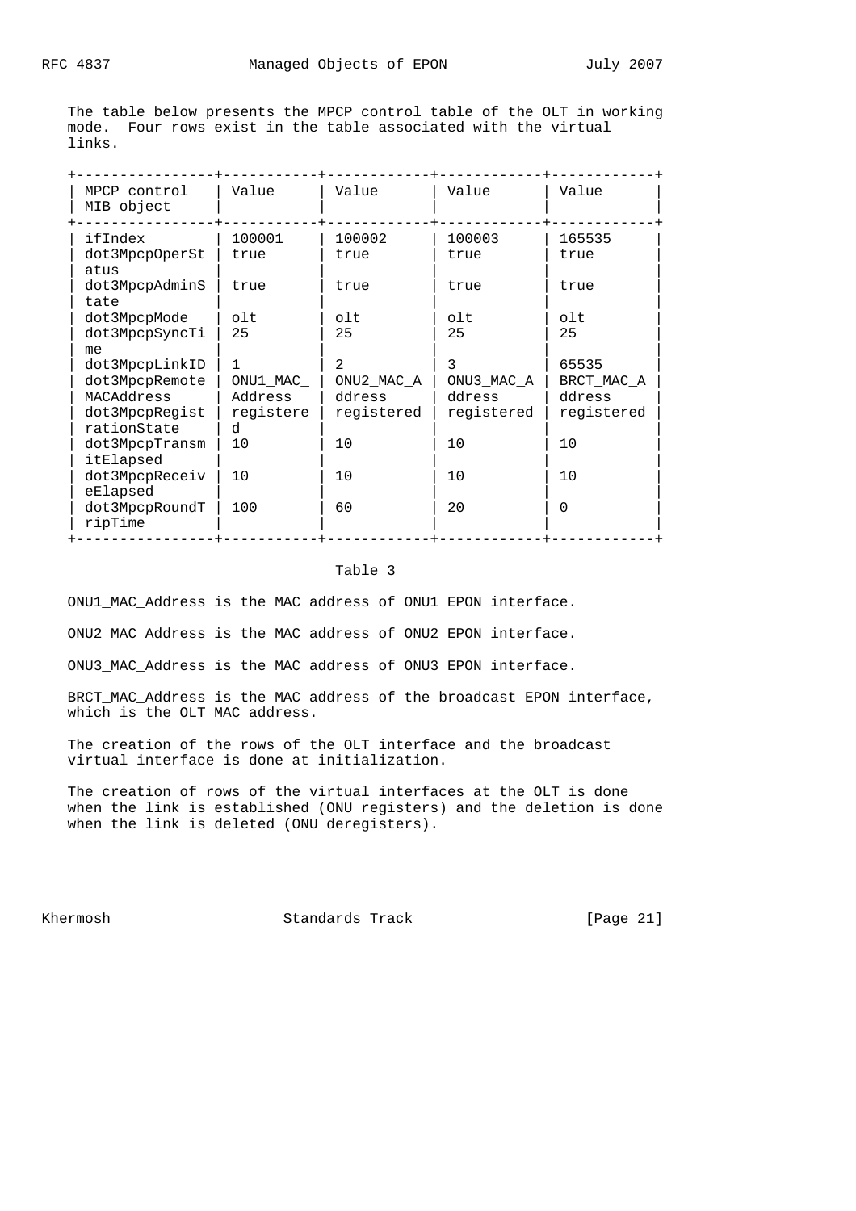The table below presents the MPCP control table of the OLT in working mode. Four rows exist in the table associated with the virtual links.

| MPCP control MIB object | Value | Value | Value | Value |
|---|---|---|---|---|
| ifIndex | 100001 | 100002 | 100003 | 165535 |
| dot3MpcpOperStatus | true | true | true | true |
| dot3MpcpAdminState | true | true | true | true |
| dot3MpcpMode | olt | olt | olt | olt |
| dot3MpcpSyncTime | 25 | 25 | 25 | 25 |
| dot3MpcpLinkID | 1 | 2 | 3 | 65535 |
| dot3MpcpRemoteMACAddress | ONU1_MAC_Address | ONU2_MAC_Address | ONU3_MAC_Address | BRCT_MAC_Address |
| dot3MpcpRegistrationState | registered | registered | registered | registered |
| dot3MpcpTransmitElapsed | 10 | 10 | 10 | 10 |
| dot3MpcpReceiveElapsed | 10 | 10 | 10 | 10 |
| dot3MpcpRoundTripTime | 100 | 60 | 20 | 0 |

Table 3

ONU1_MAC_Address is the MAC address of ONU1 EPON interface.

ONU2_MAC_Address is the MAC address of ONU2 EPON interface.

ONU3_MAC_Address is the MAC address of ONU3 EPON interface.

BRCT_MAC_Address is the MAC address of the broadcast EPON interface, which is the OLT MAC address.

The creation of the rows of the OLT interface and the broadcast virtual interface is done at initialization.

The creation of rows of the virtual interfaces at the OLT is done when the link is established (ONU registers) and the deletion is done when the link is deleted (ONU deregisters).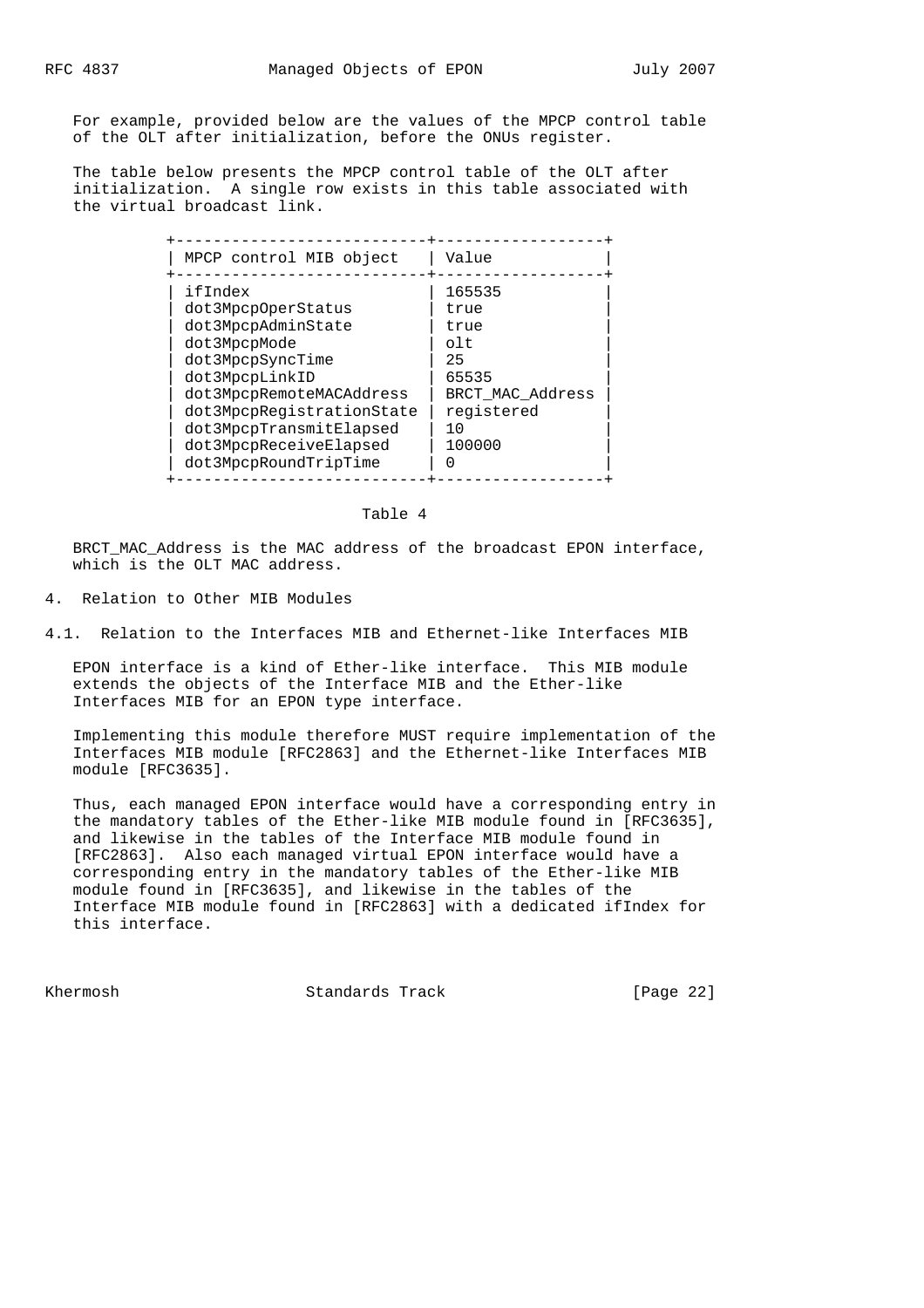For example, provided below are the values of the MPCP control table of the OLT after initialization, before the ONUs register.

The table below presents the MPCP control table of the OLT after initialization. A single row exists in this table associated with the virtual broadcast link.

| MPCP control MIB object | Value |
|---|---|
| ifIndex | 165535 |
| dot3MpcpOperStatus | true |
| dot3MpcpAdminState | true |
| dot3MpcpMode | olt |
| dot3MpcpSyncTime | 25 |
| dot3MpcpLinkID | 65535 |
| dot3MpcpRemoteMACAddress | BRCT_MAC_Address |
| dot3MpcpRegistrationState | registered |
| dot3MpcpTransmitElapsed | 10 |
| dot3MpcpReceiveElapsed | 100000 |
| dot3MpcpRoundTripTime | 0 |

Table 4

BRCT_MAC_Address is the MAC address of the broadcast EPON interface, which is the OLT MAC address.

# 4. Relation to Other MIB Modules

## 4.1. Relation to the Interfaces MIB and Ethernet-like Interfaces MIB

EPON interface is a kind of Ether-like interface. This MIB module extends the objects of the Interface MIB and the Ether-like Interfaces MIB for an EPON type interface.

Implementing this module therefore MUST require implementation of the Interfaces MIB module [RFC2863] and the Ethernet-like Interfaces MIB module [RFC3635].

Thus, each managed EPON interface would have a corresponding entry in the mandatory tables of the Ether-like MIB module found in [RFC3635], and likewise in the tables of the Interface MIB module found in [RFC2863]. Also each managed virtual EPON interface would have a corresponding entry in the mandatory tables of the Ether-like MIB module found in [RFC3635], and likewise in the tables of the Interface MIB module found in [RFC2863] with a dedicated ifIndex for this interface.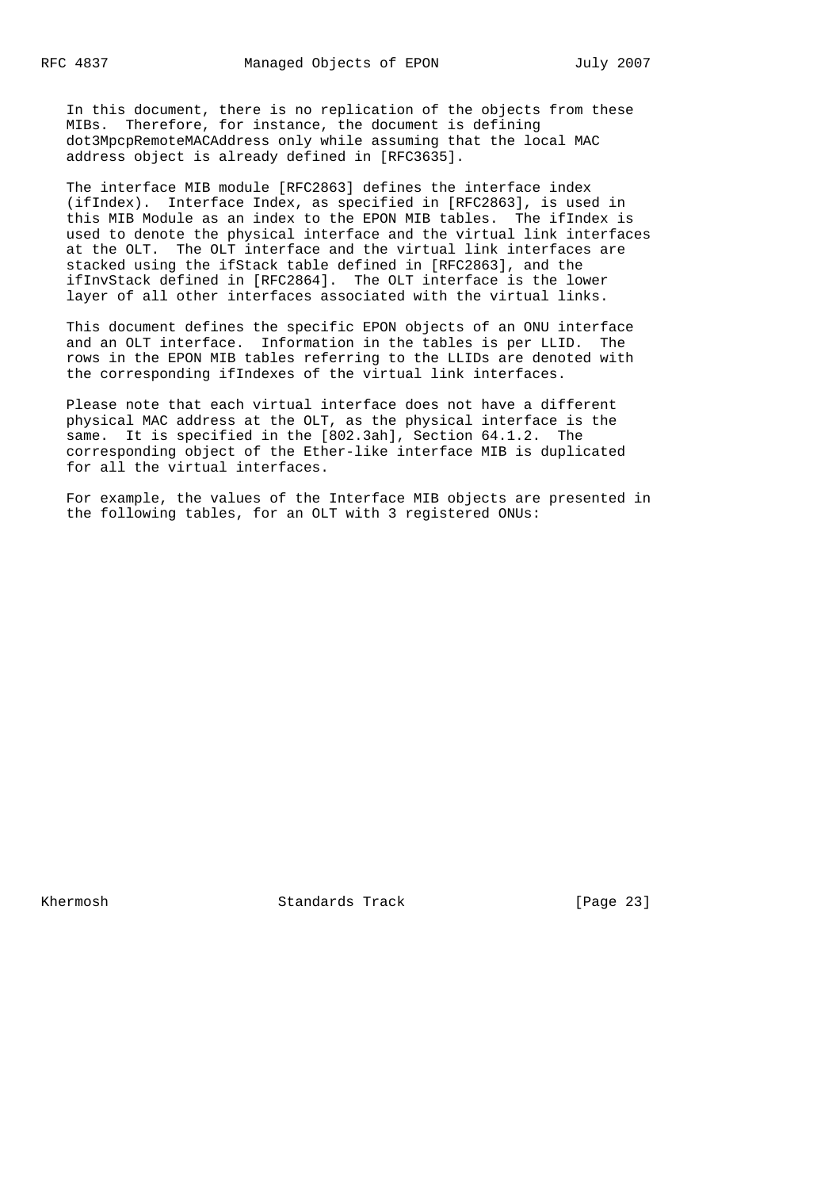In this document, there is no replication of the objects from these MIBs. Therefore, for instance, the document is defining dot3MpcpRemoteMACAddress only while assuming that the local MAC address object is already defined in [RFC3635].

The interface MIB module [RFC2863] defines the interface index (ifIndex). Interface Index, as specified in [RFC2863], is used in this MIB Module as an index to the EPON MIB tables. The ifIndex is used to denote the physical interface and the virtual link interfaces at the OLT. The OLT interface and the virtual link interfaces are stacked using the ifStack table defined in [RFC2863], and the ifInvStack defined in [RFC2864]. The OLT interface is the lower layer of all other interfaces associated with the virtual links.

This document defines the specific EPON objects of an ONU interface and an OLT interface. Information in the tables is per LLID. The rows in the EPON MIB tables referring to the LLIDs are denoted with the corresponding ifIndexes of the virtual link interfaces.

Please note that each virtual interface does not have a different physical MAC address at the OLT, as the physical interface is the same. It is specified in the [802.3ah], Section 64.1.2. The corresponding object of the Ether-like interface MIB is duplicated for all the virtual interfaces.

For example, the values of the Interface MIB objects are presented in the following tables, for an OLT with 3 registered ONUs: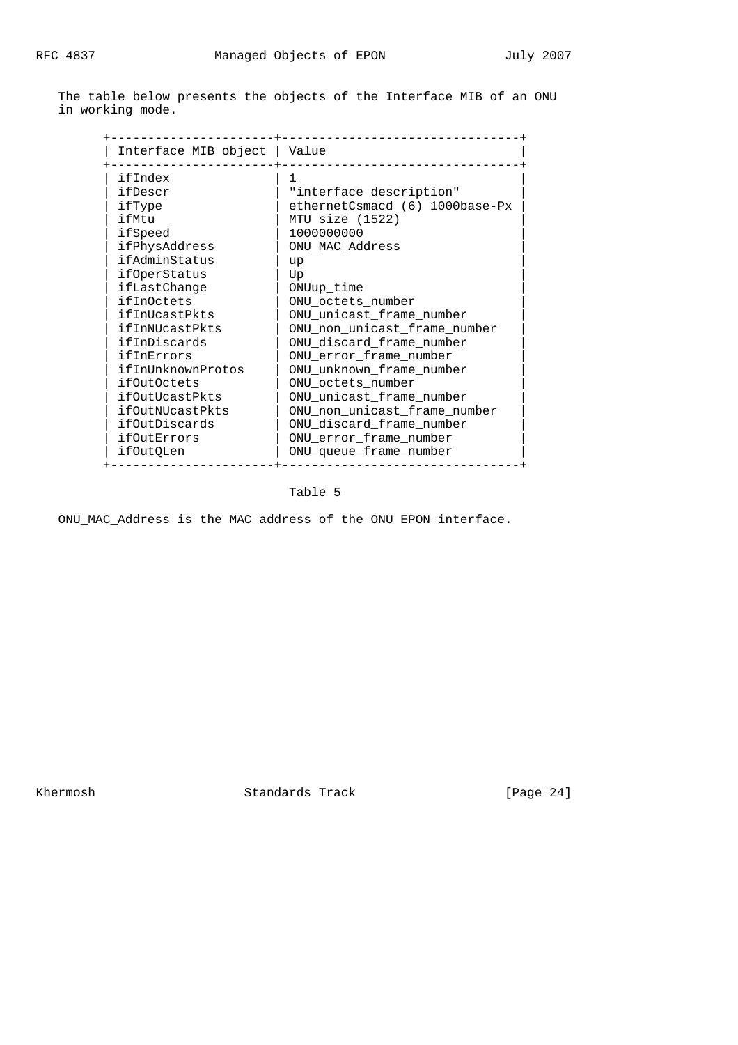The table below presents the objects of the Interface MIB of an ONU in working mode.

| Interface MIB object | Value |
|---|---|
| ifIndex | 1 |
| ifDescr | "interface description" |
| ifType | ethernetCsmacd (6) 1000base-Px |
| ifMtu | MTU size (1522) |
| ifSpeed | 1000000000 |
| ifPhysAddress | ONU_MAC_Address |
| ifAdminStatus | up |
| ifOperStatus | Up |
| ifLastChange | ONUup_time |
| ifInOctets | ONU_octets_number |
| ifInUcastPkts | ONU_unicast_frame_number |
| ifInNUcastPkts | ONU_non_unicast_frame_number |
| ifInDiscards | ONU_discard_frame_number |
| ifInErrors | ONU_error_frame_number |
| ifInUnknownProtos | ONU_unknown_frame_number |
| ifOutOctets | ONU_octets_number |
| ifOutUcastPkts | ONU_unicast_frame_number |
| ifOutNUcastPkts | ONU_non_unicast_frame_number |
| ifOutDiscards | ONU_discard_frame_number |
| ifOutErrors | ONU_error_frame_number |
| ifOutQLen | ONU_queue_frame_number |

Table 5

ONU_MAC_Address is the MAC address of the ONU EPON interface.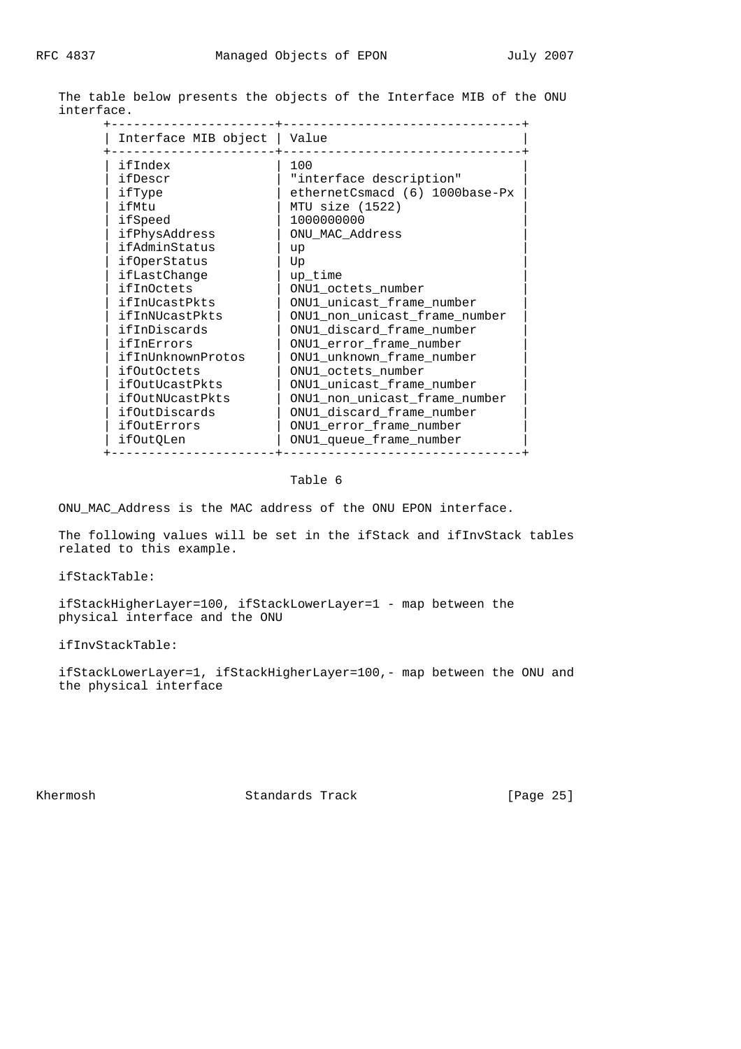The table below presents the objects of the Interface MIB of the ONU interface.

| Interface MIB object | Value |
|---|---|
| ifIndex | 100 |
| ifDescr | "interface description" |
| ifType | ethernetCsmacd (6) 1000base-Px |
| ifMtu | MTU size (1522) |
| ifSpeed | 1000000000 |
| ifPhysAddress | ONU_MAC_Address |
| ifAdminStatus | up |
| ifOperStatus | Up |
| ifLastChange | up_time |
| ifInOctets | ONU1_octets_number |
| ifInUcastPkts | ONU1_unicast_frame_number |
| ifInNUcastPkts | ONU1_non_unicast_frame_number |
| ifInDiscards | ONU1_discard_frame_number |
| ifInErrors | ONU1_error_frame_number |
| ifInUnknownProtos | ONU1_unknown_frame_number |
| ifOutOctets | ONU1_octets_number |
| ifOutUcastPkts | ONU1_unicast_frame_number |
| ifOutNUcastPkts | ONU1_non_unicast_frame_number |
| ifOutDiscards | ONU1_discard_frame_number |
| ifOutErrors | ONU1_error_frame_number |
| ifOutQLen | ONU1_queue_frame_number |

Table 6

ONU_MAC_Address is the MAC address of the ONU EPON interface.

The following values will be set in the ifStack and ifInvStack tables related to this example.

ifStackTable:

ifStackHigherLayer=100, ifStackLowerLayer=1 - map between the physical interface and the ONU

ifInvStackTable:

ifStackLowerLayer=1, ifStackHigherLayer=100,- map between the ONU and the physical interface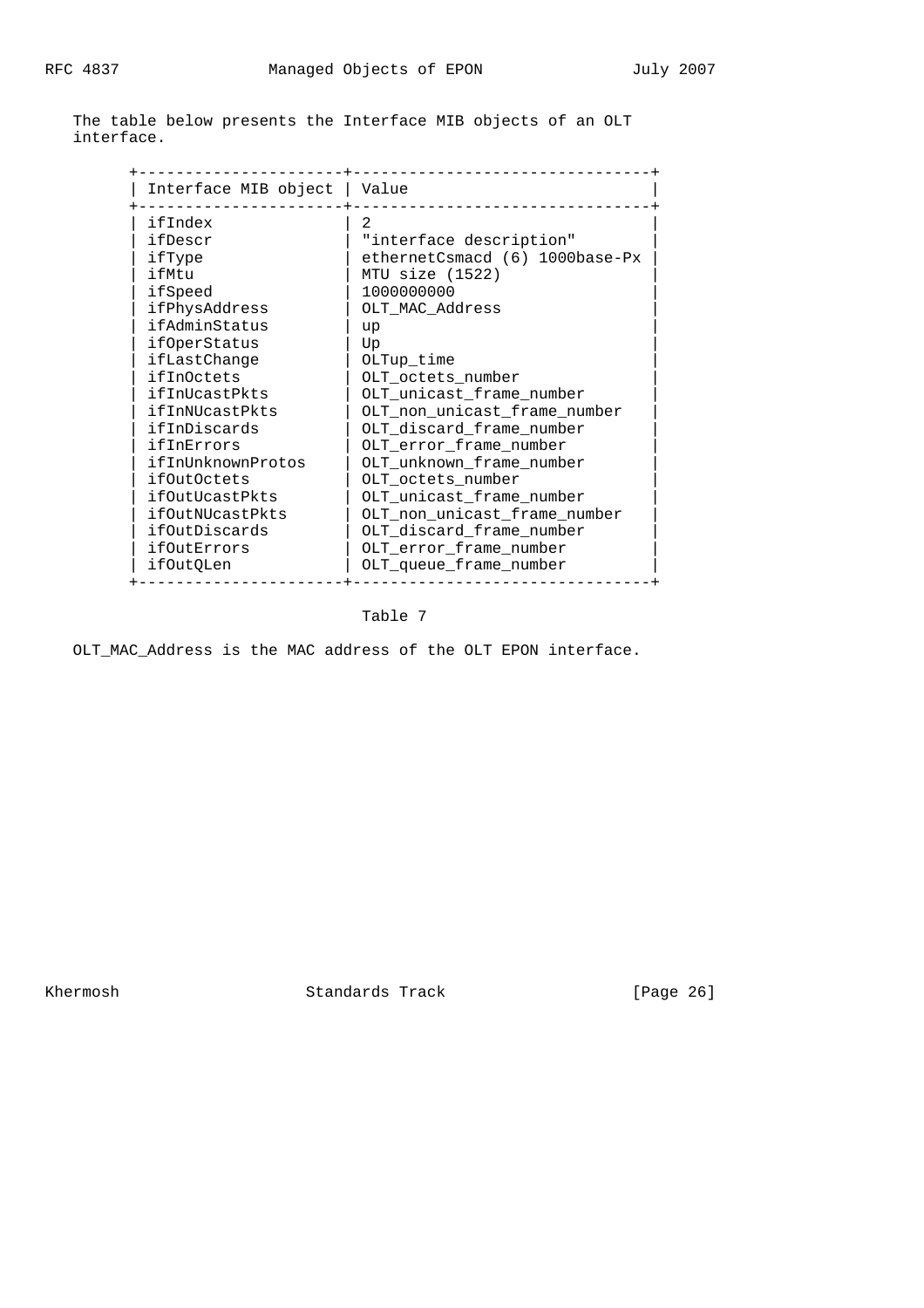The table below presents the Interface MIB objects of an OLT interface.

| Interface MIB object | Value |
| --- | --- |
| ifIndex | 2 |
| ifDescr | "interface description" |
| ifType | ethernetCsmacd (6) 1000base-Px |
| ifMtu | MTU size (1522) |
| ifSpeed | 1000000000 |
| ifPhysAddress | OLT_MAC_Address |
| ifAdminStatus | up |
| ifOperStatus | Up |
| ifLastChange | OLTup_time |
| ifInOctets | OLT_octets_number |
| ifInUcastPkts | OLT_unicast_frame_number |
| ifInNUcastPkts | OLT_non_unicast_frame_number |
| ifInDiscards | OLT_discard_frame_number |
| ifInErrors | OLT_error_frame_number |
| ifInUnknownProtos | OLT_unknown_frame_number |
| ifOutOctets | OLT_octets_number |
| ifOutUcastPkts | OLT_unicast_frame_number |
| ifOutNUcastPkts | OLT_non_unicast_frame_number |
| ifOutDiscards | OLT_discard_frame_number |
| ifOutErrors | OLT_error_frame_number |
| ifOutQLen | OLT_queue_frame_number |

Table 7

OLT_MAC_Address is the MAC address of the OLT EPON interface.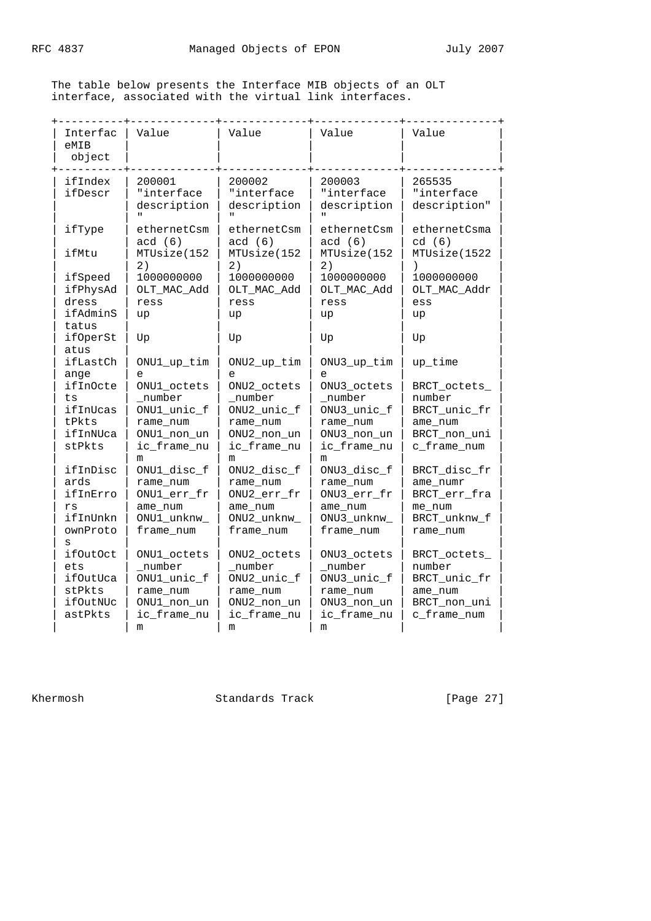The table below presents the Interface MIB objects of an OLT interface, associated with the virtual link interfaces.

| InterfaceMIB object | Value | Value | Value | Value |
|---|---|---|---|---|
| ifIndex | 200001 | 200002 | 200003 | 265535 |
| ifDescr | "interface description" | "interface description" | "interface description" | "interface description" |
| ifType | ethernetCsmacd (6) | ethernetCsmacd (6) | ethernetCsmacd (6) | ethernetCsmacd (6) |
| ifMtu | MTUsize(1522) | MTUsize(1522) | MTUsize(1522) | MTUsize(1522) |
| ifSpeed | 1000000000 | 1000000000 | 1000000000 | 1000000000 |
| ifPhysAddress | OLT_MAC_Address | OLT_MAC_Address | OLT_MAC_Address | OLT_MAC_Address |
| ifAdminStatus | up | up | up | up |
| ifOperStatus | Up | Up | Up | Up |
| ifLastChange | ONU1_up_time | ONU2_up_time | ONU3_up_time | up_time |
| ifInOctets | ONU1_octets_number | ONU2_octets_number | ONU3_octets_number | BRCT_octets_number |
| ifInUcastPkts | ONU1_unic_frame_num | ONU2_unic_frame_num | ONU3_unic_frame_num | BRCT_unic_frame_num |
| ifInNUcastPkts | ONU1_non_unic_frame_num | ONU2_non_unic_frame_num | ONU3_non_unic_frame_num | BRCT_non_unic_frame_num |
| ifInDiscards | ONU1_disc_frame_num | ONU2_disc_frame_num | ONU3_disc_frame_num | BRCT_disc_frame_numr |
| ifInErrors | ONU1_err_frame_num | ONU2_err_frame_num | ONU3_err_frame_num | BRCT_err_frame_num |
| ifInUnknownProtos | ONU1_unknw_frame_num | ONU2_unknw_frame_num | ONU3_unknw_frame_num | BRCT_unknw_frame_num |
| ifOutOctets | ONU1_octets_number | ONU2_octets_number | ONU3_octets_number | BRCT_octets_number |
| ifOutUcastPkts | ONU1_unic_frame_num | ONU2_unic_frame_num | ONU3_unic_frame_num | BRCT_unic_frame_num |
| ifOutNUcastPkts | ONU1_non_unic_frame_num | ONU2_non_unic_frame_num | ONU3_non_unic_frame_num | BRCT_non_unic_frame_num |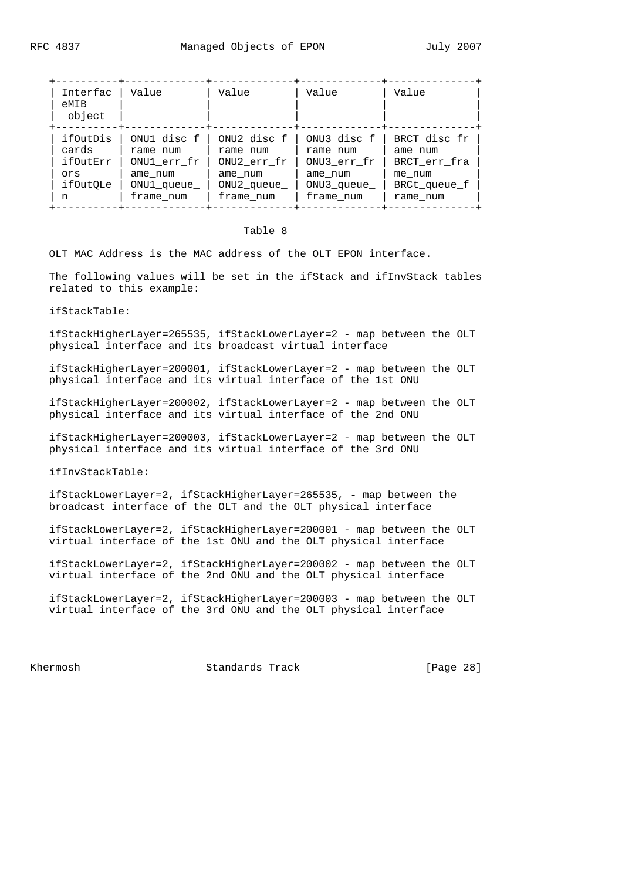| InterfaceMIB object | Value | Value | Value | Value |
| --- | --- | --- | --- | --- |
| ifOutDiscards ifOutErrors ifOutQLen | ONU1_disc_frame_num ONU1_err_frame_num ONU1_queue_frame_num | ONU2_disc_frame_num ONU2_err_frame_num ONU2_queue_frame_num | ONU3_disc_frame_num ONU3_err_frame_num ONU3_queue_frame_num | BRCT_disc_frame_num BRCT_err_frame_num BRCt_queue_frame_num |

Table 8

OLT_MAC_Address is the MAC address of the OLT EPON interface.

The following values will be set in the ifStack and ifInvStack tables related to this example:

ifStackTable:

ifStackHigherLayer=265535, ifStackLowerLayer=2 - map between the OLT physical interface and its broadcast virtual interface

ifStackHigherLayer=200001, ifStackLowerLayer=2 - map between the OLT physical interface and its virtual interface of the 1st ONU

ifStackHigherLayer=200002, ifStackLowerLayer=2 - map between the OLT physical interface and its virtual interface of the 2nd ONU

ifStackHigherLayer=200003, ifStackLowerLayer=2 - map between the OLT physical interface and its virtual interface of the 3rd ONU

ifInvStackTable:

ifStackLowerLayer=2, ifStackHigherLayer=265535, - map between the broadcast interface of the OLT and the OLT physical interface

ifStackLowerLayer=2, ifStackHigherLayer=200001 - map between the OLT virtual interface of the 1st ONU and the OLT physical interface

ifStackLowerLayer=2, ifStackHigherLayer=200002 - map between the OLT virtual interface of the 2nd ONU and the OLT physical interface

ifStackLowerLayer=2, ifStackHigherLayer=200003 - map between the OLT virtual interface of the 3rd ONU and the OLT physical interface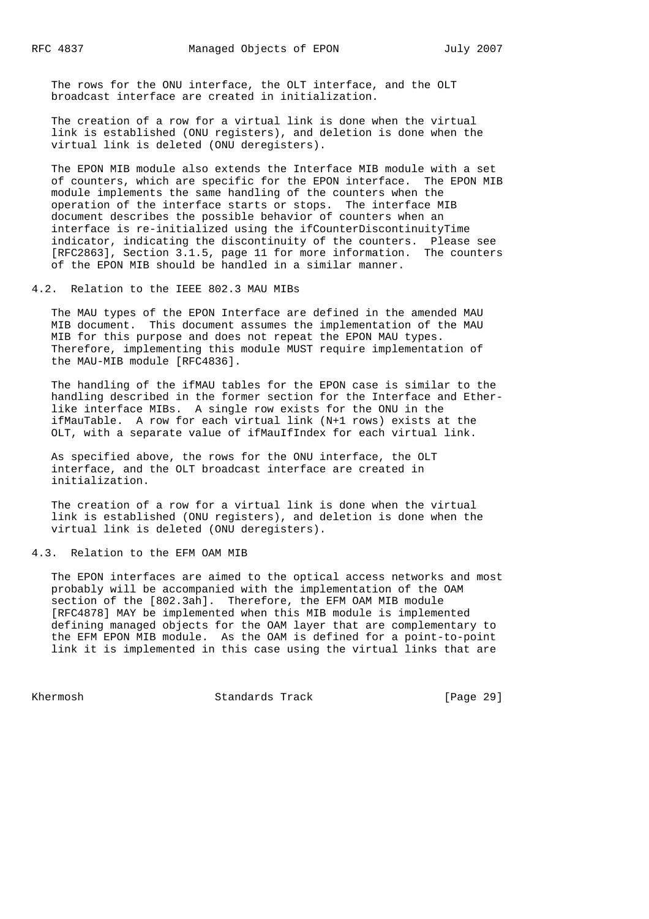The rows for the ONU interface, the OLT interface, and the OLT broadcast interface are created in initialization.

The creation of a row for a virtual link is done when the virtual link is established (ONU registers), and deletion is done when the virtual link is deleted (ONU deregisters).

The EPON MIB module also extends the Interface MIB module with a set of counters, which are specific for the EPON interface. The EPON MIB module implements the same handling of the counters when the operation of the interface starts or stops. The interface MIB document describes the possible behavior of counters when an interface is re-initialized using the ifCounterDiscontinuityTime indicator, indicating the discontinuity of the counters. Please see [RFC2863], Section 3.1.5, page 11 for more information. The counters of the EPON MIB should be handled in a similar manner.

## 4.2. Relation to the IEEE 802.3 MAU MIBs

The MAU types of the EPON Interface are defined in the amended MAU MIB document. This document assumes the implementation of the MAU MIB for this purpose and does not repeat the EPON MAU types. Therefore, implementing this module MUST require implementation of the MAU-MIB module [RFC4836].

The handling of the ifMAU tables for the EPON case is similar to the handling described in the former section for the Interface and Ether-like interface MIBs. A single row exists for the ONU in the ifMauTable. A row for each virtual link (N+1 rows) exists at the OLT, with a separate value of ifMauIfIndex for each virtual link.

As specified above, the rows for the ONU interface, the OLT interface, and the OLT broadcast interface are created in initialization.

The creation of a row for a virtual link is done when the virtual link is established (ONU registers), and deletion is done when the virtual link is deleted (ONU deregisters).

## 4.3. Relation to the EFM OAM MIB

The EPON interfaces are aimed to the optical access networks and most probably will be accompanied with the implementation of the OAM section of the [802.3ah]. Therefore, the EFM OAM MIB module [RFC4878] MAY be implemented when this MIB module is implemented defining managed objects for the OAM layer that are complementary to the EFM EPON MIB module. As the OAM is defined for a point-to-point link it is implemented in this case using the virtual links that are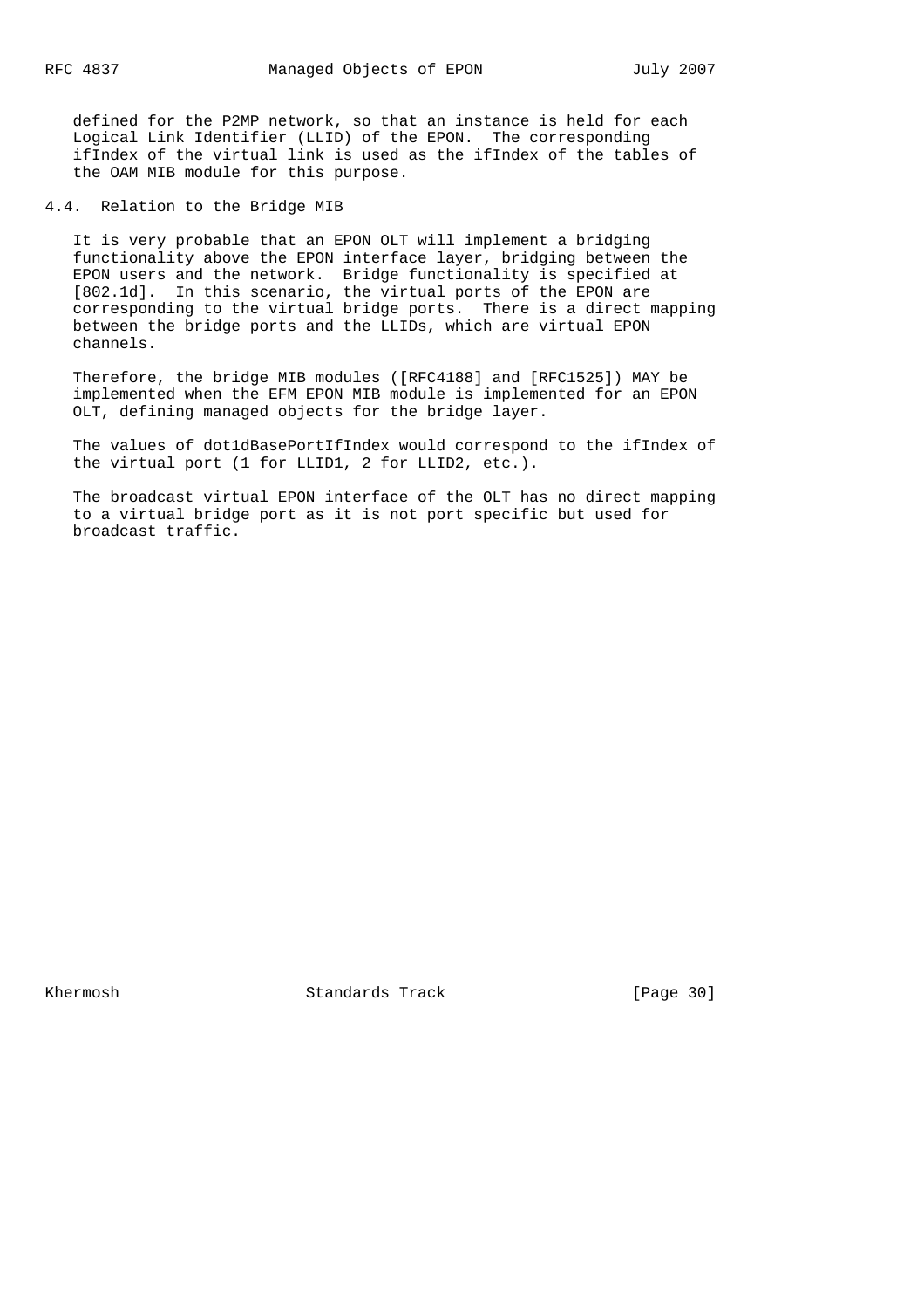defined for the P2MP network, so that an instance is held for each Logical Link Identifier (LLID) of the EPON. The corresponding ifIndex of the virtual link is used as the ifIndex of the tables of the OAM MIB module for this purpose.

### 4.4. Relation to the Bridge MIB

It is very probable that an EPON OLT will implement a bridging functionality above the EPON interface layer, bridging between the EPON users and the network. Bridge functionality is specified at [802.1d]. In this scenario, the virtual ports of the EPON are corresponding to the virtual bridge ports. There is a direct mapping between the bridge ports and the LLIDs, which are virtual EPON channels.

Therefore, the bridge MIB modules ([RFC4188] and [RFC1525]) MAY be implemented when the EFM EPON MIB module is implemented for an EPON OLT, defining managed objects for the bridge layer.

The values of dot1dBasePortIfIndex would correspond to the ifIndex of the virtual port (1 for LLID1, 2 for LLID2, etc.).

The broadcast virtual EPON interface of the OLT has no direct mapping to a virtual bridge port as it is not port specific but used for broadcast traffic.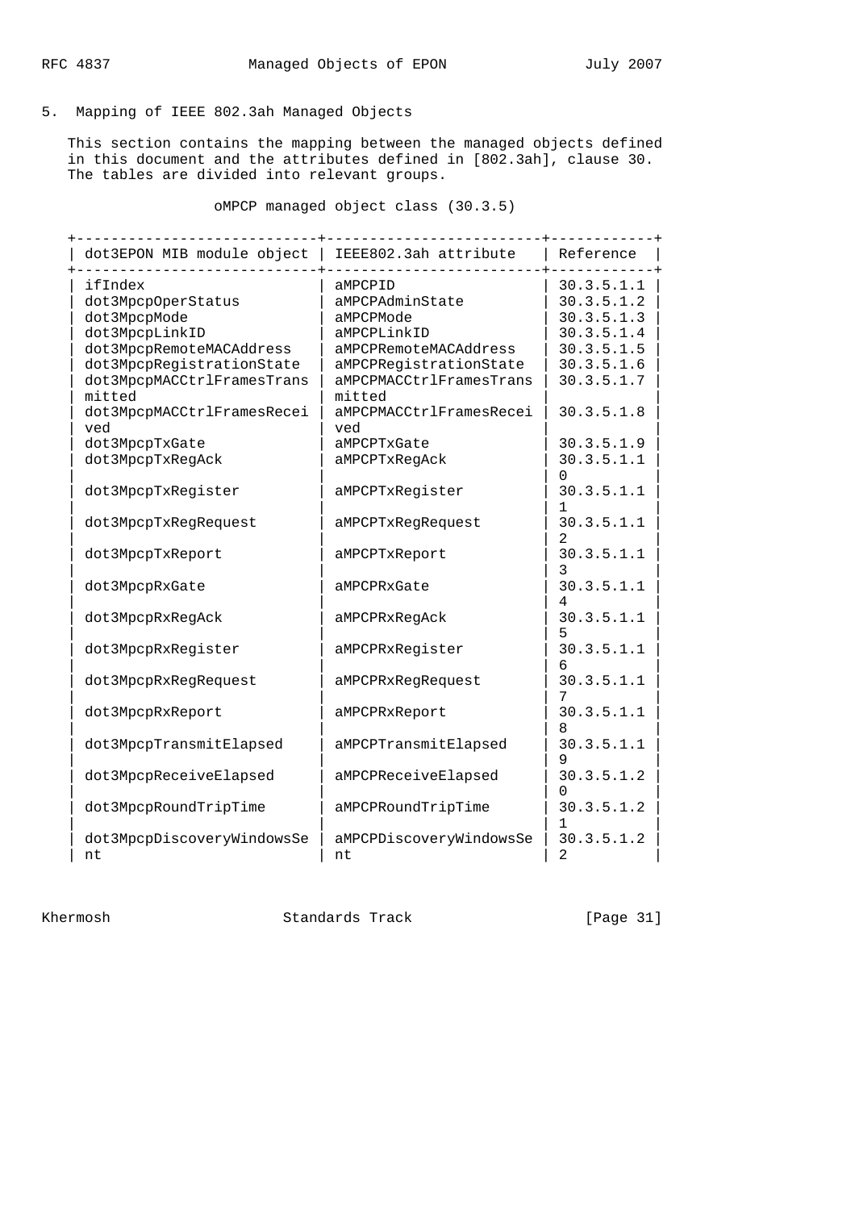## 5. Mapping of IEEE 802.3ah Managed Objects

This section contains the mapping between the managed objects defined in this document and the attributes defined in [802.3ah], clause 30. The tables are divided into relevant groups.

oMPCP managed object class (30.3.5)

| dot3EPON MIB module object | IEEE802.3ah attribute | Reference |
|---|---|---|
| ifIndex | aMPCPID | 30.3.5.1.1 |
| dot3MpcpOperStatus | aMPCPAdminState | 30.3.5.1.2 |
| dot3MpcpMode | aMPCPMode | 30.3.5.1.3 |
| dot3MpcpLinkID | aMPCPLinkID | 30.3.5.1.4 |
| dot3MpcpRemoteMACAddress | aMPCPRemoteMACAddress | 30.3.5.1.5 |
| dot3MpcpRegistrationState | aMPCPRegistrationState | 30.3.5.1.6 |
| dot3MpcpMACCtrlFramesTransmitted | aMPCPMACCtrlFramesTransmitted | 30.3.5.1.7 |
| dot3MpcpMACCtrlFramesReceived | aMPCPMACCtrlFramesReceived | 30.3.5.1.8 |
| dot3MpcpTxGate | aMPCPTxGate | 30.3.5.1.9 |
| dot3MpcpTxRegAck | aMPCPTxRegAck | 30.3.5.1.10 |
| dot3MpcpTxRegister | aMPCPTxRegister | 30.3.5.1.11 |
| dot3MpcpTxRegRequest | aMPCPTxRegRequest | 30.3.5.1.12 |
| dot3MpcpTxReport | aMPCPTxReport | 30.3.5.1.13 |
| dot3MpcpRxGate | aMPCPRxGate | 30.3.5.1.14 |
| dot3MpcpRxRegAck | aMPCPRxRegAck | 30.3.5.1.15 |
| dot3MpcpRxRegister | aMPCPRxRegister | 30.3.5.1.16 |
| dot3MpcpRxRegRequest | aMPCPRxRegRequest | 30.3.5.1.17 |
| dot3MpcpRxReport | aMPCPRxReport | 30.3.5.1.18 |
| dot3MpcpTransmitElapsed | aMPCPTransmitElapsed | 30.3.5.1.19 |
| dot3MpcpReceiveElapsed | aMPCPReceiveElapsed | 30.3.5.1.20 |
| dot3MpcpRoundTripTime | aMPCPRoundTripTime | 30.3.5.1.21 |
| dot3MpcpDiscoveryWindowsSent | aMPCPDiscoveryWindowsSent | 30.3.5.1.22 |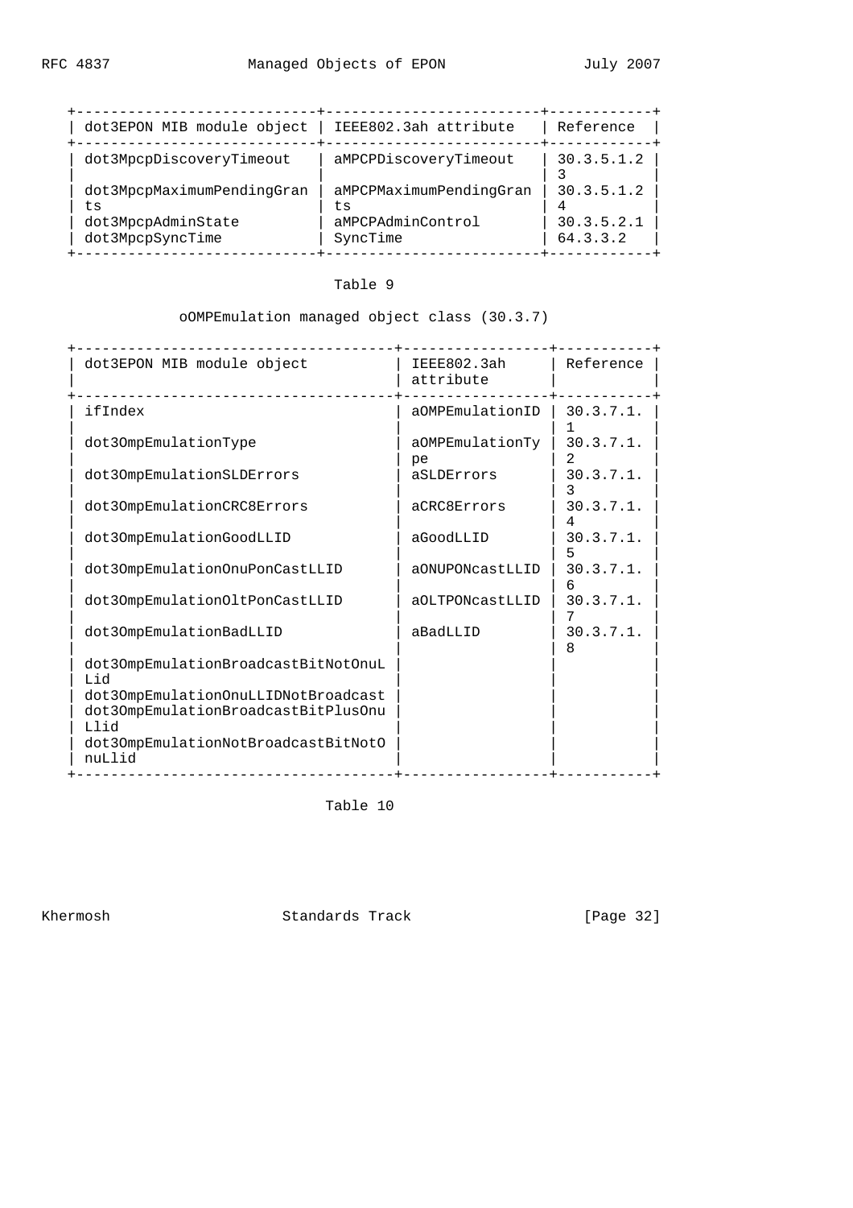| dot3EPON MIB module object | IEEE802.3ah attribute | Reference |
|---|---|---|
| dot3MpcpDiscoveryTimeout | aMPCPDiscoveryTimeout | 30.3.5.1.23 |
| dot3MpcpMaximumPendingGrants | aMPCPMaximumPendingGrants | 30.3.5.1.24 |
| dot3MpcpAdminState | aMPCPAdminControl | 30.3.5.2.1 |
| dot3MpcpSyncTime | SyncTime | 64.3.3.2 |

Table 9

oOMPEmulation managed object class (30.3.7)

| dot3EPON MIB module object | IEEE802.3ah attribute | Reference |
|---|---|---|
| ifIndex | aOMPEmulationID | 30.3.7.1.1 |
| dot3OmpEmulationType | aOMPEmulationType | 30.3.7.1.2 |
| dot3OmpEmulationSLDErrors | aSLDErrors | 30.3.7.1.3 |
| dot3OmpEmulationCRC8Errors | aCRC8Errors | 30.3.7.1.4 |
| dot3OmpEmulationGoodLLID | aGoodLLID | 30.3.7.1.5 |
| dot3OmpEmulationOnuPonCastLLID | aONUPONcastLLID | 30.3.7.1.6 |
| dot3OmpEmulationOltPonCastLLID | aOLTPONcastLLID | 30.3.7.1.7 |
| dot3OmpEmulationBadLLID | aBadLLID | 30.3.7.1.8 |
| dot3OmpEmulationBroadcastBitNotOnuLlid | | |
| dot3OmpEmulationOnuLLIDNotBroadcast | | |
| dot3OmpEmulationBroadcastBitPlusOnuLlid | | |
| dot3OmpEmulationNotBroadcastBitNotOnuLlid | | |

Table 10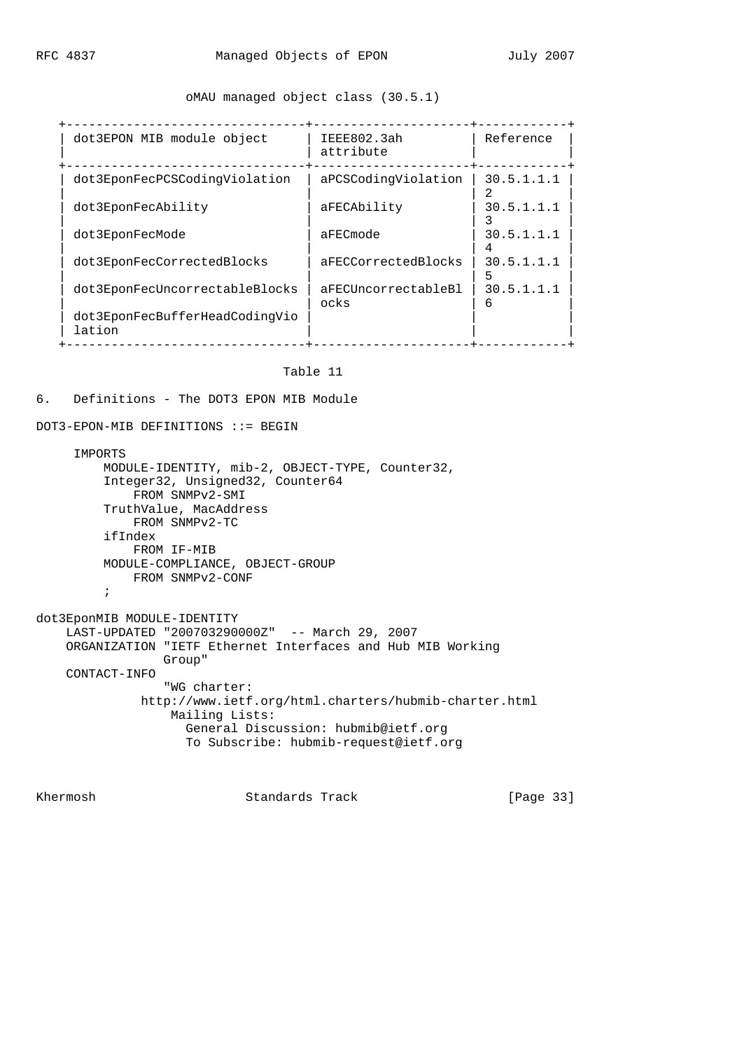oMAU managed object class (30.5.1)

| dot3EPON MIB module object | IEEE802.3ah attribute | Reference |
|---|---|---|
| dot3EponFecPCSCodingViolation | aPCSCodingViolation | 30.5.1.1.12 |
| dot3EponFecAbility | aFECAbility | 30.5.1.1.13 |
| dot3EponFecMode | aFECmode | 30.5.1.1.14 |
| dot3EponFecCorrectedBlocks | aFECCorrectedBlocks | 30.5.1.1.15 |
| dot3EponFecUncorrectableBlocks | aFECUncorrectableBlocks | 30.5.1.1.16 |
| dot3EponFecBufferHeadCodingViolation | | |

Table 11

## 6. Definitions - The DOT3 EPON MIB Module

```
DOT3-EPON-MIB DEFINITIONS ::= BEGIN

     IMPORTS
         MODULE-IDENTITY, mib-2, OBJECT-TYPE, Counter32,
         Integer32, Unsigned32, Counter64
             FROM SNMPv2-SMI
         TruthValue, MacAddress
             FROM SNMPv2-TC
         ifIndex
             FROM IF-MIB
         MODULE-COMPLIANCE, OBJECT-GROUP
             FROM SNMPv2-CONF
         ;

dot3EponMIB MODULE-IDENTITY
    LAST-UPDATED "200703290000Z"  -- March 29, 2007
    ORGANIZATION "IETF Ethernet Interfaces and Hub MIB Working
                 Group"
    CONTACT-INFO
                 "WG charter:
              http://www.ietf.org/html.charters/hubmib-charter.html
                  Mailing Lists:
                    General Discussion: hubmib@ietf.org
                    To Subscribe: hubmib-request@ietf.org
```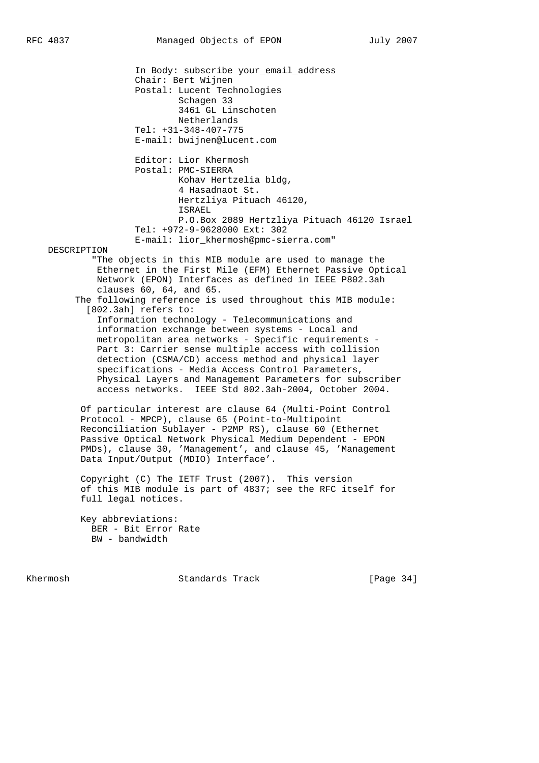```
                  In Body: subscribe your_email_address
                  Chair: Bert Wijnen
                  Postal: Lucent Technologies
                          Schagen 33
                          3461 GL Linschoten
                          Netherlands
                  Tel: +31-348-407-775
                  E-mail: bwijnen@lucent.com

                  Editor: Lior Khermosh
                  Postal: PMC-SIERRA
                          Kohav Hertzelia bldg,
                          4 Hasadnaot St.
                          Hertzliya Pituach 46120,
                          ISRAEL
                          P.O.Box 2089 Hertzliya Pituach 46120 Israel
                  Tel: +972-9-9628000 Ext: 302
                  E-mail: lior_khermosh@pmc-sierra.com"
    DESCRIPTION
           "The objects in this MIB module are used to manage the
            Ethernet in the First Mile (EFM) Ethernet Passive Optical
            Network (EPON) Interfaces as defined in IEEE P802.3ah
            clauses 60, 64, and 65.
        The following reference is used throughout this MIB module:
          [802.3ah] refers to:
            Information technology - Telecommunications and
            information exchange between systems - Local and
            metropolitan area networks - Specific requirements -
            Part 3: Carrier sense multiple access with collision
            detection (CSMA/CD) access method and physical layer
            specifications - Media Access Control Parameters,
            Physical Layers and Management Parameters for subscriber
            access networks.  IEEE Std 802.3ah-2004, October 2004.

         Of particular interest are clause 64 (Multi-Point Control
         Protocol - MPCP), clause 65 (Point-to-Multipoint
         Reconciliation Sublayer - P2MP RS), clause 60 (Ethernet
         Passive Optical Network Physical Medium Dependent - EPON
         PMDs), clause 30, 'Management', and clause 45, 'Management
         Data Input/Output (MDIO) Interface'.

         Copyright (C) The IETF Trust (2007).  This version
         of this MIB module is part of 4837; see the RFC itself for
         full legal notices.

         Key abbreviations:
           BER - Bit Error Rate
           BW - bandwidth
```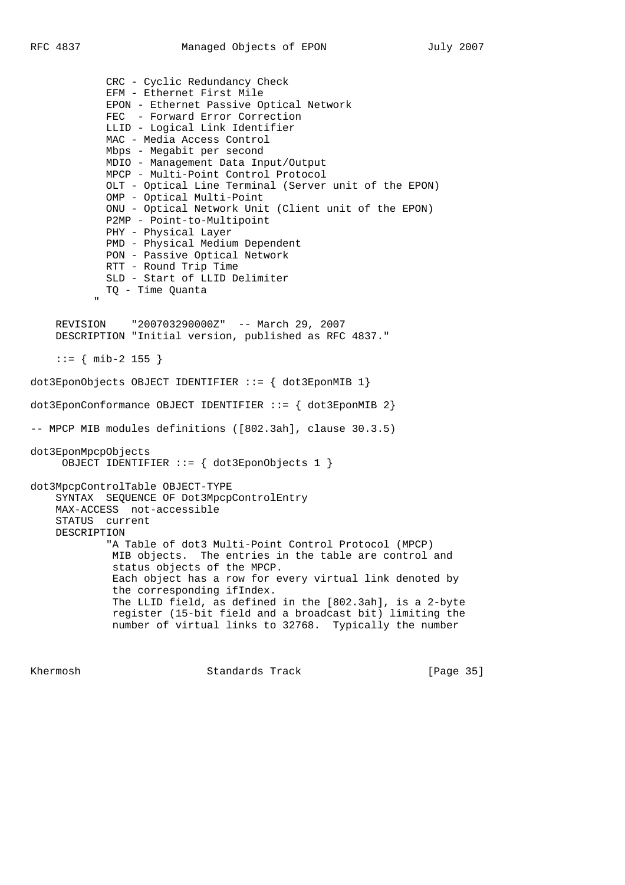```
            CRC - Cyclic Redundancy Check
            EFM - Ethernet First Mile
            EPON - Ethernet Passive Optical Network
            FEC  - Forward Error Correction
            LLID - Logical Link Identifier
            MAC - Media Access Control
            Mbps - Megabit per second
            MDIO - Management Data Input/Output
            MPCP - Multi-Point Control Protocol
            OLT - Optical Line Terminal (Server unit of the EPON)
            OMP - Optical Multi-Point
            ONU - Optical Network Unit (Client unit of the EPON)
            P2MP - Point-to-Multipoint
            PHY - Physical Layer
            PMD - Physical Medium Dependent
            PON - Passive Optical Network
            RTT - Round Trip Time
            SLD - Start of LLID Delimiter
            TQ - Time Quanta
          "

    REVISION    "200703290000Z"  -- March 29, 2007
    DESCRIPTION "Initial version, published as RFC 4837."

    ::= { mib-2 155 }

dot3EponObjects OBJECT IDENTIFIER ::= { dot3EponMIB 1}

dot3EponConformance OBJECT IDENTIFIER ::= { dot3EponMIB 2}

-- MPCP MIB modules definitions ([802.3ah], clause 30.3.5)

dot3EponMpcpObjects
     OBJECT IDENTIFIER ::= { dot3EponObjects 1 }

dot3MpcpControlTable OBJECT-TYPE
    SYNTAX  SEQUENCE OF Dot3MpcpControlEntry
    MAX-ACCESS  not-accessible
    STATUS  current
    DESCRIPTION
            "A Table of dot3 Multi-Point Control Protocol (MPCP)
             MIB objects.  The entries in the table are control and
             status objects of the MPCP.
             Each object has a row for every virtual link denoted by
             the corresponding ifIndex.
             The LLID field, as defined in the [802.3ah], is a 2-byte
             register (15-bit field and a broadcast bit) limiting the
             number of virtual links to 32768.  Typically the number
```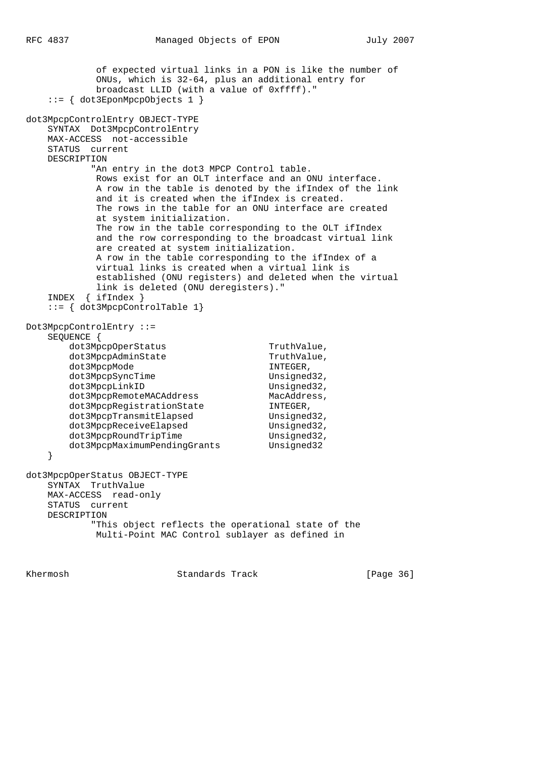```
             of expected virtual links in a PON is like the number of
             ONUs, which is 32-64, plus an additional entry for
             broadcast LLID (with a value of 0xffff)."
    ::= { dot3EponMpcpObjects 1 }

dot3MpcpControlEntry OBJECT-TYPE
    SYNTAX  Dot3MpcpControlEntry
    MAX-ACCESS  not-accessible
    STATUS  current
    DESCRIPTION
            "An entry in the dot3 MPCP Control table.
             Rows exist for an OLT interface and an ONU interface.
             A row in the table is denoted by the ifIndex of the link
             and it is created when the ifIndex is created.
             The rows in the table for an ONU interface are created
             at system initialization.
             The row in the table corresponding to the OLT ifIndex
             and the row corresponding to the broadcast virtual link
             are created at system initialization.
             A row in the table corresponding to the ifIndex of a
             virtual links is created when a virtual link is
             established (ONU registers) and deleted when the virtual
             link is deleted (ONU deregisters)."
    INDEX  { ifIndex }
    ::= { dot3MpcpControlTable 1}

Dot3MpcpControlEntry ::=
    SEQUENCE {
       dot3MpcpOperStatus                  TruthValue,
       dot3MpcpAdminState                  TruthValue,
       dot3MpcpMode                        INTEGER,
       dot3MpcpSyncTime                    Unsigned32,
       dot3MpcpLinkID                      Unsigned32,
       dot3MpcpRemoteMACAddress            MacAddress,
       dot3MpcpRegistrationState           INTEGER,
       dot3MpcpTransmitElapsed             Unsigned32,
       dot3MpcpReceiveElapsed              Unsigned32,
       dot3MpcpRoundTripTime               Unsigned32,
       dot3MpcpMaximumPendingGrants        Unsigned32
    }

dot3MpcpOperStatus OBJECT-TYPE
    SYNTAX  TruthValue
    MAX-ACCESS  read-only
    STATUS  current
    DESCRIPTION
            "This object reflects the operational state of the
             Multi-Point MAC Control sublayer as defined in
```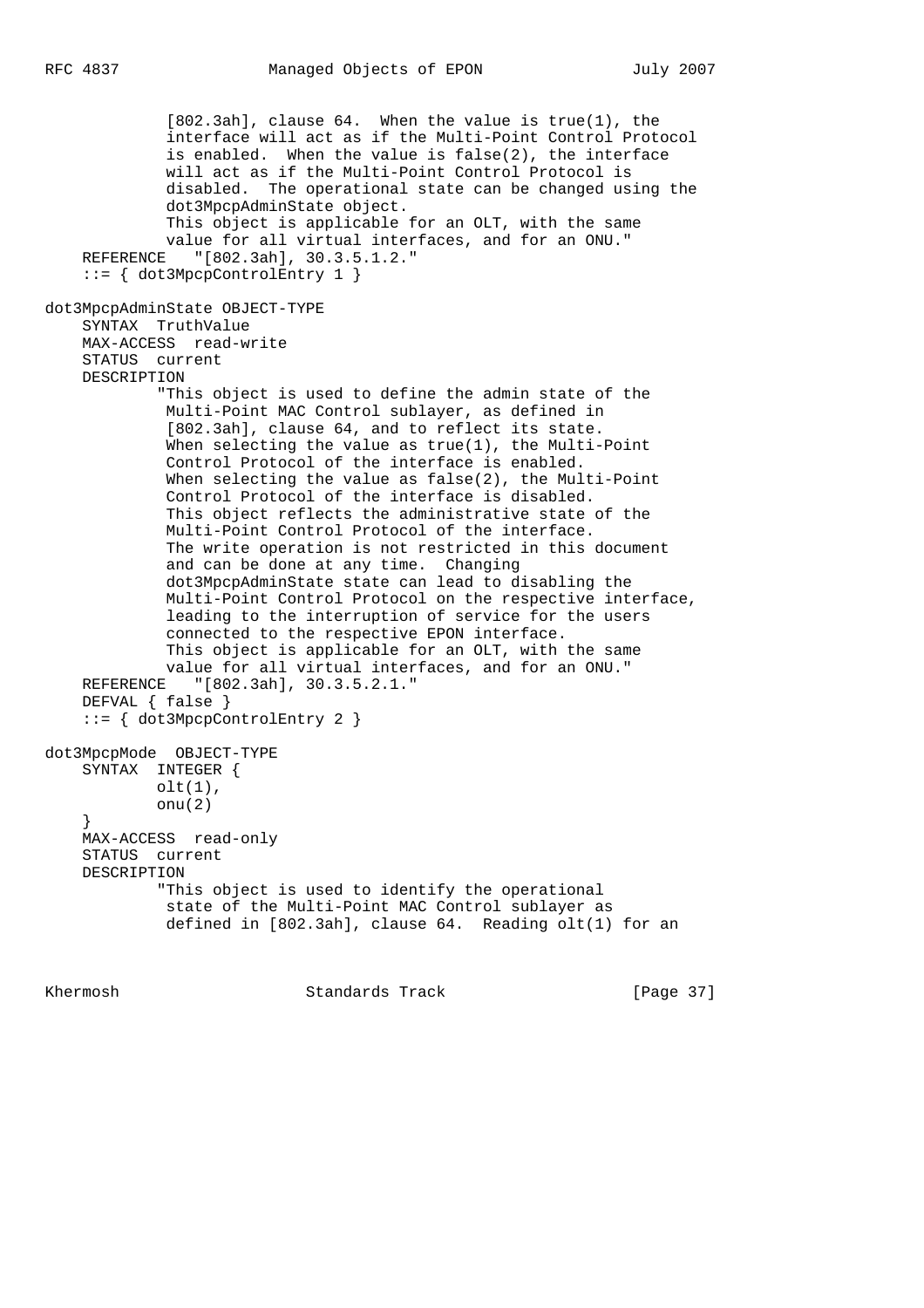```
             [802.3ah], clause 64.  When the value is true(1), the
             interface will act as if the Multi-Point Control Protocol
             is enabled.  When the value is false(2), the interface
             will act as if the Multi-Point Control Protocol is
             disabled.  The operational state can be changed using the
             dot3MpcpAdminState object.
             This object is applicable for an OLT, with the same
             value for all virtual interfaces, and for an ONU."
    REFERENCE   "[802.3ah], 30.3.5.1.2."
    ::= { dot3MpcpControlEntry 1 }

dot3MpcpAdminState OBJECT-TYPE
    SYNTAX  TruthValue
    MAX-ACCESS  read-write
    STATUS  current
    DESCRIPTION
            "This object is used to define the admin state of the
             Multi-Point MAC Control sublayer, as defined in
             [802.3ah], clause 64, and to reflect its state.
             When selecting the value as true(1), the Multi-Point
             Control Protocol of the interface is enabled.
             When selecting the value as false(2), the Multi-Point
             Control Protocol of the interface is disabled.
             This object reflects the administrative state of the
             Multi-Point Control Protocol of the interface.
             The write operation is not restricted in this document
             and can be done at any time.  Changing
             dot3MpcpAdminState state can lead to disabling the
             Multi-Point Control Protocol on the respective interface,
             leading to the interruption of service for the users
             connected to the respective EPON interface.
             This object is applicable for an OLT, with the same
             value for all virtual interfaces, and for an ONU."
    REFERENCE   "[802.3ah], 30.3.5.2.1."
    DEFVAL { false }
    ::= { dot3MpcpControlEntry 2 }

dot3MpcpMode  OBJECT-TYPE
    SYNTAX  INTEGER {
            olt(1),
            onu(2)
    }
    MAX-ACCESS  read-only
    STATUS  current
    DESCRIPTION
            "This object is used to identify the operational
             state of the Multi-Point MAC Control sublayer as
             defined in [802.3ah], clause 64.  Reading olt(1) for an
```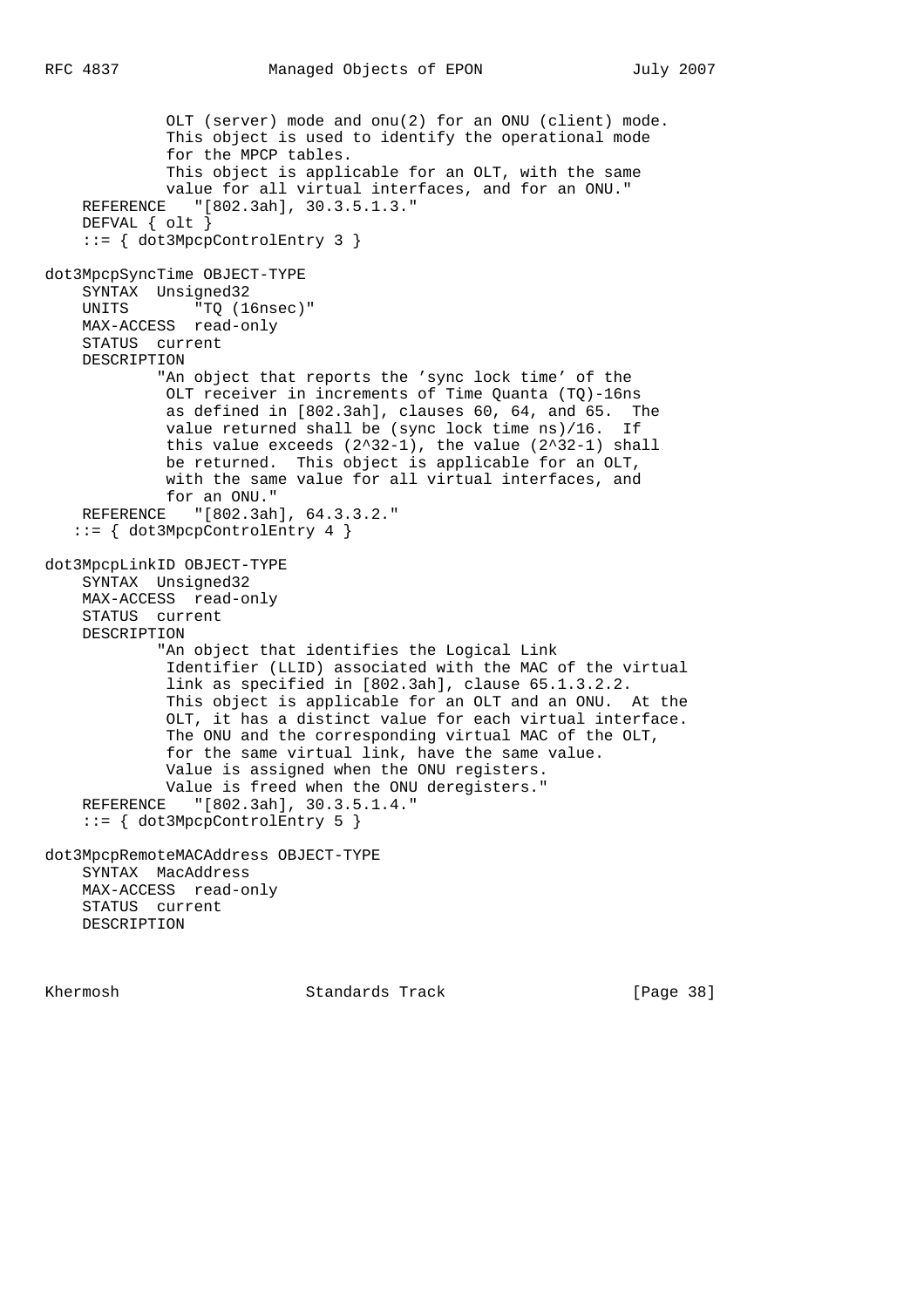```
             OLT (server) mode and onu(2) for an ONU (client) mode.
             This object is used to identify the operational mode
             for the MPCP tables.
             This object is applicable for an OLT, with the same
             value for all virtual interfaces, and for an ONU."
    REFERENCE   "[802.3ah], 30.3.5.1.3."
    DEFVAL { olt }
    ::= { dot3MpcpControlEntry 3 }

dot3MpcpSyncTime OBJECT-TYPE
    SYNTAX  Unsigned32
    UNITS       "TQ (16nsec)"
    MAX-ACCESS  read-only
    STATUS  current
    DESCRIPTION
            "An object that reports the 'sync lock time' of the
             OLT receiver in increments of Time Quanta (TQ)-16ns
             as defined in [802.3ah], clauses 60, 64, and 65.  The
             value returned shall be (sync lock time ns)/16.  If
             this value exceeds (2^32-1), the value (2^32-1) shall
             be returned.  This object is applicable for an OLT,
             with the same value for all virtual interfaces, and
             for an ONU."
    REFERENCE   "[802.3ah], 64.3.3.2."
   ::= { dot3MpcpControlEntry 4 }

dot3MpcpLinkID OBJECT-TYPE
    SYNTAX  Unsigned32
    MAX-ACCESS  read-only
    STATUS  current
    DESCRIPTION
            "An object that identifies the Logical Link
             Identifier (LLID) associated with the MAC of the virtual
             link as specified in [802.3ah], clause 65.1.3.2.2.
             This object is applicable for an OLT and an ONU.  At the
             OLT, it has a distinct value for each virtual interface.
             The ONU and the corresponding virtual MAC of the OLT,
             for the same virtual link, have the same value.
             Value is assigned when the ONU registers.
             Value is freed when the ONU deregisters."
    REFERENCE   "[802.3ah], 30.3.5.1.4."
    ::= { dot3MpcpControlEntry 5 }

dot3MpcpRemoteMACAddress OBJECT-TYPE
    SYNTAX  MacAddress
    MAX-ACCESS  read-only
    STATUS  current
    DESCRIPTION
```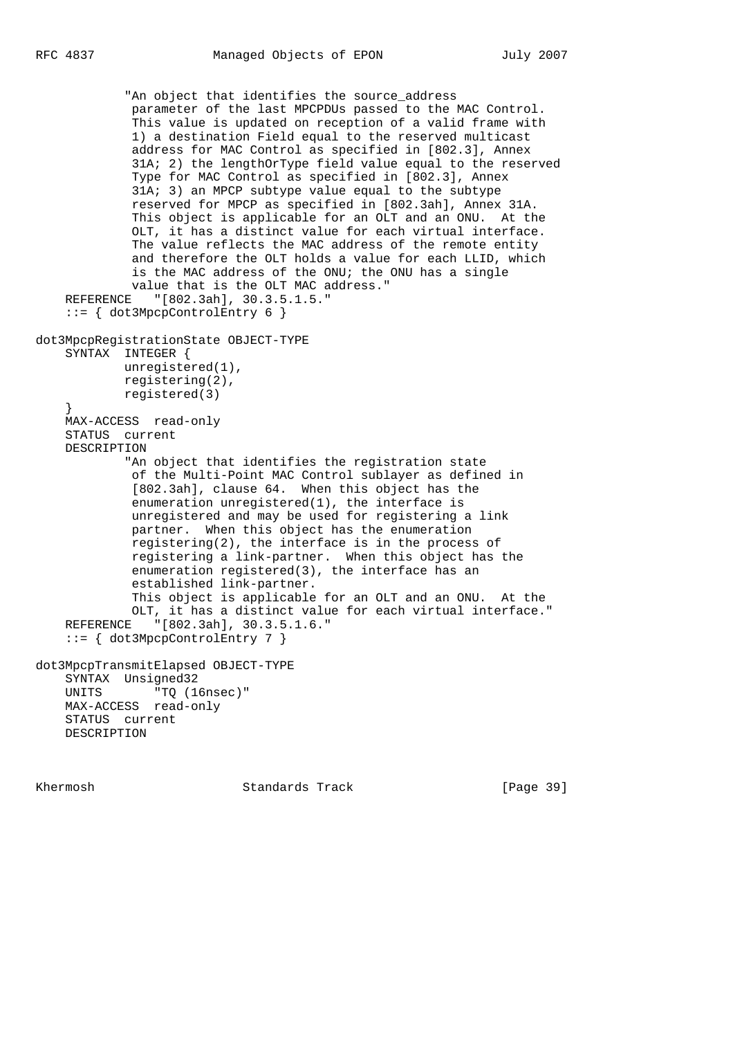```
            "An object that identifies the source_address
             parameter of the last MPCPDUs passed to the MAC Control.
             This value is updated on reception of a valid frame with
             1) a destination Field equal to the reserved multicast
             address for MAC Control as specified in [802.3], Annex
             31A; 2) the lengthOrType field value equal to the reserved
             Type for MAC Control as specified in [802.3], Annex
             31A; 3) an MPCP subtype value equal to the subtype
             reserved for MPCP as specified in [802.3ah], Annex 31A.
             This object is applicable for an OLT and an ONU.  At the
             OLT, it has a distinct value for each virtual interface.
             The value reflects the MAC address of the remote entity
             and therefore the OLT holds a value for each LLID, which
             is the MAC address of the ONU; the ONU has a single
             value that is the OLT MAC address."
    REFERENCE   "[802.3ah], 30.3.5.1.5."
    ::= { dot3MpcpControlEntry 6 }

dot3MpcpRegistrationState OBJECT-TYPE
    SYNTAX  INTEGER {
            unregistered(1),
            registering(2),
            registered(3)
    }
    MAX-ACCESS  read-only
    STATUS  current
    DESCRIPTION
            "An object that identifies the registration state
             of the Multi-Point MAC Control sublayer as defined in
             [802.3ah], clause 64.  When this object has the
             enumeration unregistered(1), the interface is
             unregistered and may be used for registering a link
             partner.  When this object has the enumeration
             registering(2), the interface is in the process of
             registering a link-partner.  When this object has the
             enumeration registered(3), the interface has an
             established link-partner.
             This object is applicable for an OLT and an ONU.  At the
             OLT, it has a distinct value for each virtual interface."
    REFERENCE   "[802.3ah], 30.3.5.1.6."
    ::= { dot3MpcpControlEntry 7 }

dot3MpcpTransmitElapsed OBJECT-TYPE
    SYNTAX  Unsigned32
    UNITS       "TQ (16nsec)"
    MAX-ACCESS  read-only
    STATUS  current
    DESCRIPTION
```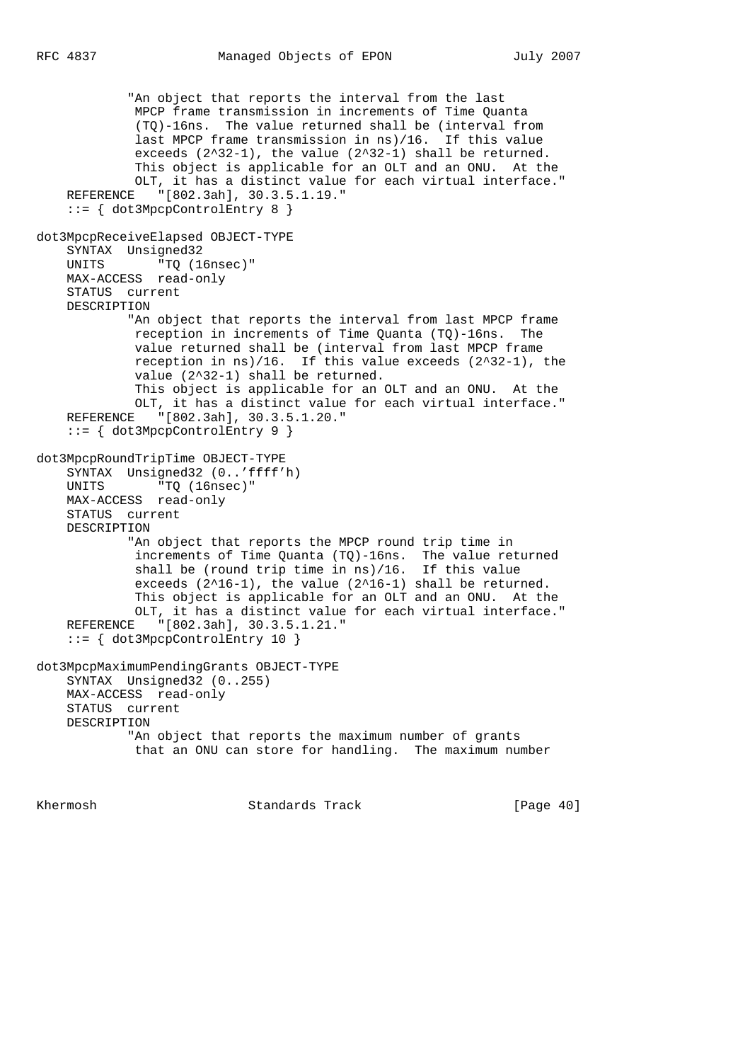```
            "An object that reports the interval from the last
             MPCP frame transmission in increments of Time Quanta
             (TQ)-16ns.  The value returned shall be (interval from
             last MPCP frame transmission in ns)/16.  If this value
             exceeds (2^32-1), the value (2^32-1) shall be returned.
             This object is applicable for an OLT and an ONU.  At the
             OLT, it has a distinct value for each virtual interface."
    REFERENCE   "[802.3ah], 30.3.5.1.19."
    ::= { dot3MpcpControlEntry 8 }

dot3MpcpReceiveElapsed OBJECT-TYPE
    SYNTAX  Unsigned32
    UNITS       "TQ (16nsec)"
    MAX-ACCESS  read-only
    STATUS  current
    DESCRIPTION
            "An object that reports the interval from last MPCP frame
             reception in increments of Time Quanta (TQ)-16ns.  The
             value returned shall be (interval from last MPCP frame
             reception in ns)/16.  If this value exceeds (2^32-1), the
             value (2^32-1) shall be returned.
             This object is applicable for an OLT and an ONU.  At the
             OLT, it has a distinct value for each virtual interface."
    REFERENCE   "[802.3ah], 30.3.5.1.20."
    ::= { dot3MpcpControlEntry 9 }

dot3MpcpRoundTripTime OBJECT-TYPE
    SYNTAX  Unsigned32 (0..'ffff'h)
    UNITS       "TQ (16nsec)"
    MAX-ACCESS  read-only
    STATUS  current
    DESCRIPTION
            "An object that reports the MPCP round trip time in
             increments of Time Quanta (TQ)-16ns.  The value returned
             shall be (round trip time in ns)/16.  If this value
             exceeds (2^16-1), the value (2^16-1) shall be returned.
             This object is applicable for an OLT and an ONU.  At the
             OLT, it has a distinct value for each virtual interface."
    REFERENCE   "[802.3ah], 30.3.5.1.21."
    ::= { dot3MpcpControlEntry 10 }

dot3MpcpMaximumPendingGrants OBJECT-TYPE
    SYNTAX  Unsigned32 (0..255)
    MAX-ACCESS  read-only
    STATUS  current
    DESCRIPTION
            "An object that reports the maximum number of grants
             that an ONU can store for handling.  The maximum number
```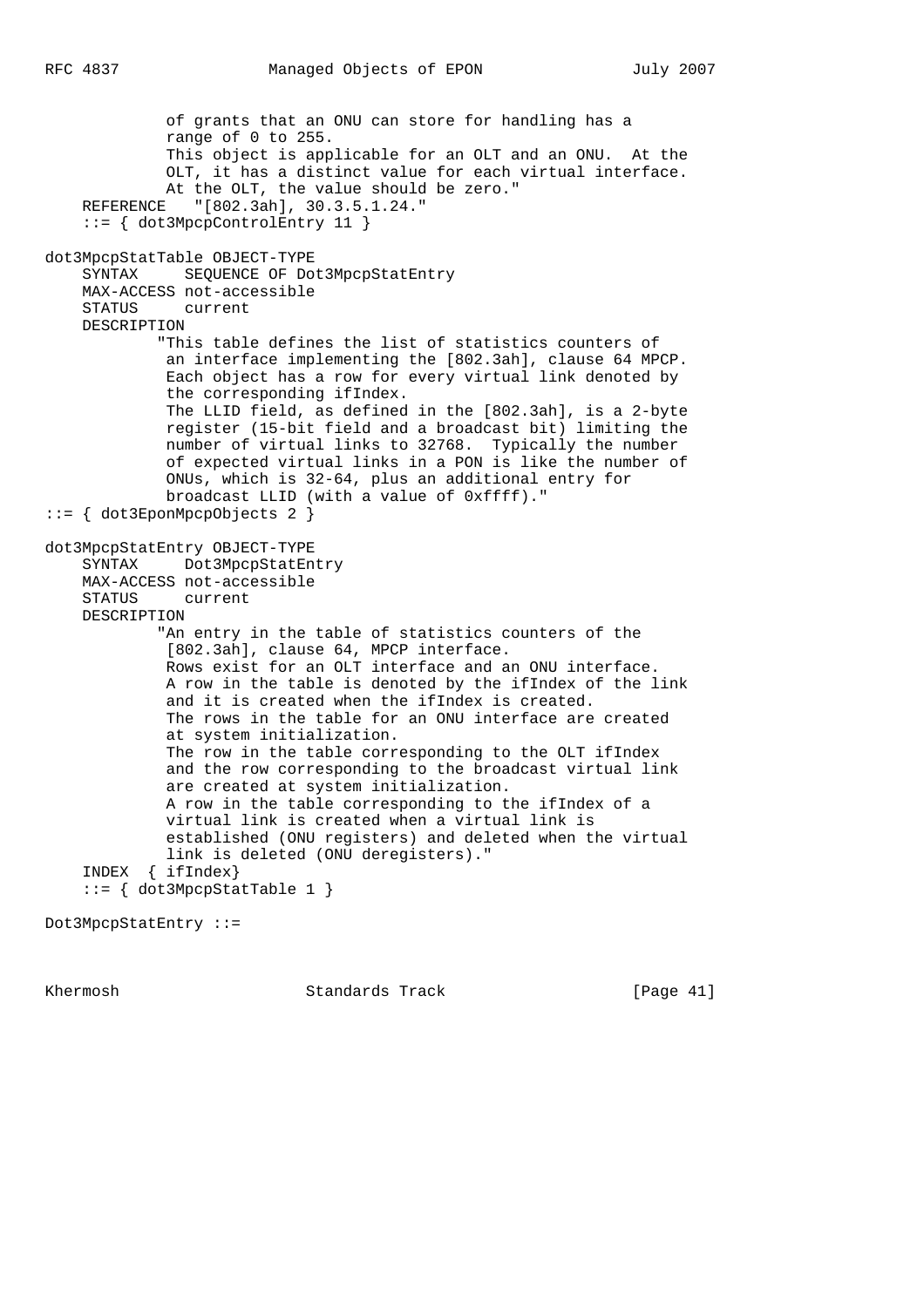```
             of grants that an ONU can store for handling has a
             range of 0 to 255.
             This object is applicable for an OLT and an ONU.  At the
             OLT, it has a distinct value for each virtual interface.
             At the OLT, the value should be zero."
    REFERENCE   "[802.3ah], 30.3.5.1.24."
    ::= { dot3MpcpControlEntry 11 }

dot3MpcpStatTable OBJECT-TYPE
    SYNTAX     SEQUENCE OF Dot3MpcpStatEntry
    MAX-ACCESS not-accessible
    STATUS     current
    DESCRIPTION
            "This table defines the list of statistics counters of
             an interface implementing the [802.3ah], clause 64 MPCP.
             Each object has a row for every virtual link denoted by
             the corresponding ifIndex.
             The LLID field, as defined in the [802.3ah], is a 2-byte
             register (15-bit field and a broadcast bit) limiting the
             number of virtual links to 32768.  Typically the number
             of expected virtual links in a PON is like the number of
             ONUs, which is 32-64, plus an additional entry for
             broadcast LLID (with a value of 0xffff)."
::= { dot3EponMpcpObjects 2 }

dot3MpcpStatEntry OBJECT-TYPE
    SYNTAX     Dot3MpcpStatEntry
    MAX-ACCESS not-accessible
    STATUS     current
    DESCRIPTION
            "An entry in the table of statistics counters of the
             [802.3ah], clause 64, MPCP interface.
             Rows exist for an OLT interface and an ONU interface.
             A row in the table is denoted by the ifIndex of the link
             and it is created when the ifIndex is created.
             The rows in the table for an ONU interface are created
             at system initialization.
             The row in the table corresponding to the OLT ifIndex
             and the row corresponding to the broadcast virtual link
             are created at system initialization.
             A row in the table corresponding to the ifIndex of a
             virtual link is created when a virtual link is
             established (ONU registers) and deleted when the virtual
             link is deleted (ONU deregisters)."
    INDEX  { ifIndex}
    ::= { dot3MpcpStatTable 1 }

Dot3MpcpStatEntry ::=
```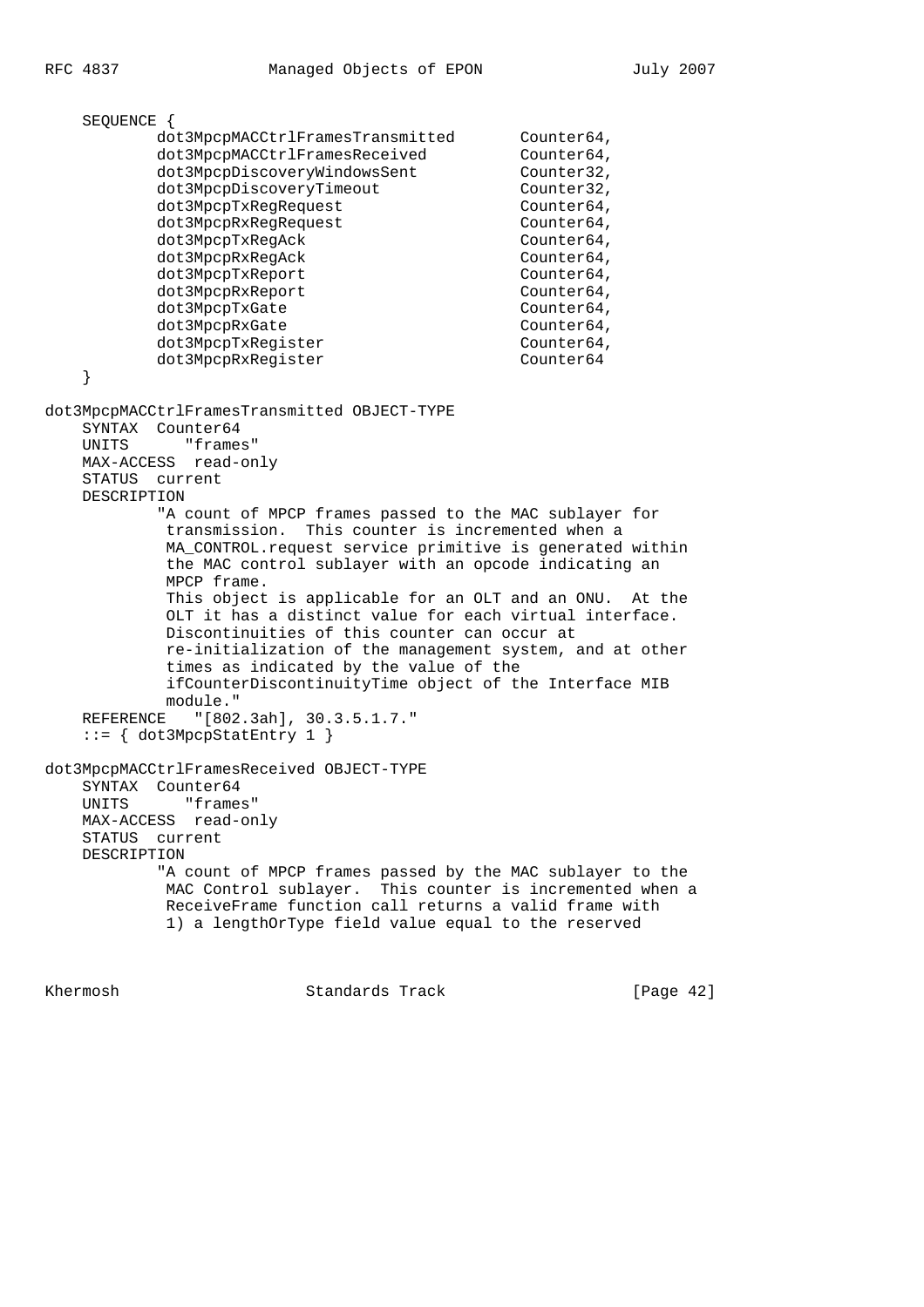```
    SEQUENCE {
            dot3MpcpMACCtrlFramesTransmitted       Counter64,
            dot3MpcpMACCtrlFramesReceived          Counter64,
            dot3MpcpDiscoveryWindowsSent           Counter32,
            dot3MpcpDiscoveryTimeout               Counter32,
            dot3MpcpTxRegRequest                   Counter64,
            dot3MpcpRxRegRequest                   Counter64,
            dot3MpcpTxRegAck                       Counter64,
            dot3MpcpRxRegAck                       Counter64,
            dot3MpcpTxReport                       Counter64,
            dot3MpcpRxReport                       Counter64,
            dot3MpcpTxGate                         Counter64,
            dot3MpcpRxGate                         Counter64,
            dot3MpcpTxRegister                     Counter64,
            dot3MpcpRxRegister                     Counter64
    }

dot3MpcpMACCtrlFramesTransmitted OBJECT-TYPE
    SYNTAX  Counter64
    UNITS      "frames"
    MAX-ACCESS  read-only
    STATUS  current
    DESCRIPTION
            "A count of MPCP frames passed to the MAC sublayer for
             transmission.  This counter is incremented when a
             MA_CONTROL.request service primitive is generated within
             the MAC control sublayer with an opcode indicating an
             MPCP frame.
             This object is applicable for an OLT and an ONU.  At the
             OLT it has a distinct value for each virtual interface.
             Discontinuities of this counter can occur at
             re-initialization of the management system, and at other
             times as indicated by the value of the
             ifCounterDiscontinuityTime object of the Interface MIB
             module."
    REFERENCE   "[802.3ah], 30.3.5.1.7."
    ::= { dot3MpcpStatEntry 1 }

dot3MpcpMACCtrlFramesReceived OBJECT-TYPE
    SYNTAX  Counter64
    UNITS      "frames"
    MAX-ACCESS  read-only
    STATUS  current
    DESCRIPTION
            "A count of MPCP frames passed by the MAC sublayer to the
             MAC Control sublayer.  This counter is incremented when a
             ReceiveFrame function call returns a valid frame with
             1) a lengthOrType field value equal to the reserved
```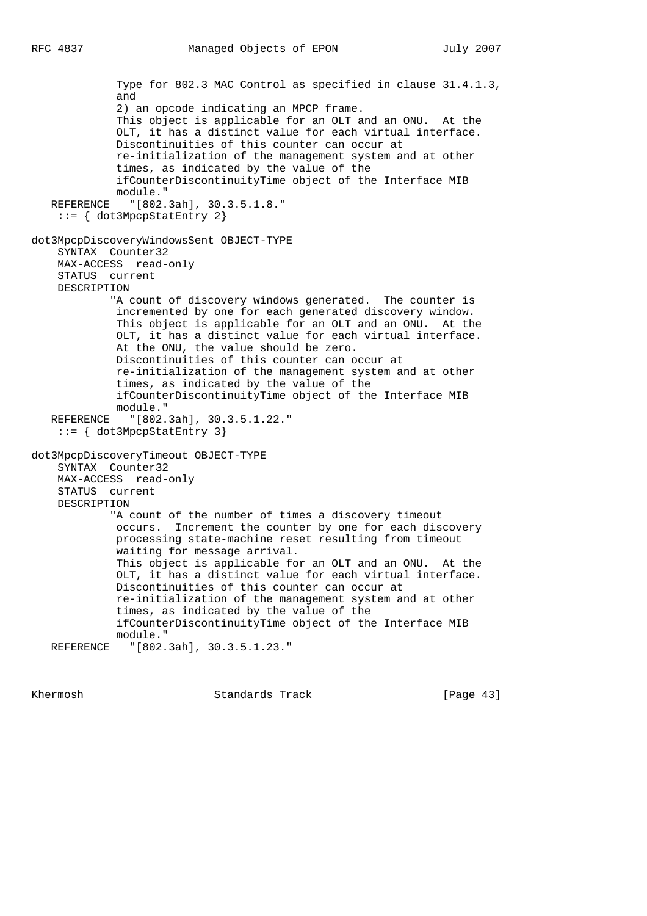```
             Type for 802.3_MAC_Control as specified in clause 31.4.1.3,
             and
             2) an opcode indicating an MPCP frame.
             This object is applicable for an OLT and an ONU.  At the
             OLT, it has a distinct value for each virtual interface.
             Discontinuities of this counter can occur at
             re-initialization of the management system and at other
             times, as indicated by the value of the
             ifCounterDiscontinuityTime object of the Interface MIB
             module."
   REFERENCE   "[802.3ah], 30.3.5.1.8."
    ::= { dot3MpcpStatEntry 2}

dot3MpcpDiscoveryWindowsSent OBJECT-TYPE
    SYNTAX  Counter32
    MAX-ACCESS  read-only
    STATUS  current
    DESCRIPTION
            "A count of discovery windows generated.  The counter is
             incremented by one for each generated discovery window.
             This object is applicable for an OLT and an ONU.  At the
             OLT, it has a distinct value for each virtual interface.
             At the ONU, the value should be zero.
             Discontinuities of this counter can occur at
             re-initialization of the management system and at other
             times, as indicated by the value of the
             ifCounterDiscontinuityTime object of the Interface MIB
             module."
   REFERENCE   "[802.3ah], 30.3.5.1.22."
    ::= { dot3MpcpStatEntry 3}

dot3MpcpDiscoveryTimeout OBJECT-TYPE
    SYNTAX  Counter32
    MAX-ACCESS  read-only
    STATUS  current
    DESCRIPTION
            "A count of the number of times a discovery timeout
             occurs.  Increment the counter by one for each discovery
             processing state-machine reset resulting from timeout
             waiting for message arrival.
             This object is applicable for an OLT and an ONU.  At the
             OLT, it has a distinct value for each virtual interface.
             Discontinuities of this counter can occur at
             re-initialization of the management system and at other
             times, as indicated by the value of the
             ifCounterDiscontinuityTime object of the Interface MIB
             module."
   REFERENCE   "[802.3ah], 30.3.5.1.23."
```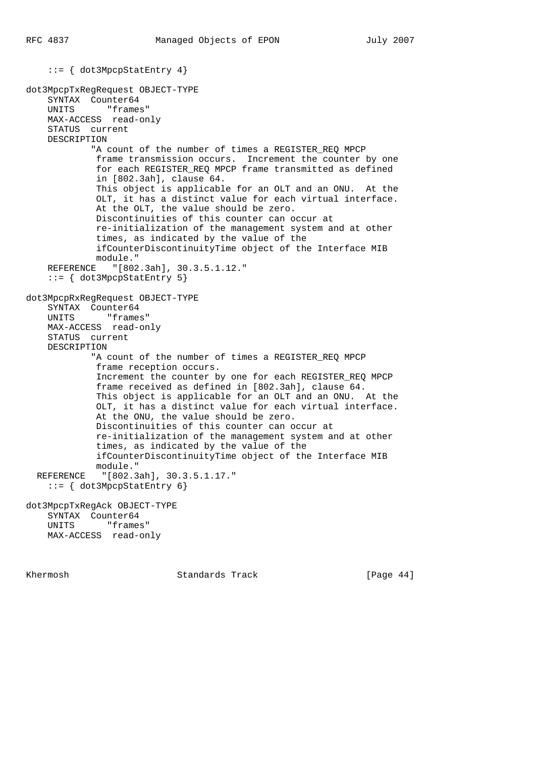```
    ::= { dot3MpcpStatEntry 4}

dot3MpcpTxRegRequest OBJECT-TYPE
    SYNTAX  Counter64
    UNITS      "frames"
    MAX-ACCESS  read-only
    STATUS  current
    DESCRIPTION
            "A count of the number of times a REGISTER_REQ MPCP
             frame transmission occurs.  Increment the counter by one
             for each REGISTER_REQ MPCP frame transmitted as defined
             in [802.3ah], clause 64.
             This object is applicable for an OLT and an ONU.  At the
             OLT, it has a distinct value for each virtual interface.
             At the OLT, the value should be zero.
             Discontinuities of this counter can occur at
             re-initialization of the management system and at other
             times, as indicated by the value of the
             ifCounterDiscontinuityTime object of the Interface MIB
             module."
    REFERENCE   "[802.3ah], 30.3.5.1.12."
    ::= { dot3MpcpStatEntry 5}

dot3MpcpRxRegRequest OBJECT-TYPE
    SYNTAX  Counter64
    UNITS      "frames"
    MAX-ACCESS  read-only
    STATUS  current
    DESCRIPTION
            "A count of the number of times a REGISTER_REQ MPCP
             frame reception occurs.
             Increment the counter by one for each REGISTER_REQ MPCP
             frame received as defined in [802.3ah], clause 64.
             This object is applicable for an OLT and an ONU.  At the
             OLT, it has a distinct value for each virtual interface.
             At the ONU, the value should be zero.
             Discontinuities of this counter can occur at
             re-initialization of the management system and at other
             times, as indicated by the value of the
             ifCounterDiscontinuityTime object of the Interface MIB
             module."
  REFERENCE   "[802.3ah], 30.3.5.1.17."
    ::= { dot3MpcpStatEntry 6}

dot3MpcpTxRegAck OBJECT-TYPE
    SYNTAX  Counter64
    UNITS      "frames"
    MAX-ACCESS  read-only
```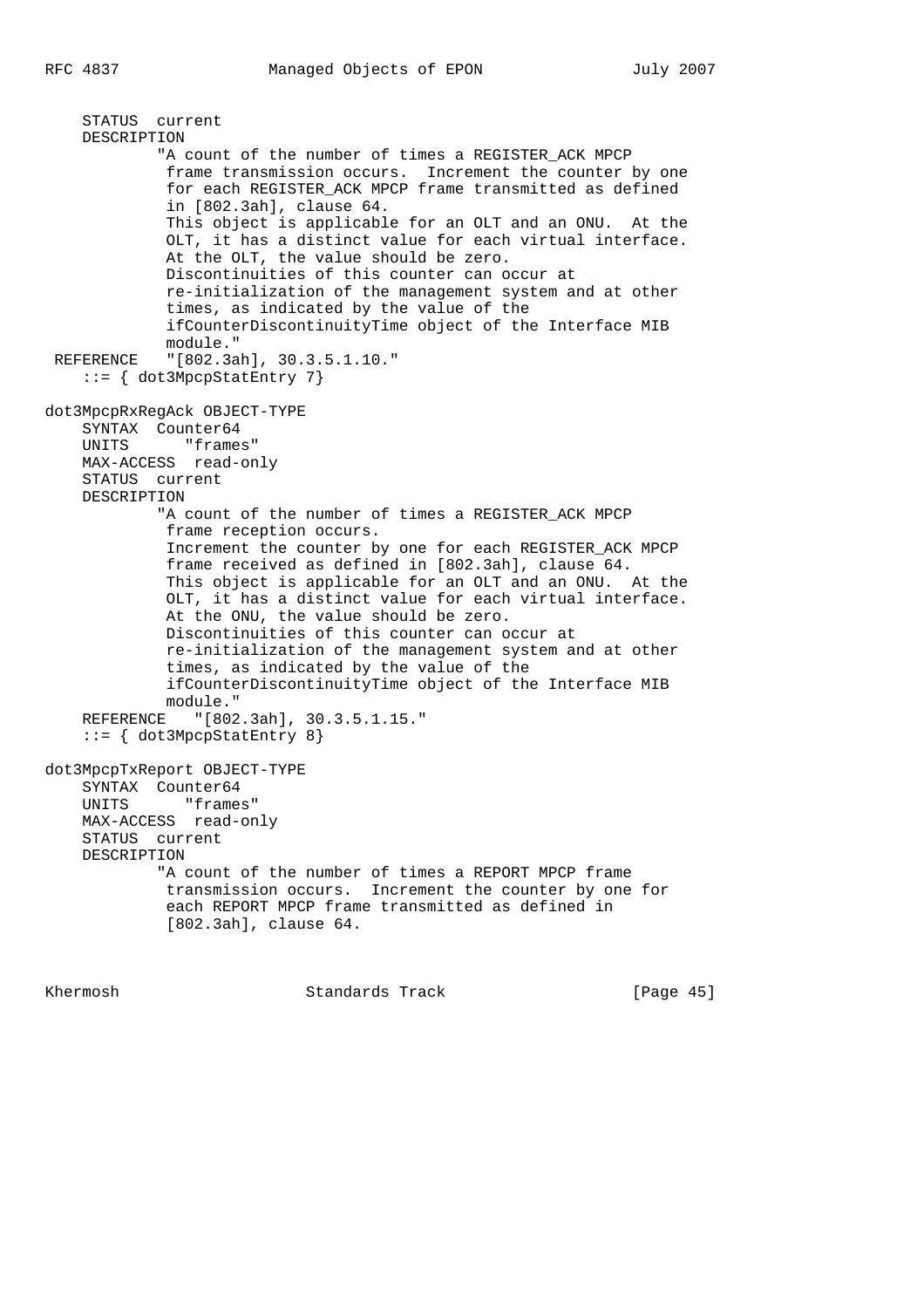```
    STATUS  current
    DESCRIPTION
            "A count of the number of times a REGISTER_ACK MPCP
             frame transmission occurs.  Increment the counter by one
             for each REGISTER_ACK MPCP frame transmitted as defined
             in [802.3ah], clause 64.
             This object is applicable for an OLT and an ONU.  At the
             OLT, it has a distinct value for each virtual interface.
             At the OLT, the value should be zero.
             Discontinuities of this counter can occur at
             re-initialization of the management system and at other
             times, as indicated by the value of the
             ifCounterDiscontinuityTime object of the Interface MIB
             module."
 REFERENCE   "[802.3ah], 30.3.5.1.10."
    ::= { dot3MpcpStatEntry 7}

dot3MpcpRxRegAck OBJECT-TYPE
    SYNTAX  Counter64
    UNITS      "frames"
    MAX-ACCESS  read-only
    STATUS  current
    DESCRIPTION
            "A count of the number of times a REGISTER_ACK MPCP
             frame reception occurs.
             Increment the counter by one for each REGISTER_ACK MPCP
             frame received as defined in [802.3ah], clause 64.
             This object is applicable for an OLT and an ONU.  At the
             OLT, it has a distinct value for each virtual interface.
             At the ONU, the value should be zero.
             Discontinuities of this counter can occur at
             re-initialization of the management system and at other
             times, as indicated by the value of the
             ifCounterDiscontinuityTime object of the Interface MIB
             module."
    REFERENCE   "[802.3ah], 30.3.5.1.15."
    ::= { dot3MpcpStatEntry 8}

dot3MpcpTxReport OBJECT-TYPE
    SYNTAX  Counter64
    UNITS      "frames"
    MAX-ACCESS  read-only
    STATUS  current
    DESCRIPTION
            "A count of the number of times a REPORT MPCP frame
             transmission occurs.  Increment the counter by one for
             each REPORT MPCP frame transmitted as defined in
             [802.3ah], clause 64.
```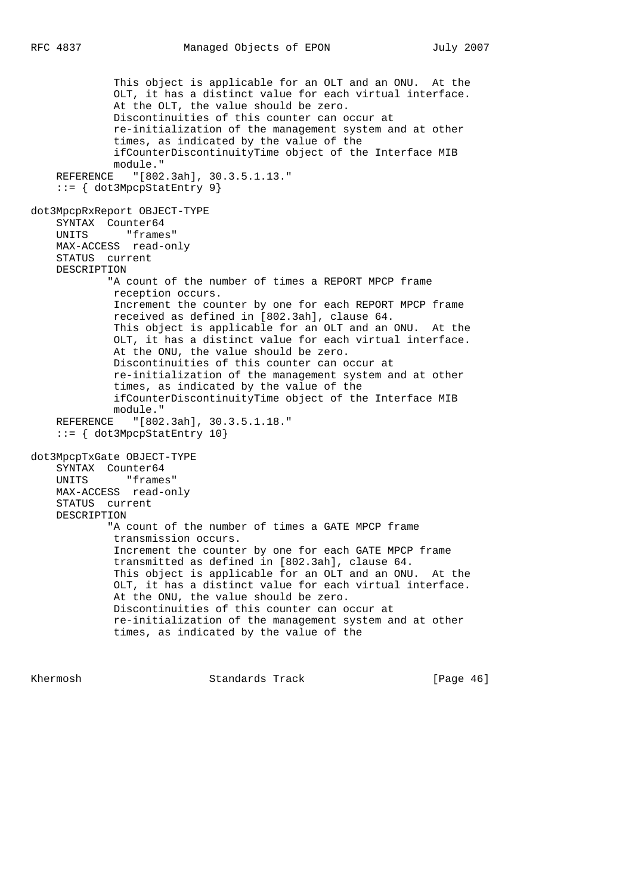```
             This object is applicable for an OLT and an ONU.  At the
             OLT, it has a distinct value for each virtual interface.
             At the OLT, the value should be zero.
             Discontinuities of this counter can occur at
             re-initialization of the management system and at other
             times, as indicated by the value of the
             ifCounterDiscontinuityTime object of the Interface MIB
             module."
    REFERENCE   "[802.3ah], 30.3.5.1.13."
    ::= { dot3MpcpStatEntry 9}

dot3MpcpRxReport OBJECT-TYPE
    SYNTAX  Counter64
    UNITS      "frames"
    MAX-ACCESS  read-only
    STATUS  current
    DESCRIPTION
            "A count of the number of times a REPORT MPCP frame
             reception occurs.
             Increment the counter by one for each REPORT MPCP frame
             received as defined in [802.3ah], clause 64.
             This object is applicable for an OLT and an ONU.  At the
             OLT, it has a distinct value for each virtual interface.
             At the ONU, the value should be zero.
             Discontinuities of this counter can occur at
             re-initialization of the management system and at other
             times, as indicated by the value of the
             ifCounterDiscontinuityTime object of the Interface MIB
             module."
    REFERENCE   "[802.3ah], 30.3.5.1.18."
    ::= { dot3MpcpStatEntry 10}

dot3MpcpTxGate OBJECT-TYPE
    SYNTAX  Counter64
    UNITS      "frames"
    MAX-ACCESS  read-only
    STATUS  current
    DESCRIPTION
            "A count of the number of times a GATE MPCP frame
             transmission occurs.
             Increment the counter by one for each GATE MPCP frame
             transmitted as defined in [802.3ah], clause 64.
             This object is applicable for an OLT and an ONU.  At the
             OLT, it has a distinct value for each virtual interface.
             At the ONU, the value should be zero.
             Discontinuities of this counter can occur at
             re-initialization of the management system and at other
             times, as indicated by the value of the
```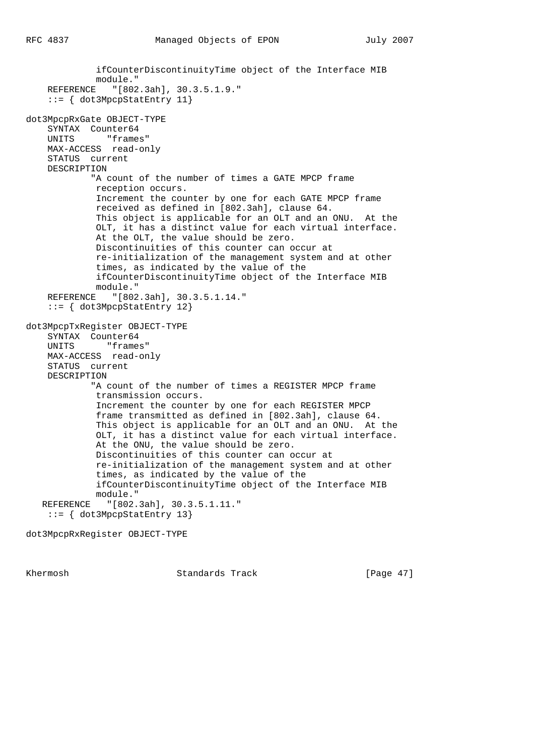```
             ifCounterDiscontinuityTime object of the Interface MIB
             module."
    REFERENCE   "[802.3ah], 30.3.5.1.9."
    ::= { dot3MpcpStatEntry 11}

dot3MpcpRxGate OBJECT-TYPE
    SYNTAX  Counter64
    UNITS      "frames"
    MAX-ACCESS  read-only
    STATUS  current
    DESCRIPTION
            "A count of the number of times a GATE MPCP frame
             reception occurs.
             Increment the counter by one for each GATE MPCP frame
             received as defined in [802.3ah], clause 64.
             This object is applicable for an OLT and an ONU.  At the
             OLT, it has a distinct value for each virtual interface.
             At the OLT, the value should be zero.
             Discontinuities of this counter can occur at
             re-initialization of the management system and at other
             times, as indicated by the value of the
             ifCounterDiscontinuityTime object of the Interface MIB
             module."
    REFERENCE   "[802.3ah], 30.3.5.1.14."
    ::= { dot3MpcpStatEntry 12}

dot3MpcpTxRegister OBJECT-TYPE
    SYNTAX  Counter64
    UNITS      "frames"
    MAX-ACCESS  read-only
    STATUS  current
    DESCRIPTION
            "A count of the number of times a REGISTER MPCP frame
             transmission occurs.
             Increment the counter by one for each REGISTER MPCP
             frame transmitted as defined in [802.3ah], clause 64.
             This object is applicable for an OLT and an ONU.  At the
             OLT, it has a distinct value for each virtual interface.
             At the ONU, the value should be zero.
             Discontinuities of this counter can occur at
             re-initialization of the management system and at other
             times, as indicated by the value of the
             ifCounterDiscontinuityTime object of the Interface MIB
             module."
   REFERENCE   "[802.3ah], 30.3.5.1.11."
    ::= { dot3MpcpStatEntry 13}

dot3MpcpRxRegister OBJECT-TYPE
```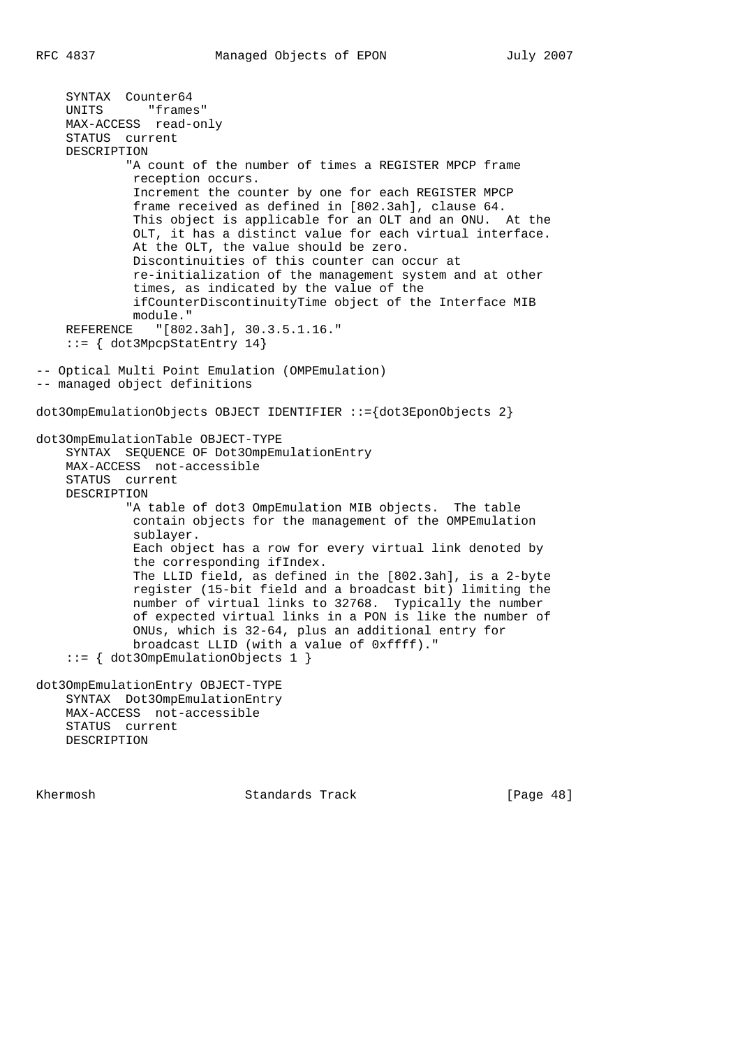```
    SYNTAX  Counter64
    UNITS      "frames"
    MAX-ACCESS  read-only
    STATUS  current
    DESCRIPTION
            "A count of the number of times a REGISTER MPCP frame
             reception occurs.
             Increment the counter by one for each REGISTER MPCP
             frame received as defined in [802.3ah], clause 64.
             This object is applicable for an OLT and an ONU.  At the
             OLT, it has a distinct value for each virtual interface.
             At the OLT, the value should be zero.
             Discontinuities of this counter can occur at
             re-initialization of the management system and at other
             times, as indicated by the value of the
             ifCounterDiscontinuityTime object of the Interface MIB
             module."
    REFERENCE   "[802.3ah], 30.3.5.1.16."
    ::= { dot3MpcpStatEntry 14}

-- Optical Multi Point Emulation (OMPEmulation)
-- managed object definitions

dot3OmpEmulationObjects OBJECT IDENTIFIER ::={dot3EponObjects 2}

dot3OmpEmulationTable OBJECT-TYPE
    SYNTAX  SEQUENCE OF Dot3OmpEmulationEntry
    MAX-ACCESS  not-accessible
    STATUS  current
    DESCRIPTION
            "A table of dot3 OmpEmulation MIB objects.  The table
             contain objects for the management of the OMPEmulation
             sublayer.
             Each object has a row for every virtual link denoted by
             the corresponding ifIndex.
             The LLID field, as defined in the [802.3ah], is a 2-byte
             register (15-bit field and a broadcast bit) limiting the
             number of virtual links to 32768.  Typically the number
             of expected virtual links in a PON is like the number of
             ONUs, which is 32-64, plus an additional entry for
             broadcast LLID (with a value of 0xffff)."
    ::= { dot3OmpEmulationObjects 1 }

dot3OmpEmulationEntry OBJECT-TYPE
    SYNTAX  Dot3OmpEmulationEntry
    MAX-ACCESS  not-accessible
    STATUS  current
    DESCRIPTION
```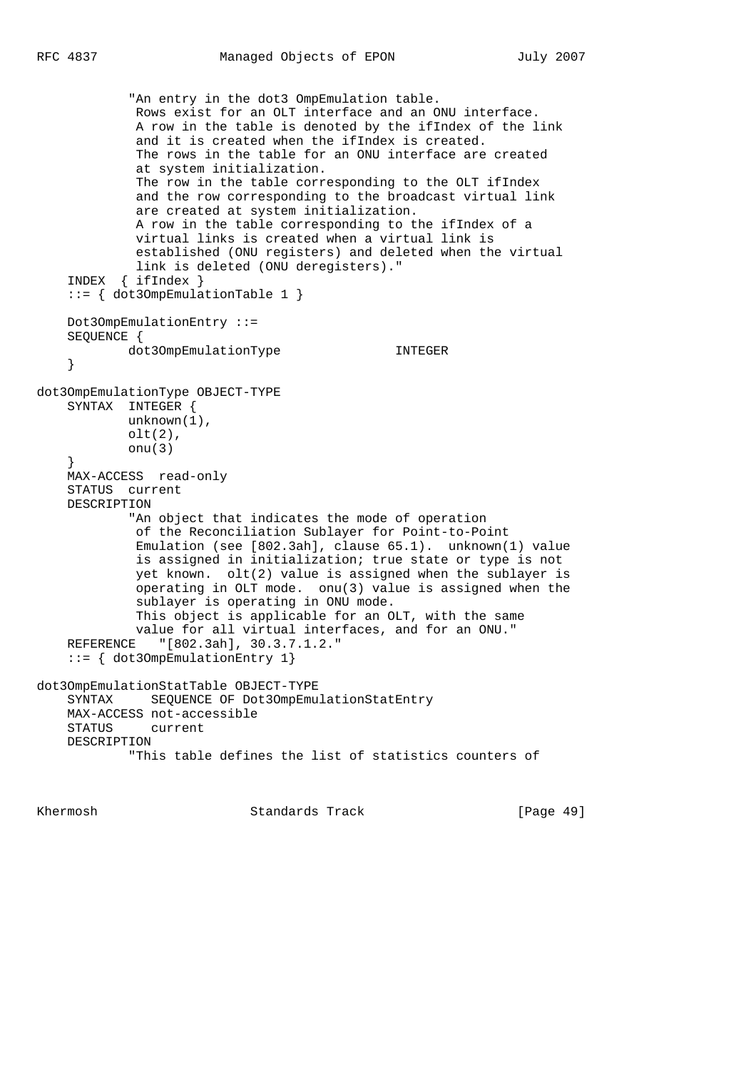```
            "An entry in the dot3 OmpEmulation table.
             Rows exist for an OLT interface and an ONU interface.
             A row in the table is denoted by the ifIndex of the link
             and it is created when the ifIndex is created.
             The rows in the table for an ONU interface are created
             at system initialization.
             The row in the table corresponding to the OLT ifIndex
             and the row corresponding to the broadcast virtual link
             are created at system initialization.
             A row in the table corresponding to the ifIndex of a
             virtual links is created when a virtual link is
             established (ONU registers) and deleted when the virtual
             link is deleted (ONU deregisters)."
    INDEX  { ifIndex }
    ::= { dot3OmpEmulationTable 1 }

    Dot3OmpEmulationEntry ::=
    SEQUENCE {
            dot3OmpEmulationType               INTEGER
    }

dot3OmpEmulationType OBJECT-TYPE
    SYNTAX  INTEGER {
            unknown(1),
            olt(2),
            onu(3)
    }
    MAX-ACCESS  read-only
    STATUS  current
    DESCRIPTION
            "An object that indicates the mode of operation
             of the Reconciliation Sublayer for Point-to-Point
             Emulation (see [802.3ah], clause 65.1).  unknown(1) value
             is assigned in initialization; true state or type is not
             yet known.  olt(2) value is assigned when the sublayer is
             operating in OLT mode.  onu(3) value is assigned when the
             sublayer is operating in ONU mode.
             This object is applicable for an OLT, with the same
             value for all virtual interfaces, and for an ONU."
    REFERENCE   "[802.3ah], 30.3.7.1.2."
    ::= { dot3OmpEmulationEntry 1}

dot3OmpEmulationStatTable OBJECT-TYPE
    SYNTAX      SEQUENCE OF Dot3OmpEmulationStatEntry
    MAX-ACCESS not-accessible
    STATUS     current
    DESCRIPTION
            "This table defines the list of statistics counters of
```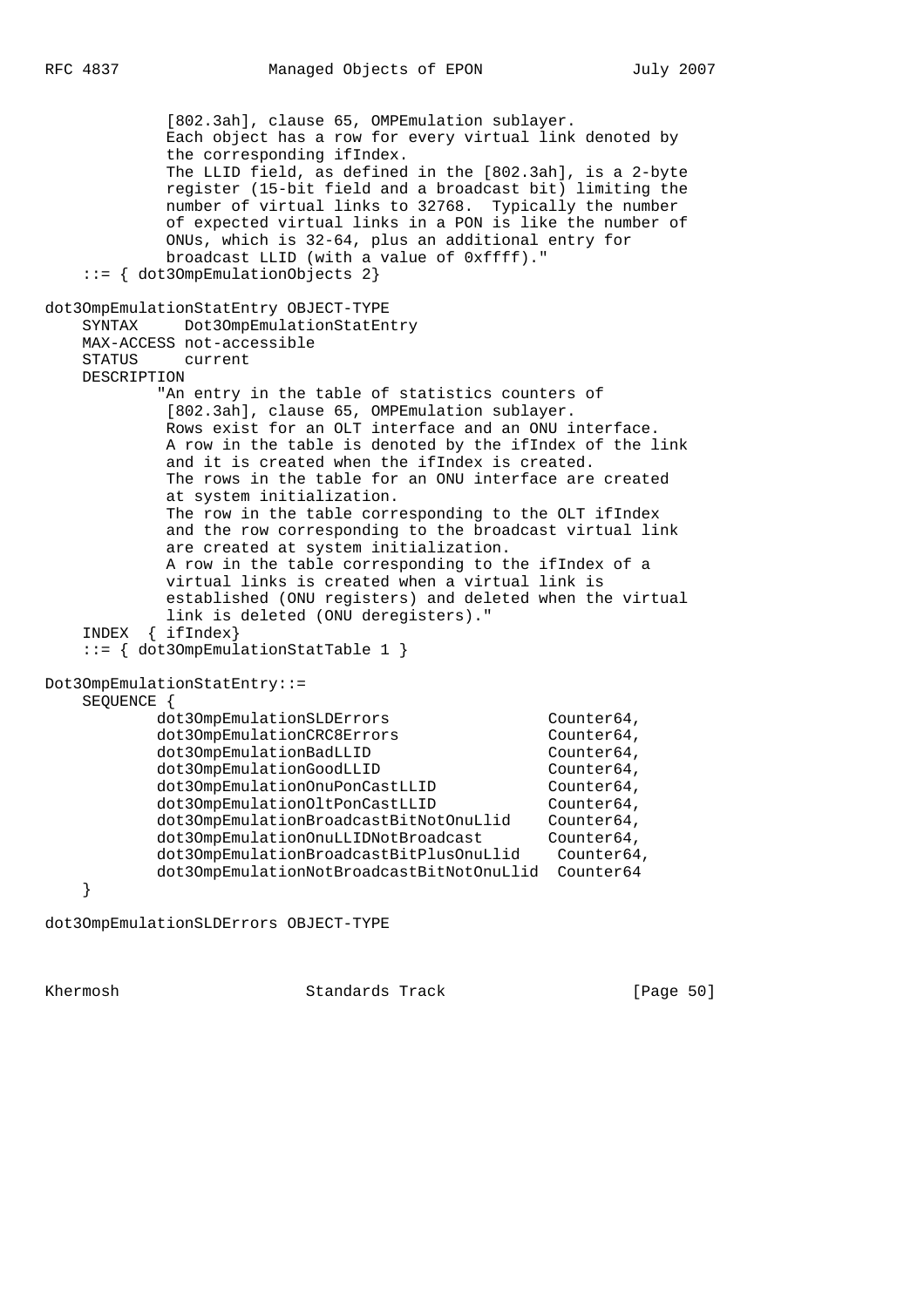```
            [802.3ah], clause 65, OMPEmulation sublayer.
            Each object has a row for every virtual link denoted by
            the corresponding ifIndex.
            The LLID field, as defined in the [802.3ah], is a 2-byte
            register (15-bit field and a broadcast bit) limiting the
            number of virtual links to 32768.  Typically the number
            of expected virtual links in a PON is like the number of
            ONUs, which is 32-64, plus an additional entry for
            broadcast LLID (with a value of 0xffff)."
    ::= { dot3OmpEmulationObjects 2}

dot3OmpEmulationStatEntry OBJECT-TYPE
    SYNTAX     Dot3OmpEmulationStatEntry
    MAX-ACCESS not-accessible
    STATUS     current
    DESCRIPTION
           "An entry in the table of statistics counters of
            [802.3ah], clause 65, OMPEmulation sublayer.
            Rows exist for an OLT interface and an ONU interface.
            A row in the table is denoted by the ifIndex of the link
            and it is created when the ifIndex is created.
            The rows in the table for an ONU interface are created
            at system initialization.
            The row in the table corresponding to the OLT ifIndex
            and the row corresponding to the broadcast virtual link
            are created at system initialization.
            A row in the table corresponding to the ifIndex of a
            virtual links is created when a virtual link is
            established (ONU registers) and deleted when the virtual
            link is deleted (ONU deregisters)."
    INDEX  { ifIndex}
    ::= { dot3OmpEmulationStatTable 1 }

Dot3OmpEmulationStatEntry::=
    SEQUENCE {
            dot3OmpEmulationSLDErrors                 Counter64,
            dot3OmpEmulationCRC8Errors                Counter64,
            dot3OmpEmulationBadLLID                   Counter64,
            dot3OmpEmulationGoodLLID                  Counter64,
            dot3OmpEmulationOnuPonCastLLID            Counter64,
            dot3OmpEmulationOltPonCastLLID            Counter64,
            dot3OmpEmulationBroadcastBitNotOnuLlid    Counter64,
            dot3OmpEmulationOnuLLIDNotBroadcast       Counter64,
            dot3OmpEmulationBroadcastBitPlusOnuLlid    Counter64,
            dot3OmpEmulationNotBroadcastBitNotOnuLlid  Counter64
    }

dot3OmpEmulationSLDErrors OBJECT-TYPE
```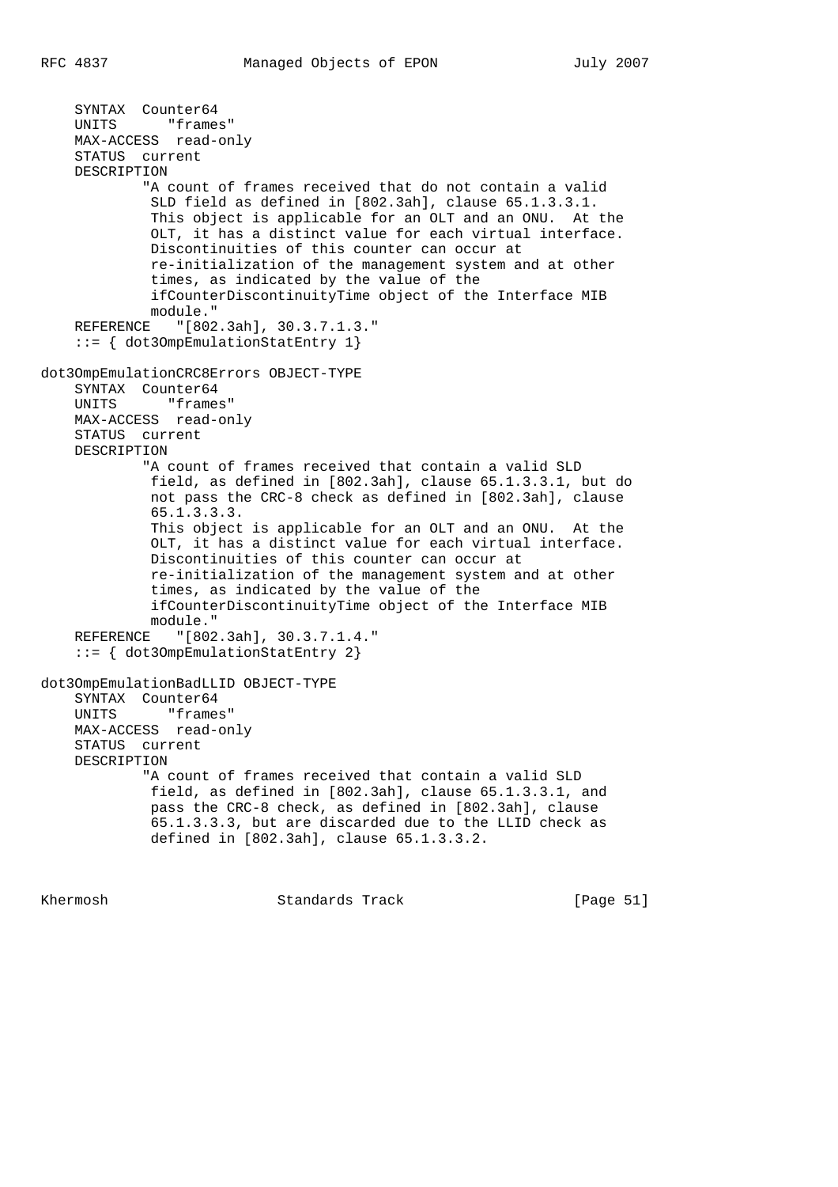```
    SYNTAX  Counter64
    UNITS      "frames"
    MAX-ACCESS  read-only
    STATUS  current
    DESCRIPTION
            "A count of frames received that do not contain a valid
             SLD field as defined in [802.3ah], clause 65.1.3.3.1.
             This object is applicable for an OLT and an ONU.  At the
             OLT, it has a distinct value for each virtual interface.
             Discontinuities of this counter can occur at
             re-initialization of the management system and at other
             times, as indicated by the value of the
             ifCounterDiscontinuityTime object of the Interface MIB
             module."
    REFERENCE   "[802.3ah], 30.3.7.1.3."
    ::= { dot3OmpEmulationStatEntry 1}

dot3OmpEmulationCRC8Errors OBJECT-TYPE
    SYNTAX  Counter64
    UNITS      "frames"
    MAX-ACCESS  read-only
    STATUS  current
    DESCRIPTION
            "A count of frames received that contain a valid SLD
             field, as defined in [802.3ah], clause 65.1.3.3.1, but do
             not pass the CRC-8 check as defined in [802.3ah], clause
             65.1.3.3.3.
             This object is applicable for an OLT and an ONU.  At the
             OLT, it has a distinct value for each virtual interface.
             Discontinuities of this counter can occur at
             re-initialization of the management system and at other
             times, as indicated by the value of the
             ifCounterDiscontinuityTime object of the Interface MIB
             module."
    REFERENCE   "[802.3ah], 30.3.7.1.4."
    ::= { dot3OmpEmulationStatEntry 2}

dot3OmpEmulationBadLLID OBJECT-TYPE
    SYNTAX  Counter64
    UNITS      "frames"
    MAX-ACCESS  read-only
    STATUS  current
    DESCRIPTION
            "A count of frames received that contain a valid SLD
             field, as defined in [802.3ah], clause 65.1.3.3.1, and
             pass the CRC-8 check, as defined in [802.3ah], clause
             65.1.3.3.3, but are discarded due to the LLID check as
             defined in [802.3ah], clause 65.1.3.3.2.
```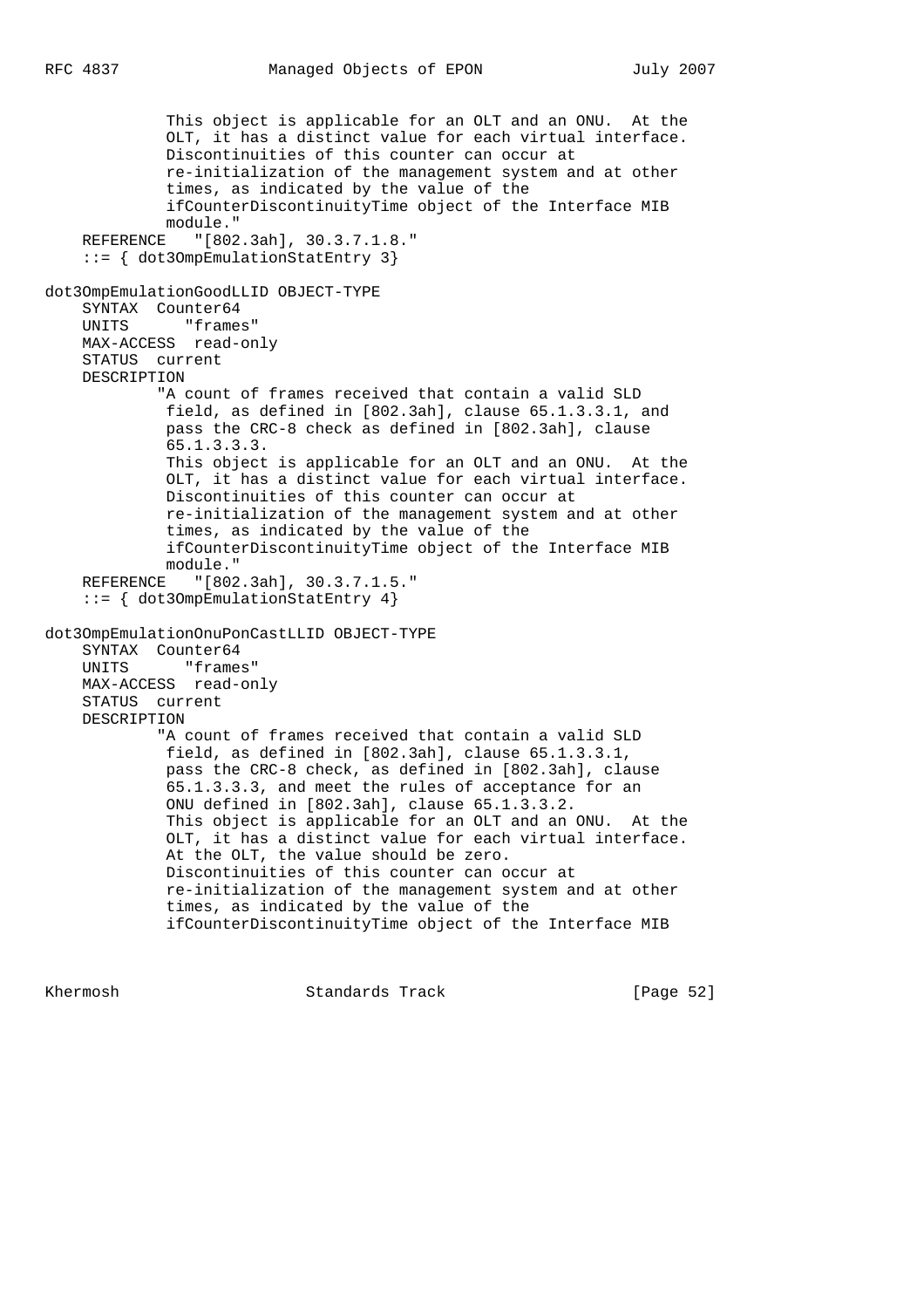```
             This object is applicable for an OLT and an ONU.  At the
             OLT, it has a distinct value for each virtual interface.
             Discontinuities of this counter can occur at
             re-initialization of the management system and at other
             times, as indicated by the value of the
             ifCounterDiscontinuityTime object of the Interface MIB
             module."
    REFERENCE   "[802.3ah], 30.3.7.1.8."
    ::= { dot3OmpEmulationStatEntry 3}

dot3OmpEmulationGoodLLID OBJECT-TYPE
    SYNTAX  Counter64
    UNITS      "frames"
    MAX-ACCESS  read-only
    STATUS  current
    DESCRIPTION
            "A count of frames received that contain a valid SLD
             field, as defined in [802.3ah], clause 65.1.3.3.1, and
             pass the CRC-8 check as defined in [802.3ah], clause
             65.1.3.3.3.
             This object is applicable for an OLT and an ONU.  At the
             OLT, it has a distinct value for each virtual interface.
             Discontinuities of this counter can occur at
             re-initialization of the management system and at other
             times, as indicated by the value of the
             ifCounterDiscontinuityTime object of the Interface MIB
             module."
    REFERENCE   "[802.3ah], 30.3.7.1.5."
    ::= { dot3OmpEmulationStatEntry 4}

dot3OmpEmulationOnuPonCastLLID OBJECT-TYPE
    SYNTAX  Counter64
    UNITS      "frames"
    MAX-ACCESS  read-only
    STATUS  current
    DESCRIPTION
            "A count of frames received that contain a valid SLD
             field, as defined in [802.3ah], clause 65.1.3.3.1,
             pass the CRC-8 check, as defined in [802.3ah], clause
             65.1.3.3.3, and meet the rules of acceptance for an
             ONU defined in [802.3ah], clause 65.1.3.3.2.
             This object is applicable for an OLT and an ONU.  At the
             OLT, it has a distinct value for each virtual interface.
             At the OLT, the value should be zero.
             Discontinuities of this counter can occur at
             re-initialization of the management system and at other
             times, as indicated by the value of the
             ifCounterDiscontinuityTime object of the Interface MIB
```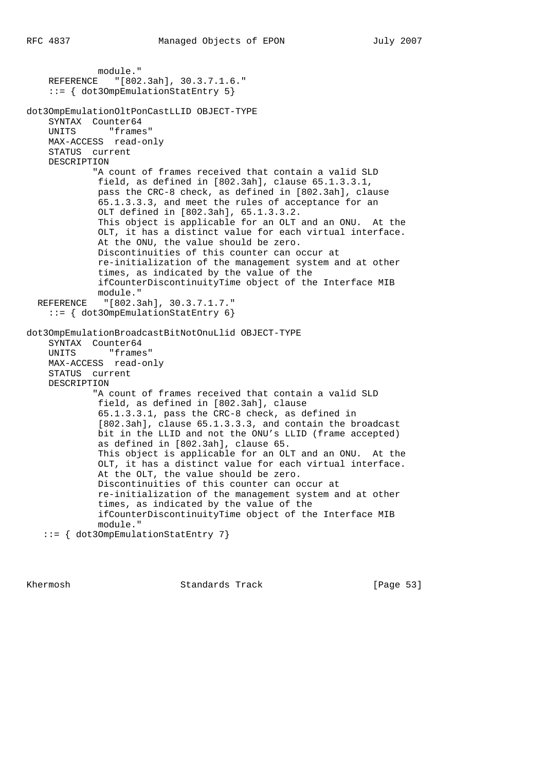```
             module."
    REFERENCE   "[802.3ah], 30.3.7.1.6."
    ::= { dot3OmpEmulationStatEntry 5}

dot3OmpEmulationOltPonCastLLID OBJECT-TYPE
    SYNTAX  Counter64
    UNITS      "frames"
    MAX-ACCESS  read-only
    STATUS  current
    DESCRIPTION
            "A count of frames received that contain a valid SLD
             field, as defined in [802.3ah], clause 65.1.3.3.1,
             pass the CRC-8 check, as defined in [802.3ah], clause
             65.1.3.3.3, and meet the rules of acceptance for an
             OLT defined in [802.3ah], 65.1.3.3.2.
             This object is applicable for an OLT and an ONU.  At the
             OLT, it has a distinct value for each virtual interface.
             At the ONU, the value should be zero.
             Discontinuities of this counter can occur at
             re-initialization of the management system and at other
             times, as indicated by the value of the
             ifCounterDiscontinuityTime object of the Interface MIB
             module."
  REFERENCE   "[802.3ah], 30.3.7.1.7."
    ::= { dot3OmpEmulationStatEntry 6}

dot3OmpEmulationBroadcastBitNotOnuLlid OBJECT-TYPE
    SYNTAX  Counter64
    UNITS      "frames"
    MAX-ACCESS  read-only
    STATUS  current
    DESCRIPTION
            "A count of frames received that contain a valid SLD
             field, as defined in [802.3ah], clause
             65.1.3.3.1, pass the CRC-8 check, as defined in
             [802.3ah], clause 65.1.3.3.3, and contain the broadcast
             bit in the LLID and not the ONU's LLID (frame accepted)
             as defined in [802.3ah], clause 65.
             This object is applicable for an OLT and an ONU.  At the
             OLT, it has a distinct value for each virtual interface.
             At the OLT, the value should be zero.
             Discontinuities of this counter can occur at
             re-initialization of the management system and at other
             times, as indicated by the value of the
             ifCounterDiscontinuityTime object of the Interface MIB
             module."
   ::= { dot3OmpEmulationStatEntry 7}
```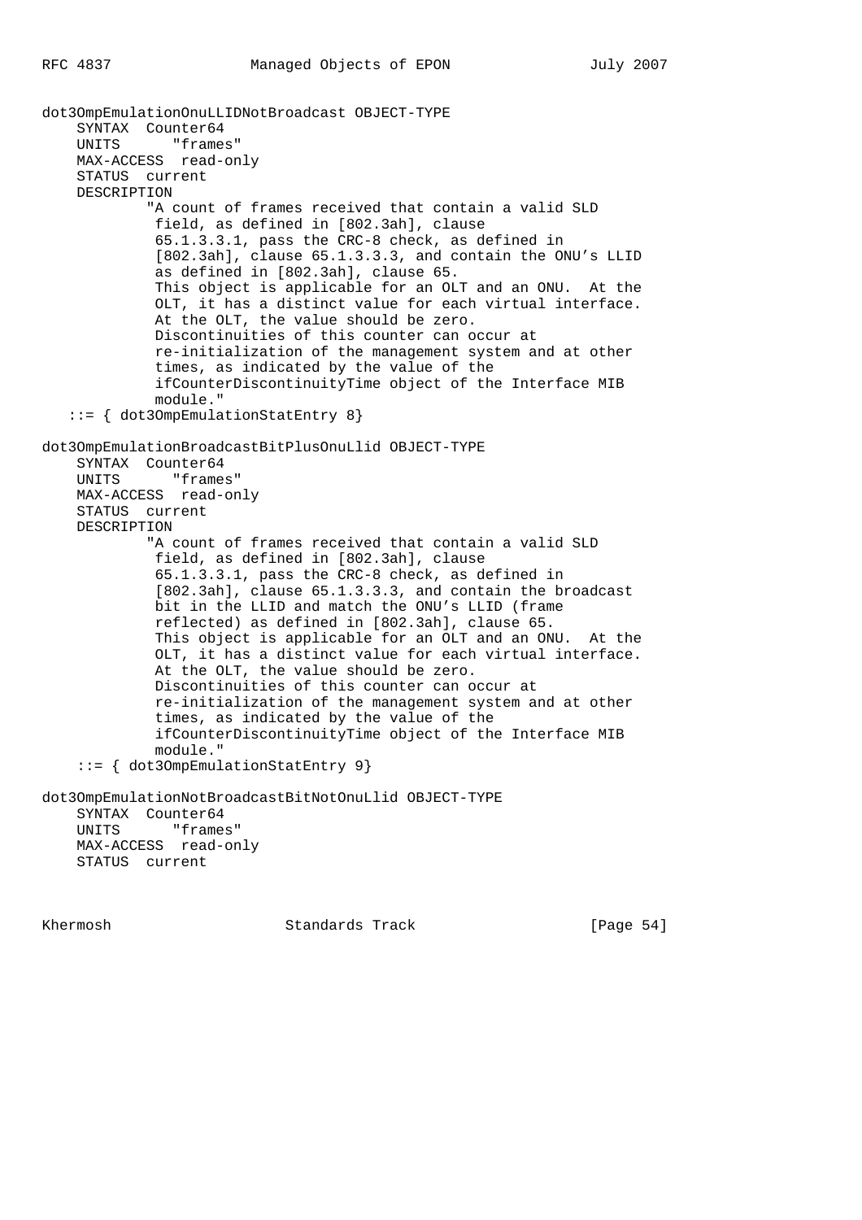```
dot3OmpEmulationOnuLLIDNotBroadcast OBJECT-TYPE
    SYNTAX  Counter64
    UNITS      "frames"
    MAX-ACCESS  read-only
    STATUS  current
    DESCRIPTION
            "A count of frames received that contain a valid SLD
             field, as defined in [802.3ah], clause
             65.1.3.3.1, pass the CRC-8 check, as defined in
             [802.3ah], clause 65.1.3.3.3, and contain the ONU's LLID
             as defined in [802.3ah], clause 65.
             This object is applicable for an OLT and an ONU.  At the
             OLT, it has a distinct value for each virtual interface.
             At the OLT, the value should be zero.
             Discontinuities of this counter can occur at
             re-initialization of the management system and at other
             times, as indicated by the value of the
             ifCounterDiscontinuityTime object of the Interface MIB
             module."
   ::= { dot3OmpEmulationStatEntry 8}

dot3OmpEmulationBroadcastBitPlusOnuLlid OBJECT-TYPE
    SYNTAX  Counter64
    UNITS      "frames"
    MAX-ACCESS  read-only
    STATUS  current
    DESCRIPTION
            "A count of frames received that contain a valid SLD
             field, as defined in [802.3ah], clause
             65.1.3.3.1, pass the CRC-8 check, as defined in
             [802.3ah], clause 65.1.3.3.3, and contain the broadcast
             bit in the LLID and match the ONU's LLID (frame
             reflected) as defined in [802.3ah], clause 65.
             This object is applicable for an OLT and an ONU.  At the
             OLT, it has a distinct value for each virtual interface.
             At the OLT, the value should be zero.
             Discontinuities of this counter can occur at
             re-initialization of the management system and at other
             times, as indicated by the value of the
             ifCounterDiscontinuityTime object of the Interface MIB
             module."
    ::= { dot3OmpEmulationStatEntry 9}

dot3OmpEmulationNotBroadcastBitNotOnuLlid OBJECT-TYPE
    SYNTAX  Counter64
    UNITS      "frames"
    MAX-ACCESS  read-only
    STATUS  current
```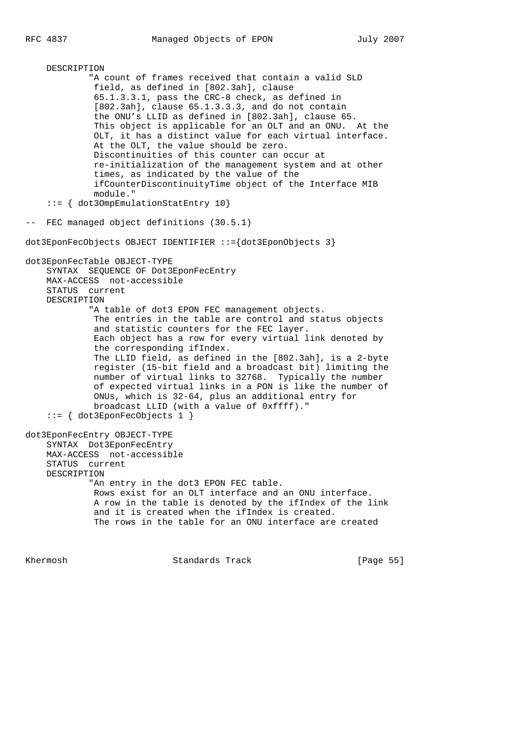```
    DESCRIPTION
            "A count of frames received that contain a valid SLD
             field, as defined in [802.3ah], clause
             65.1.3.3.1, pass the CRC-8 check, as defined in
             [802.3ah], clause 65.1.3.3.3, and do not contain
             the ONU's LLID as defined in [802.3ah], clause 65.
             This object is applicable for an OLT and an ONU.  At the
             OLT, it has a distinct value for each virtual interface.
             At the OLT, the value should be zero.
             Discontinuities of this counter can occur at
             re-initialization of the management system and at other
             times, as indicated by the value of the
             ifCounterDiscontinuityTime object of the Interface MIB
             module."
    ::= { dot3OmpEmulationStatEntry 10}

-- FEC managed object definitions (30.5.1)

dot3EponFecObjects OBJECT IDENTIFIER ::={dot3EponObjects 3}

dot3EponFecTable OBJECT-TYPE
    SYNTAX  SEQUENCE OF Dot3EponFecEntry
    MAX-ACCESS  not-accessible
    STATUS  current
    DESCRIPTION
            "A table of dot3 EPON FEC management objects.
             The entries in the table are control and status objects
             and statistic counters for the FEC layer.
             Each object has a row for every virtual link denoted by
             the corresponding ifIndex.
             The LLID field, as defined in the [802.3ah], is a 2-byte
             register (15-bit field and a broadcast bit) limiting the
             number of virtual links to 32768.  Typically the number
             of expected virtual links in a PON is like the number of
             ONUs, which is 32-64, plus an additional entry for
             broadcast LLID (with a value of 0xffff)."
    ::= { dot3EponFecObjects 1 }

dot3EponFecEntry OBJECT-TYPE
    SYNTAX  Dot3EponFecEntry
    MAX-ACCESS  not-accessible
    STATUS  current
    DESCRIPTION
            "An entry in the dot3 EPON FEC table.
             Rows exist for an OLT interface and an ONU interface.
             A row in the table is denoted by the ifIndex of the link
             and it is created when the ifIndex is created.
             The rows in the table for an ONU interface are created
```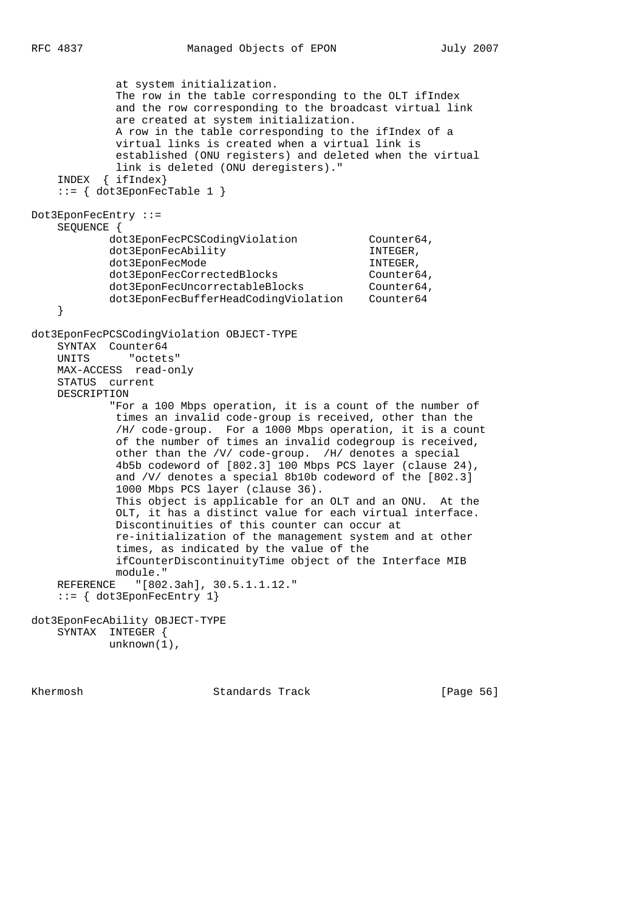```
             at system initialization.
             The row in the table corresponding to the OLT ifIndex
             and the row corresponding to the broadcast virtual link
             are created at system initialization.
             A row in the table corresponding to the ifIndex of a
             virtual links is created when a virtual link is
             established (ONU registers) and deleted when the virtual
             link is deleted (ONU deregisters)."
    INDEX  { ifIndex}
    ::= { dot3EponFecTable 1 }

Dot3EponFecEntry ::=
    SEQUENCE {
            dot3EponFecPCSCodingViolation           Counter64,
            dot3EponFecAbility                      INTEGER,
            dot3EponFecMode                         INTEGER,
            dot3EponFecCorrectedBlocks              Counter64,
            dot3EponFecUncorrectableBlocks          Counter64,
            dot3EponFecBufferHeadCodingViolation    Counter64
    }

dot3EponFecPCSCodingViolation OBJECT-TYPE
    SYNTAX  Counter64
    UNITS      "octets"
    MAX-ACCESS  read-only
    STATUS  current
    DESCRIPTION
            "For a 100 Mbps operation, it is a count of the number of
             times an invalid code-group is received, other than the
             /H/ code-group.  For a 1000 Mbps operation, it is a count
             of the number of times an invalid codegroup is received,
             other than the /V/ code-group.  /H/ denotes a special
             4b5b codeword of [802.3] 100 Mbps PCS layer (clause 24),
             and /V/ denotes a special 8b10b codeword of the [802.3]
             1000 Mbps PCS layer (clause 36).
             This object is applicable for an OLT and an ONU.  At the
             OLT, it has a distinct value for each virtual interface.
             Discontinuities of this counter can occur at
             re-initialization of the management system and at other
             times, as indicated by the value of the
             ifCounterDiscontinuityTime object of the Interface MIB
             module."
    REFERENCE   "[802.3ah], 30.5.1.1.12."
    ::= { dot3EponFecEntry 1}

dot3EponFecAbility OBJECT-TYPE
    SYNTAX  INTEGER {
            unknown(1),
```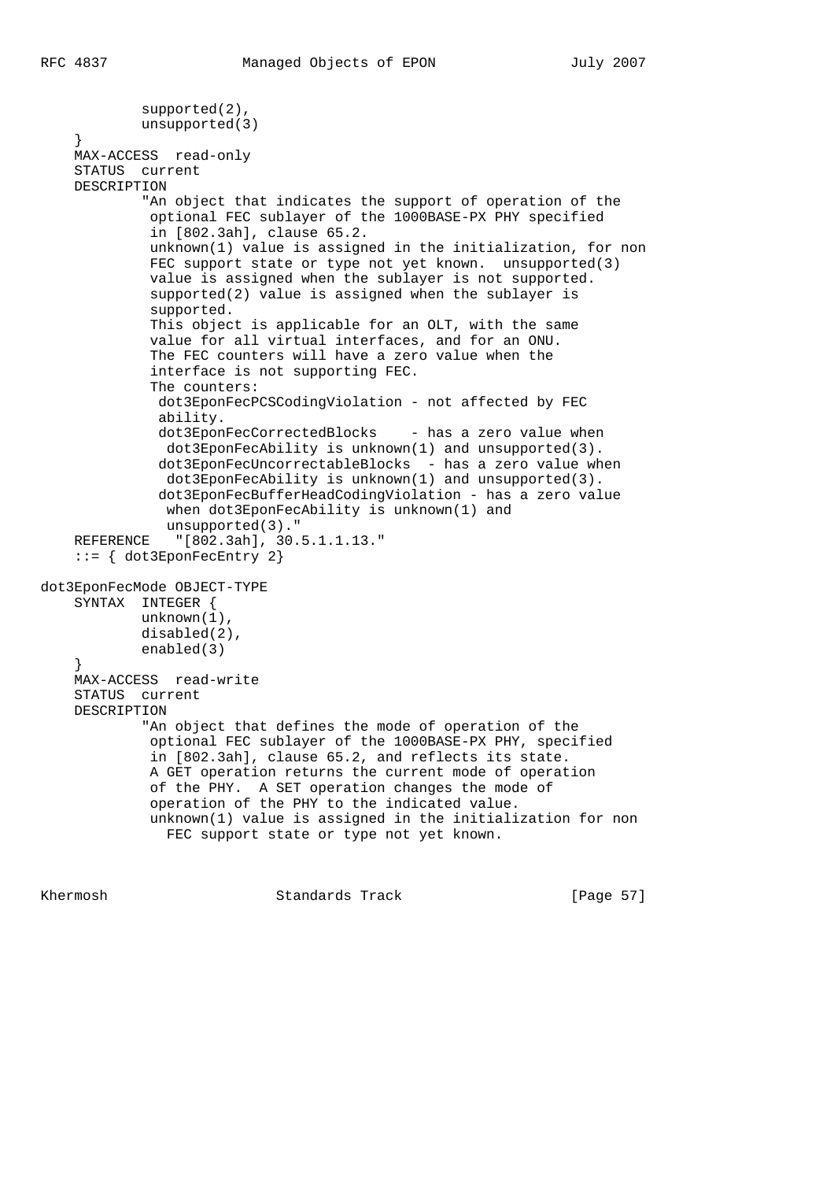```
            supported(2),
            unsupported(3)
    }
    MAX-ACCESS  read-only
    STATUS  current
    DESCRIPTION
            "An object that indicates the support of operation of the
             optional FEC sublayer of the 1000BASE-PX PHY specified
             in [802.3ah], clause 65.2.
             unknown(1) value is assigned in the initialization, for non
             FEC support state or type not yet known.  unsupported(3)
             value is assigned when the sublayer is not supported.
             supported(2) value is assigned when the sublayer is
             supported.
             This object is applicable for an OLT, with the same
             value for all virtual interfaces, and for an ONU.
             The FEC counters will have a zero value when the
             interface is not supporting FEC.
             The counters:
              dot3EponFecPCSCodingViolation - not affected by FEC
              ability.
              dot3EponFecCorrectedBlocks    - has a zero value when
               dot3EponFecAbility is unknown(1) and unsupported(3).
              dot3EponFecUncorrectableBlocks  - has a zero value when
               dot3EponFecAbility is unknown(1) and unsupported(3).
              dot3EponFecBufferHeadCodingViolation - has a zero value
               when dot3EponFecAbility is unknown(1) and
               unsupported(3)."
    REFERENCE   "[802.3ah], 30.5.1.1.13."
    ::= { dot3EponFecEntry 2}

dot3EponFecMode OBJECT-TYPE
    SYNTAX  INTEGER {
            unknown(1),
            disabled(2),
            enabled(3)
    }
    MAX-ACCESS  read-write
    STATUS  current
    DESCRIPTION
            "An object that defines the mode of operation of the
             optional FEC sublayer of the 1000BASE-PX PHY, specified
             in [802.3ah], clause 65.2, and reflects its state.
             A GET operation returns the current mode of operation
             of the PHY.  A SET operation changes the mode of
             operation of the PHY to the indicated value.
             unknown(1) value is assigned in the initialization for non
               FEC support state or type not yet known.
```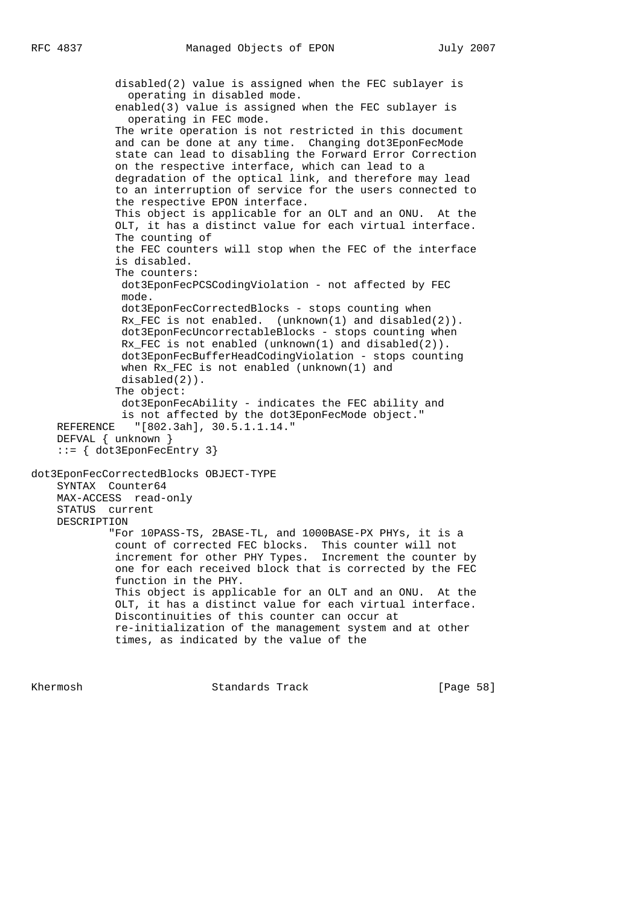```
             disabled(2) value is assigned when the FEC sublayer is
               operating in disabled mode.
             enabled(3) value is assigned when the FEC sublayer is
               operating in FEC mode.
             The write operation is not restricted in this document
             and can be done at any time.  Changing dot3EponFecMode
             state can lead to disabling the Forward Error Correction
             on the respective interface, which can lead to a
             degradation of the optical link, and therefore may lead
             to an interruption of service for the users connected to
             the respective EPON interface.
             This object is applicable for an OLT and an ONU.  At the
             OLT, it has a distinct value for each virtual interface.
             The counting of
             the FEC counters will stop when the FEC of the interface
             is disabled.
             The counters:
              dot3EponFecPCSCodingViolation - not affected by FEC
              mode.
              dot3EponFecCorrectedBlocks - stops counting when
              Rx_FEC is not enabled.  (unknown(1) and disabled(2)).
              dot3EponFecUncorrectableBlocks - stops counting when
              Rx_FEC is not enabled (unknown(1) and disabled(2)).
              dot3EponFecBufferHeadCodingViolation - stops counting
              when Rx_FEC is not enabled (unknown(1) and
              disabled(2)).
             The object:
              dot3EponFecAbility - indicates the FEC ability and
              is not affected by the dot3EponFecMode object."
     REFERENCE   "[802.3ah], 30.5.1.1.14."
     DEFVAL { unknown }
     ::= { dot3EponFecEntry 3}

dot3EponFecCorrectedBlocks OBJECT-TYPE
     SYNTAX  Counter64
     MAX-ACCESS  read-only
     STATUS  current
     DESCRIPTION
            "For 10PASS-TS, 2BASE-TL, and 1000BASE-PX PHYs, it is a
             count of corrected FEC blocks.  This counter will not
             increment for other PHY Types.  Increment the counter by
             one for each received block that is corrected by the FEC
             function in the PHY.
             This object is applicable for an OLT and an ONU.  At the
             OLT, it has a distinct value for each virtual interface.
             Discontinuities of this counter can occur at
             re-initialization of the management system and at other
             times, as indicated by the value of the
```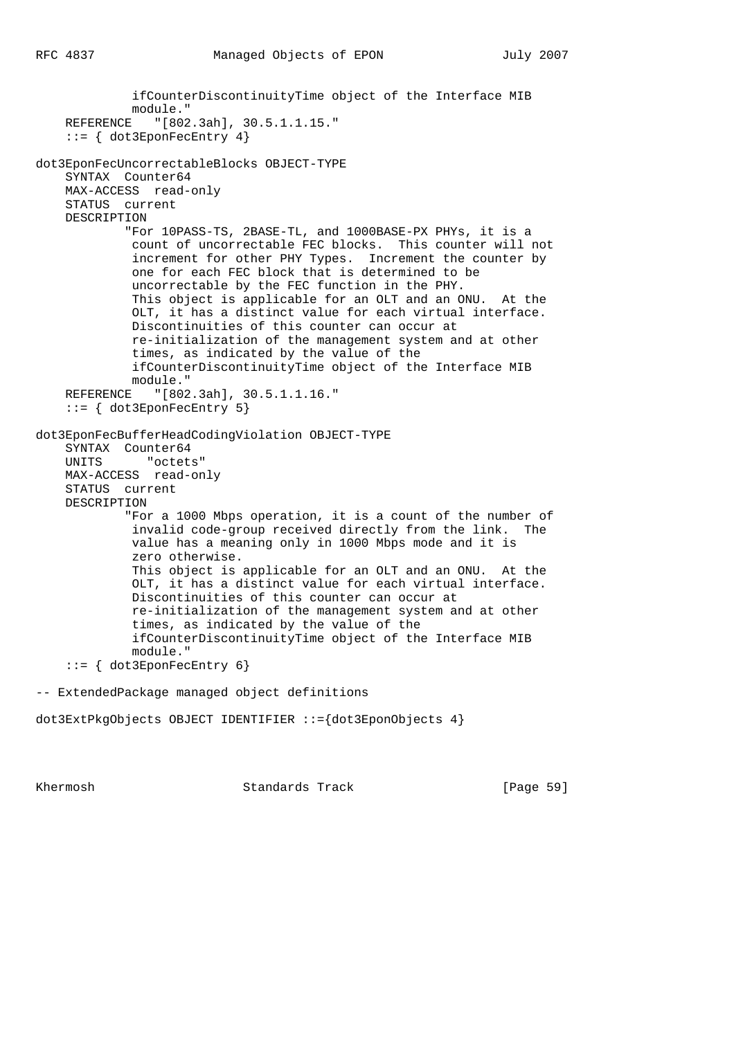```
             ifCounterDiscontinuityTime object of the Interface MIB
             module."
    REFERENCE   "[802.3ah], 30.5.1.1.15."
    ::= { dot3EponFecEntry 4}

dot3EponFecUncorrectableBlocks OBJECT-TYPE
    SYNTAX  Counter64
    MAX-ACCESS  read-only
    STATUS  current
    DESCRIPTION
            "For 10PASS-TS, 2BASE-TL, and 1000BASE-PX PHYs, it is a
             count of uncorrectable FEC blocks.  This counter will not
             increment for other PHY Types.  Increment the counter by
             one for each FEC block that is determined to be
             uncorrectable by the FEC function in the PHY.
             This object is applicable for an OLT and an ONU.  At the
             OLT, it has a distinct value for each virtual interface.
             Discontinuities of this counter can occur at
             re-initialization of the management system and at other
             times, as indicated by the value of the
             ifCounterDiscontinuityTime object of the Interface MIB
             module."
    REFERENCE   "[802.3ah], 30.5.1.1.16."
    ::= { dot3EponFecEntry 5}

dot3EponFecBufferHeadCodingViolation OBJECT-TYPE
    SYNTAX  Counter64
    UNITS       "octets"
    MAX-ACCESS  read-only
    STATUS  current
    DESCRIPTION
            "For a 1000 Mbps operation, it is a count of the number of
             invalid code-group received directly from the link.  The
             value has a meaning only in 1000 Mbps mode and it is
             zero otherwise.
             This object is applicable for an OLT and an ONU.  At the
             OLT, it has a distinct value for each virtual interface.
             Discontinuities of this counter can occur at
             re-initialization of the management system and at other
             times, as indicated by the value of the
             ifCounterDiscontinuityTime object of the Interface MIB
             module."
    ::= { dot3EponFecEntry 6}

-- ExtendedPackage managed object definitions

dot3ExtPkgObjects OBJECT IDENTIFIER ::={dot3EponObjects 4}
```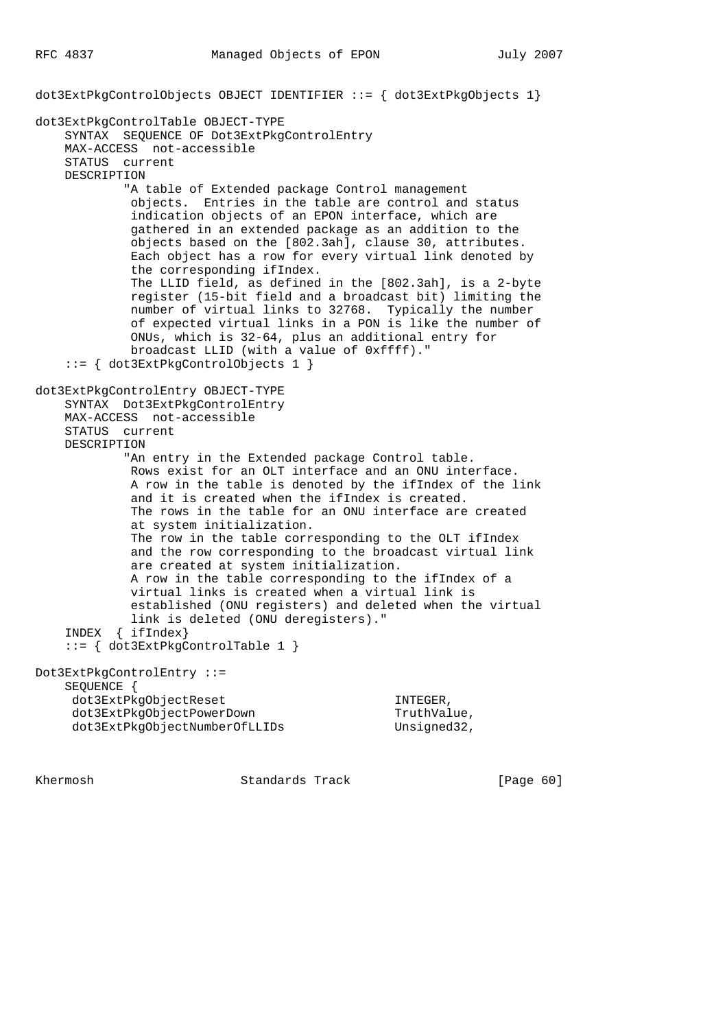```
dot3ExtPkgControlObjects OBJECT IDENTIFIER ::= { dot3ExtPkgObjects 1}

dot3ExtPkgControlTable OBJECT-TYPE
    SYNTAX  SEQUENCE OF Dot3ExtPkgControlEntry
    MAX-ACCESS  not-accessible
    STATUS  current
    DESCRIPTION
            "A table of Extended package Control management
             objects.  Entries in the table are control and status
             indication objects of an EPON interface, which are
             gathered in an extended package as an addition to the
             objects based on the [802.3ah], clause 30, attributes.
             Each object has a row for every virtual link denoted by
             the corresponding ifIndex.
             The LLID field, as defined in the [802.3ah], is a 2-byte
             register (15-bit field and a broadcast bit) limiting the
             number of virtual links to 32768.  Typically the number
             of expected virtual links in a PON is like the number of
             ONUs, which is 32-64, plus an additional entry for
             broadcast LLID (with a value of 0xffff)."
    ::= { dot3ExtPkgControlObjects 1 }

dot3ExtPkgControlEntry OBJECT-TYPE
    SYNTAX  Dot3ExtPkgControlEntry
    MAX-ACCESS  not-accessible
    STATUS  current
    DESCRIPTION
            "An entry in the Extended package Control table.
             Rows exist for an OLT interface and an ONU interface.
             A row in the table is denoted by the ifIndex of the link
             and it is created when the ifIndex is created.
             The rows in the table for an ONU interface are created
             at system initialization.
             The row in the table corresponding to the OLT ifIndex
             and the row corresponding to the broadcast virtual link
             are created at system initialization.
             A row in the table corresponding to the ifIndex of a
             virtual links is created when a virtual link is
             established (ONU registers) and deleted when the virtual
             link is deleted (ONU deregisters)."
    INDEX  { ifIndex}
    ::= { dot3ExtPkgControlTable 1 }

Dot3ExtPkgControlEntry ::=
    SEQUENCE {
     dot3ExtPkgObjectReset                       INTEGER,
     dot3ExtPkgObjectPowerDown                   TruthValue,
     dot3ExtPkgObjectNumberOfLLIDs               Unsigned32,
```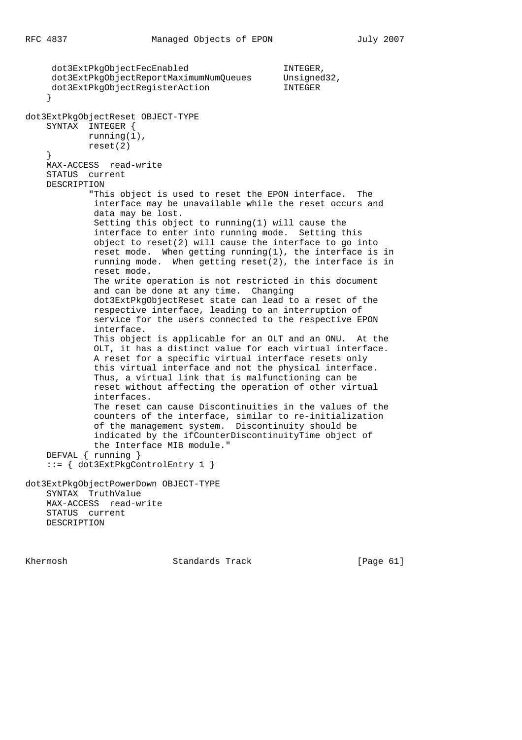```
     dot3ExtPkgObjectFecEnabled                  INTEGER,
     dot3ExtPkgObjectReportMaximumNumQueues      Unsigned32,
     dot3ExtPkgObjectRegisterAction              INTEGER
    }

dot3ExtPkgObjectReset OBJECT-TYPE
    SYNTAX  INTEGER {
            running(1),
            reset(2)
    }
    MAX-ACCESS  read-write
    STATUS  current
    DESCRIPTION
           "This object is used to reset the EPON interface.  The
            interface may be unavailable while the reset occurs and
            data may be lost.
            Setting this object to running(1) will cause the
            interface to enter into running mode.  Setting this
            object to reset(2) will cause the interface to go into
            reset mode.  When getting running(1), the interface is in
            running mode.  When getting reset(2), the interface is in
            reset mode.
            The write operation is not restricted in this document
            and can be done at any time.  Changing
            dot3ExtPkgObjectReset state can lead to a reset of the
            respective interface, leading to an interruption of
            service for the users connected to the respective EPON
            interface.
            This object is applicable for an OLT and an ONU.  At the
            OLT, it has a distinct value for each virtual interface.
            A reset for a specific virtual interface resets only
            this virtual interface and not the physical interface.
            Thus, a virtual link that is malfunctioning can be
            reset without affecting the operation of other virtual
            interfaces.
            The reset can cause Discontinuities in the values of the
            counters of the interface, similar to re-initialization
            of the management system.  Discontinuity should be
            indicated by the ifCounterDiscontinuityTime object of
            the Interface MIB module."
    DEFVAL { running }
    ::= { dot3ExtPkgControlEntry 1 }

dot3ExtPkgObjectPowerDown OBJECT-TYPE
    SYNTAX  TruthValue
    MAX-ACCESS  read-write
    STATUS  current
    DESCRIPTION
```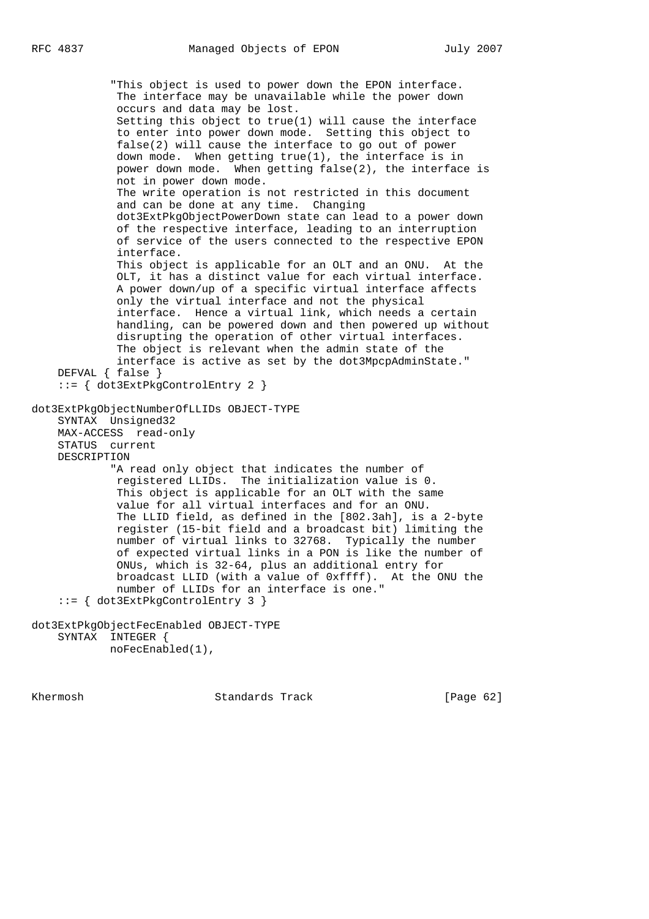```
            "This object is used to power down the EPON interface.
             The interface may be unavailable while the power down
             occurs and data may be lost.
             Setting this object to true(1) will cause the interface
             to enter into power down mode.  Setting this object to
             false(2) will cause the interface to go out of power
             down mode.  When getting true(1), the interface is in
             power down mode.  When getting false(2), the interface is
             not in power down mode.
             The write operation is not restricted in this document
             and can be done at any time.  Changing
             dot3ExtPkgObjectPowerDown state can lead to a power down
             of the respective interface, leading to an interruption
             of service of the users connected to the respective EPON
             interface.
             This object is applicable for an OLT and an ONU.  At the
             OLT, it has a distinct value for each virtual interface.
             A power down/up of a specific virtual interface affects
             only the virtual interface and not the physical
             interface.  Hence a virtual link, which needs a certain
             handling, can be powered down and then powered up without
             disrupting the operation of other virtual interfaces.
             The object is relevant when the admin state of the
             interface is active as set by the dot3MpcpAdminState."
    DEFVAL { false }
    ::= { dot3ExtPkgControlEntry 2 }

dot3ExtPkgObjectNumberOfLLIDs OBJECT-TYPE
    SYNTAX  Unsigned32
    MAX-ACCESS  read-only
    STATUS  current
    DESCRIPTION
            "A read only object that indicates the number of
             registered LLIDs.  The initialization value is 0.
             This object is applicable for an OLT with the same
             value for all virtual interfaces and for an ONU.
             The LLID field, as defined in the [802.3ah], is a 2-byte
             register (15-bit field and a broadcast bit) limiting the
             number of virtual links to 32768.  Typically the number
             of expected virtual links in a PON is like the number of
             ONUs, which is 32-64, plus an additional entry for
             broadcast LLID (with a value of 0xffff).  At the ONU the
             number of LLIDs for an interface is one."
    ::= { dot3ExtPkgControlEntry 3 }

dot3ExtPkgObjectFecEnabled OBJECT-TYPE
    SYNTAX  INTEGER {
            noFecEnabled(1),
```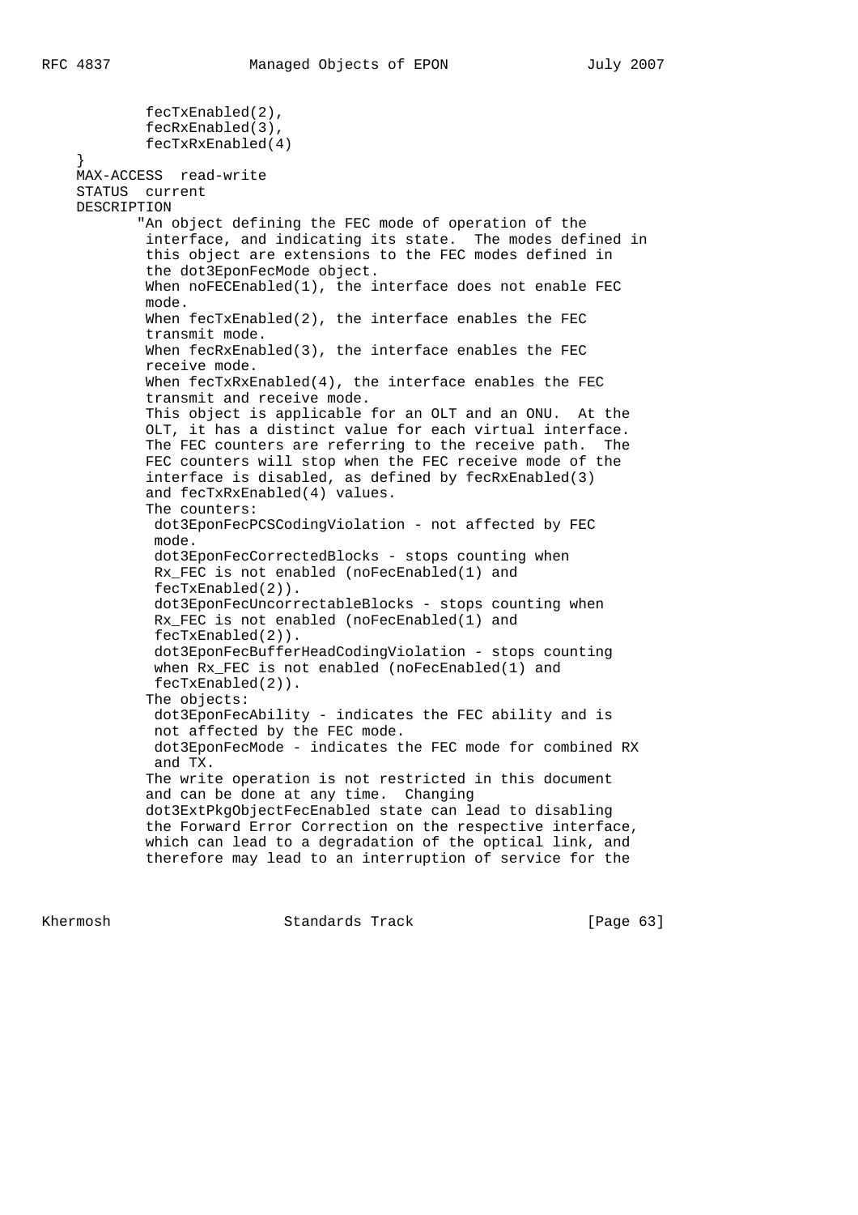```
            fecTxEnabled(2),
            fecRxEnabled(3),
            fecTxRxEnabled(4)
    }
    MAX-ACCESS  read-write
    STATUS  current
    DESCRIPTION
           "An object defining the FEC mode of operation of the
            interface, and indicating its state.  The modes defined in
            this object are extensions to the FEC modes defined in
            the dot3EponFecMode object.
            When noFECEnabled(1), the interface does not enable FEC
            mode.
            When fecTxEnabled(2), the interface enables the FEC
            transmit mode.
            When fecRxEnabled(3), the interface enables the FEC
            receive mode.
            When fecTxRxEnabled(4), the interface enables the FEC
            transmit and receive mode.
            This object is applicable for an OLT and an ONU.  At the
            OLT, it has a distinct value for each virtual interface.
            The FEC counters are referring to the receive path.  The
            FEC counters will stop when the FEC receive mode of the
            interface is disabled, as defined by fecRxEnabled(3)
            and fecTxRxEnabled(4) values.
            The counters:
             dot3EponFecPCSCodingViolation - not affected by FEC
             mode.
             dot3EponFecCorrectedBlocks - stops counting when
             Rx_FEC is not enabled (noFecEnabled(1) and
             fecTxEnabled(2)).
             dot3EponFecUncorrectableBlocks - stops counting when
             Rx_FEC is not enabled (noFecEnabled(1) and
             fecTxEnabled(2)).
             dot3EponFecBufferHeadCodingViolation - stops counting
             when Rx_FEC is not enabled (noFecEnabled(1) and
             fecTxEnabled(2)).
            The objects:
             dot3EponFecAbility - indicates the FEC ability and is
             not affected by the FEC mode.
             dot3EponFecMode - indicates the FEC mode for combined RX
             and TX.
            The write operation is not restricted in this document
            and can be done at any time.  Changing
            dot3ExtPkgObjectFecEnabled state can lead to disabling
            the Forward Error Correction on the respective interface,
            which can lead to a degradation of the optical link, and
            therefore may lead to an interruption of service for the
```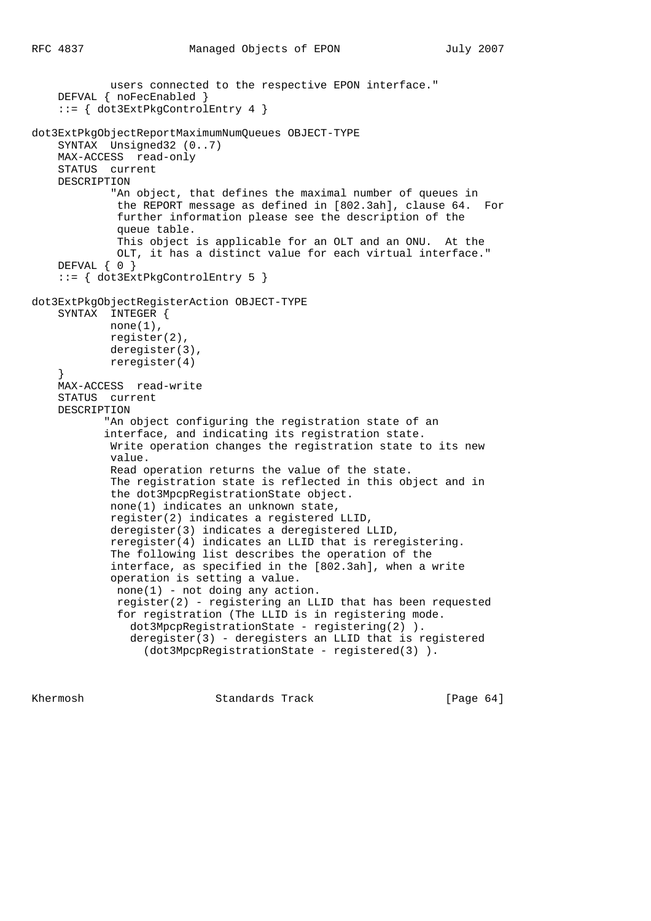```
            users connected to the respective EPON interface."
    DEFVAL { noFecEnabled }
    ::= { dot3ExtPkgControlEntry 4 }

dot3ExtPkgObjectReportMaximumNumQueues OBJECT-TYPE
    SYNTAX  Unsigned32 (0..7)
    MAX-ACCESS  read-only
    STATUS  current
    DESCRIPTION
            "An object, that defines the maximal number of queues in
             the REPORT message as defined in [802.3ah], clause 64.  For
             further information please see the description of the
             queue table.
             This object is applicable for an OLT and an ONU.  At the
             OLT, it has a distinct value for each virtual interface."
    DEFVAL { 0 }
    ::= { dot3ExtPkgControlEntry 5 }

dot3ExtPkgObjectRegisterAction OBJECT-TYPE
    SYNTAX  INTEGER {
            none(1),
            register(2),
            deregister(3),
            reregister(4)
    }
    MAX-ACCESS  read-write
    STATUS  current
    DESCRIPTION
           "An object configuring the registration state of an
           interface, and indicating its registration state.
            Write operation changes the registration state to its new
            value.
            Read operation returns the value of the state.
            The registration state is reflected in this object and in
            the dot3MpcpRegistrationState object.
            none(1) indicates an unknown state,
            register(2) indicates a registered LLID,
            deregister(3) indicates a deregistered LLID,
            reregister(4) indicates an LLID that is reregistering.
            The following list describes the operation of the
            interface, as specified in the [802.3ah], when a write
            operation is setting a value.
             none(1) - not doing any action.
             register(2) - registering an LLID that has been requested
             for registration (The LLID is in registering mode.
               dot3MpcpRegistrationState - registering(2) ).
               deregister(3) - deregisters an LLID that is registered
                 (dot3MpcpRegistrationState - registered(3) ).
```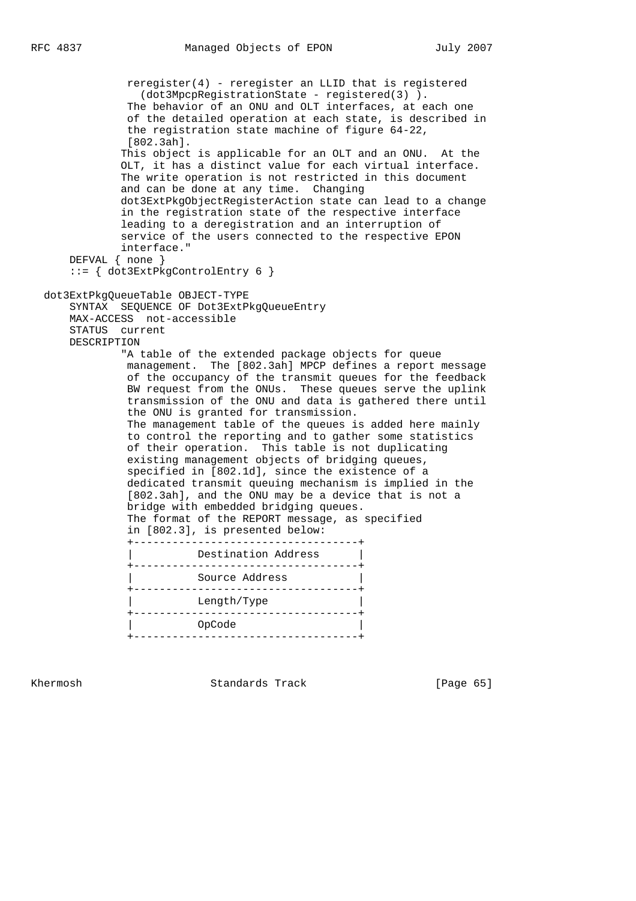```
               reregister(4) - reregister an LLID that is registered
                 (dot3MpcpRegistrationState - registered(3) ).
              The behavior of an ONU and OLT interfaces, at each one
              of the detailed operation at each state, is described in
              the registration state machine of figure 64-22,
              [802.3ah].
             This object is applicable for an OLT and an ONU.  At the
             OLT, it has a distinct value for each virtual interface.
             The write operation is not restricted in this document
             and can be done at any time.  Changing
             dot3ExtPkgObjectRegisterAction state can lead to a change
             in the registration state of the respective interface
             leading to a deregistration and an interruption of
             service of the users connected to the respective EPON
             interface."
       DEFVAL { none }
       ::= { dot3ExtPkgControlEntry 6 }

   dot3ExtPkgQueueTable OBJECT-TYPE
       SYNTAX  SEQUENCE OF Dot3ExtPkgQueueEntry
       MAX-ACCESS  not-accessible
       STATUS  current
       DESCRIPTION
             "A table of the extended package objects for queue
              management.  The [802.3ah] MPCP defines a report message
              of the occupancy of the transmit queues for the feedback
              BW request from the ONUs.  These queues serve the uplink
              transmission of the ONU and data is gathered there until
              the ONU is granted for transmission.
              The management table of the queues is added here mainly
              to control the reporting and to gather some statistics
              of their operation.  This table is not duplicating
              existing management objects of bridging queues,
              specified in [802.1d], since the existence of a
              dedicated transmit queuing mechanism is implied in the
              [802.3ah], and the ONU may be a device that is not a
              bridge with embedded bridging queues.
              The format of the REPORT message, as specified
              in [802.3], is presented below:
              +-----------------------------------+
              |           Destination Address     |
              +-----------------------------------+
              |           Source Address          |
              +-----------------------------------+
              |           Length/Type             |
              +-----------------------------------+
              |           OpCode                  |
              +-----------------------------------+
```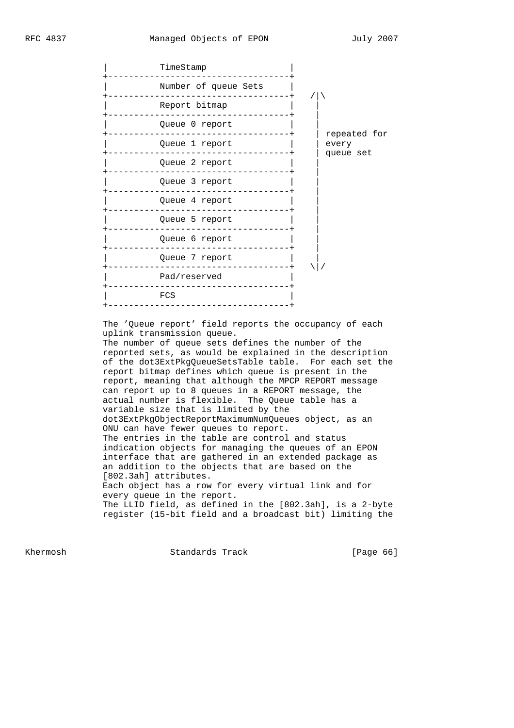```
        |          TimeStamp                 |
        +------------------------------------+
        |          Number of queue Sets      |
        +------------------------------------+   /|\
        |          Report bitmap             |    |
        +------------------------------------+    |
        |          Queue 0 report            |    |
        +------------------------------------+    | repeated for
        |          Queue 1 report            |    | every
        +------------------------------------+    | queue_set
        |          Queue 2 report            |    |
        +------------------------------------+    |
        |          Queue 3 report            |    |
        +------------------------------------+    |
        |          Queue 4 report            |    |
        +------------------------------------+    |
        |          Queue 5 report            |    |
        +------------------------------------+    |
        |          Queue 6 report            |    |
        +------------------------------------+    |
        |          Queue 7 report            |    |
        +------------------------------------+   \|/
        |          Pad/reserved              |
        +------------------------------------+
        |          FCS                       |
        +------------------------------------+
```

The 'Queue report' field reports the occupancy of each uplink transmission queue.
The number of queue sets defines the number of the reported sets, as would be explained in the description of the dot3ExtPkgQueueSetsTable table. For each set the report bitmap defines which queue is present in the report, meaning that although the MPCP REPORT message can report up to 8 queues in a REPORT message, the actual number is flexible. The Queue table has a variable size that is limited by the dot3ExtPkgObjectReportMaximumNumQueues object, as an ONU can have fewer queues to report.
The entries in the table are control and status indication objects for managing the queues of an EPON interface that are gathered in an extended package as an addition to the objects that are based on the [802.3ah] attributes.
Each object has a row for every virtual link and for every queue in the report.
The LLID field, as defined in the [802.3ah], is a 2-byte register (15-bit field and a broadcast bit) limiting the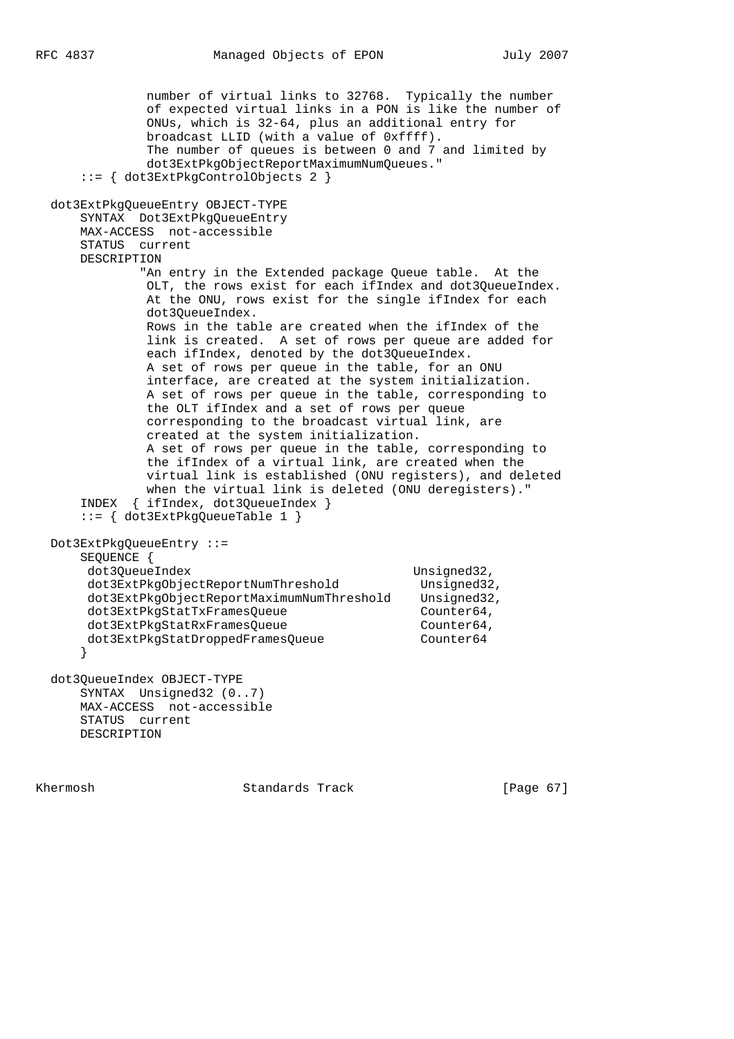```
               number of virtual links to 32768.  Typically the number
               of expected virtual links in a PON is like the number of
               ONUs, which is 32-64, plus an additional entry for
               broadcast LLID (with a value of 0xffff).
               The number of queues is between 0 and 7 and limited by
               dot3ExtPkgObjectReportMaximumNumQueues."
       ::= { dot3ExtPkgControlObjects 2 }

   dot3ExtPkgQueueEntry OBJECT-TYPE
       SYNTAX  Dot3ExtPkgQueueEntry
       MAX-ACCESS  not-accessible
       STATUS  current
       DESCRIPTION
              "An entry in the Extended package Queue table.  At the
               OLT, the rows exist for each ifIndex and dot3QueueIndex.
               At the ONU, rows exist for the single ifIndex for each
               dot3QueueIndex.
               Rows in the table are created when the ifIndex of the
               link is created.  A set of rows per queue are added for
               each ifIndex, denoted by the dot3QueueIndex.
               A set of rows per queue in the table, for an ONU
               interface, are created at the system initialization.
               A set of rows per queue in the table, corresponding to
               the OLT ifIndex and a set of rows per queue
               corresponding to the broadcast virtual link, are
               created at the system initialization.
               A set of rows per queue in the table, corresponding to
               the ifIndex of a virtual link, are created when the
               virtual link is established (ONU registers), and deleted
               when the virtual link is deleted (ONU deregisters)."
       INDEX  { ifIndex, dot3QueueIndex }
       ::= { dot3ExtPkgQueueTable 1 }

   Dot3ExtPkgQueueEntry ::=
       SEQUENCE {
        dot3QueueIndex                             Unsigned32,
        dot3ExtPkgObjectReportNumThreshold          Unsigned32,
        dot3ExtPkgObjectReportMaximumNumThreshold    Unsigned32,
        dot3ExtPkgStatTxFramesQueue                 Counter64,
        dot3ExtPkgStatRxFramesQueue                 Counter64,
        dot3ExtPkgStatDroppedFramesQueue            Counter64
       }

   dot3QueueIndex OBJECT-TYPE
       SYNTAX  Unsigned32 (0..7)
       MAX-ACCESS  not-accessible
       STATUS  current
       DESCRIPTION
```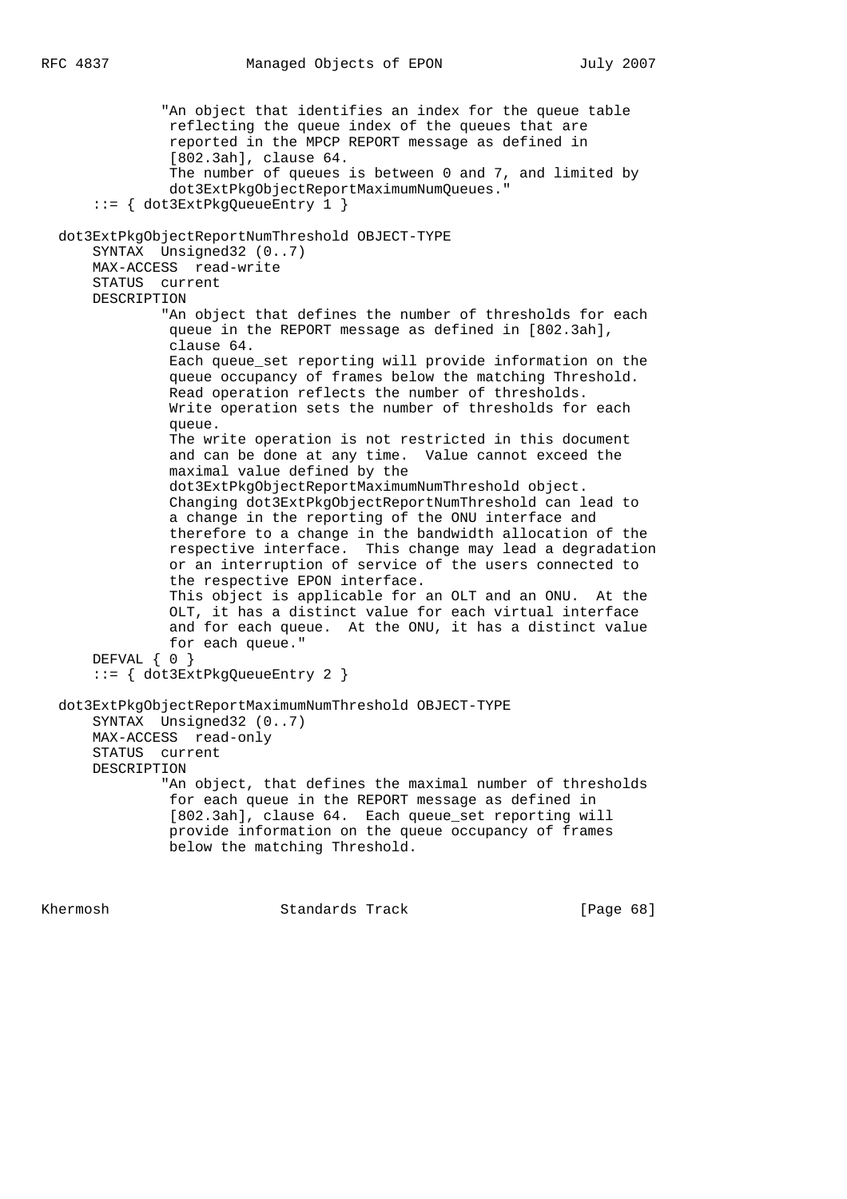```
             "An object that identifies an index for the queue table
              reflecting the queue index of the queues that are
              reported in the MPCP REPORT message as defined in
              [802.3ah], clause 64.
              The number of queues is between 0 and 7, and limited by
              dot3ExtPkgObjectReportMaximumNumQueues."
      ::= { dot3ExtPkgQueueEntry 1 }

  dot3ExtPkgObjectReportNumThreshold OBJECT-TYPE
      SYNTAX  Unsigned32 (0..7)
      MAX-ACCESS  read-write
      STATUS  current
      DESCRIPTION
             "An object that defines the number of thresholds for each
              queue in the REPORT message as defined in [802.3ah],
              clause 64.
              Each queue_set reporting will provide information on the
              queue occupancy of frames below the matching Threshold.
              Read operation reflects the number of thresholds.
              Write operation sets the number of thresholds for each
              queue.
              The write operation is not restricted in this document
              and can be done at any time.  Value cannot exceed the
              maximal value defined by the
              dot3ExtPkgObjectReportMaximumNumThreshold object.
              Changing dot3ExtPkgObjectReportNumThreshold can lead to
              a change in the reporting of the ONU interface and
              therefore to a change in the bandwidth allocation of the
              respective interface.  This change may lead a degradation
              or an interruption of service of the users connected to
              the respective EPON interface.
              This object is applicable for an OLT and an ONU.  At the
              OLT, it has a distinct value for each virtual interface
              and for each queue.  At the ONU, it has a distinct value
              for each queue."
      DEFVAL { 0 }
      ::= { dot3ExtPkgQueueEntry 2 }

  dot3ExtPkgObjectReportMaximumNumThreshold OBJECT-TYPE
      SYNTAX  Unsigned32 (0..7)
      MAX-ACCESS  read-only
      STATUS  current
      DESCRIPTION
             "An object, that defines the maximal number of thresholds
              for each queue in the REPORT message as defined in
              [802.3ah], clause 64.  Each queue_set reporting will
              provide information on the queue occupancy of frames
              below the matching Threshold.
```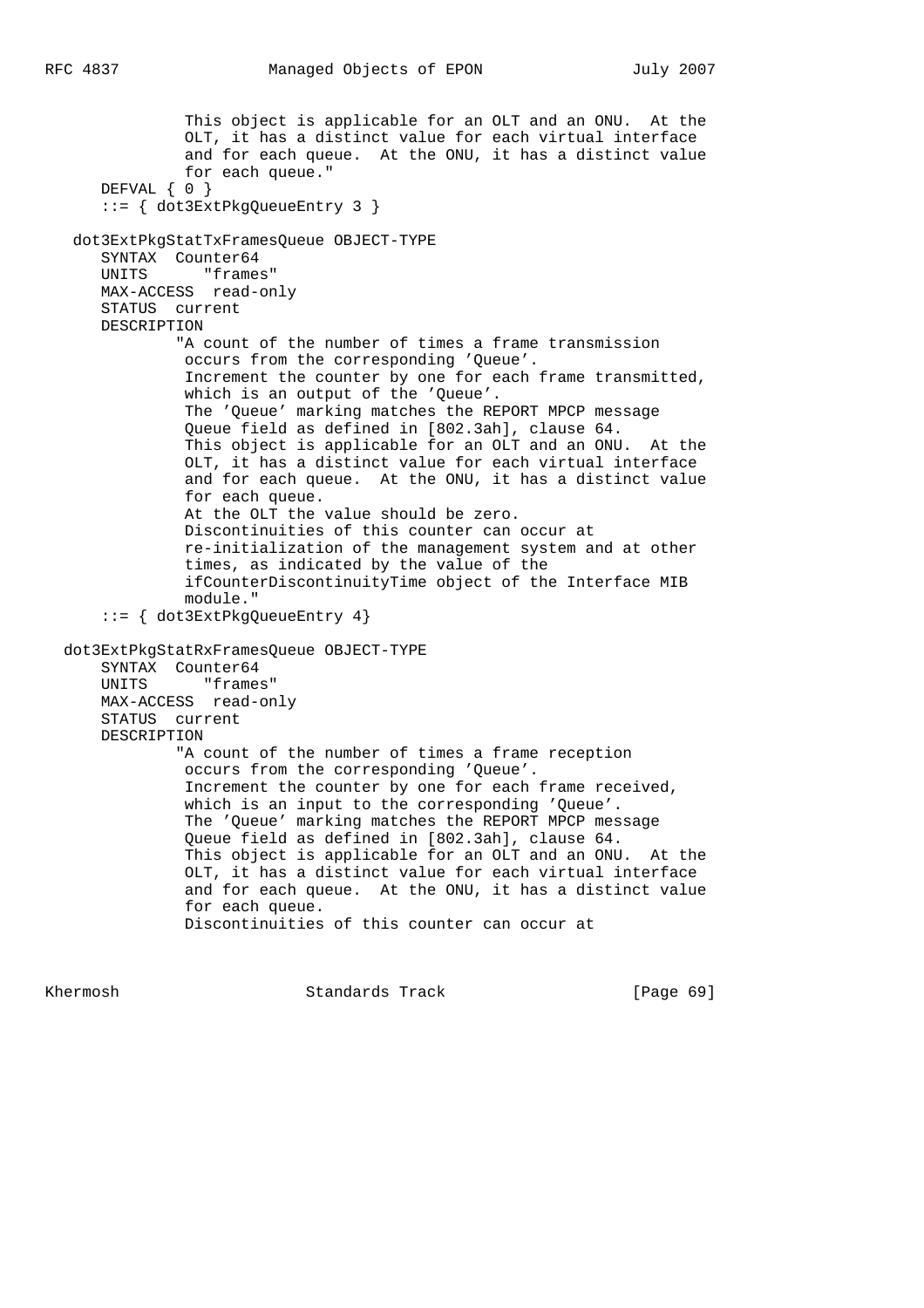```
               This object is applicable for an OLT and an ONU.  At the
               OLT, it has a distinct value for each virtual interface
               and for each queue.  At the ONU, it has a distinct value
               for each queue."
      DEFVAL { 0 }
      ::= { dot3ExtPkgQueueEntry 3 }

   dot3ExtPkgStatTxFramesQueue OBJECT-TYPE
      SYNTAX  Counter64
      UNITS      "frames"
      MAX-ACCESS  read-only
      STATUS  current
      DESCRIPTION
              "A count of the number of times a frame transmission
               occurs from the corresponding 'Queue'.
               Increment the counter by one for each frame transmitted,
               which is an output of the 'Queue'.
               The 'Queue' marking matches the REPORT MPCP message
               Queue field as defined in [802.3ah], clause 64.
               This object is applicable for an OLT and an ONU.  At the
               OLT, it has a distinct value for each virtual interface
               and for each queue.  At the ONU, it has a distinct value
               for each queue.
               At the OLT the value should be zero.
               Discontinuities of this counter can occur at
               re-initialization of the management system and at other
               times, as indicated by the value of the
               ifCounterDiscontinuityTime object of the Interface MIB
               module."
      ::= { dot3ExtPkgQueueEntry 4}

  dot3ExtPkgStatRxFramesQueue OBJECT-TYPE
      SYNTAX  Counter64
      UNITS      "frames"
      MAX-ACCESS  read-only
      STATUS  current
      DESCRIPTION
              "A count of the number of times a frame reception
               occurs from the corresponding 'Queue'.
               Increment the counter by one for each frame received,
               which is an input to the corresponding 'Queue'.
               The 'Queue' marking matches the REPORT MPCP message
               Queue field as defined in [802.3ah], clause 64.
               This object is applicable for an OLT and an ONU.  At the
               OLT, it has a distinct value for each virtual interface
               and for each queue.  At the ONU, it has a distinct value
               for each queue.
               Discontinuities of this counter can occur at
```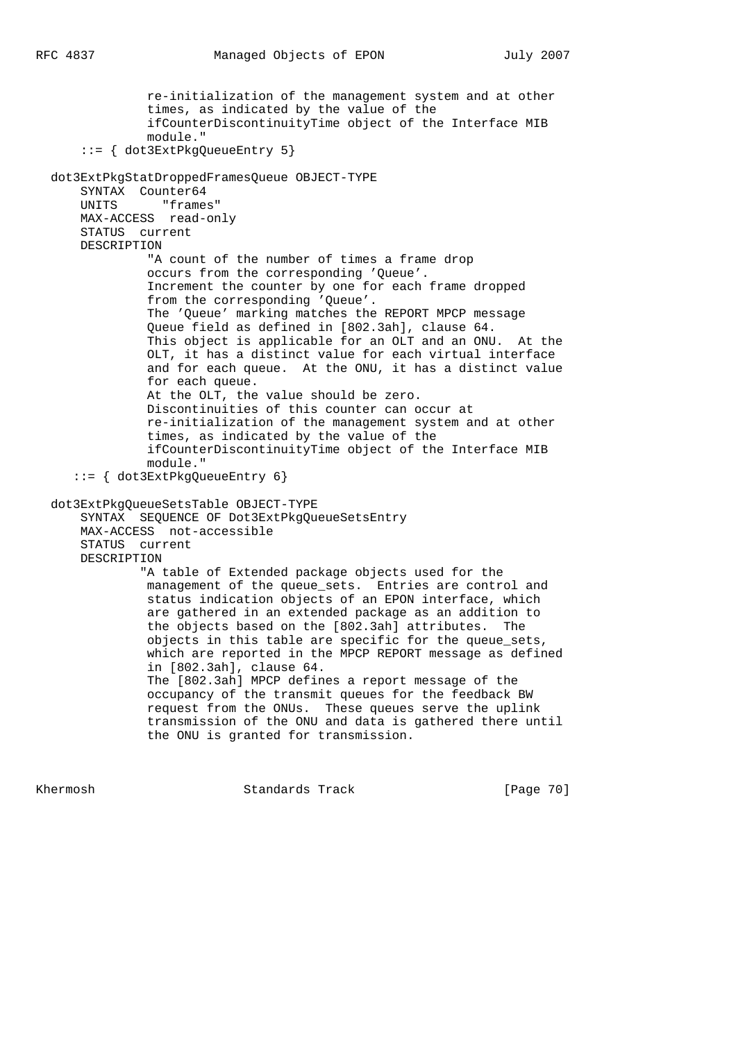```
               re-initialization of the management system and at other
               times, as indicated by the value of the
               ifCounterDiscontinuityTime object of the Interface MIB
               module."
      ::= { dot3ExtPkgQueueEntry 5}

  dot3ExtPkgStatDroppedFramesQueue OBJECT-TYPE
      SYNTAX  Counter64
      UNITS      "frames"
      MAX-ACCESS  read-only
      STATUS  current
      DESCRIPTION
               "A count of the number of times a frame drop
               occurs from the corresponding 'Queue'.
               Increment the counter by one for each frame dropped
               from the corresponding 'Queue'.
               The 'Queue' marking matches the REPORT MPCP message
               Queue field as defined in [802.3ah], clause 64.
               This object is applicable for an OLT and an ONU.  At the
               OLT, it has a distinct value for each virtual interface
               and for each queue.  At the ONU, it has a distinct value
               for each queue.
               At the OLT, the value should be zero.
               Discontinuities of this counter can occur at
               re-initialization of the management system and at other
               times, as indicated by the value of the
               ifCounterDiscontinuityTime object of the Interface MIB
               module."
     ::= { dot3ExtPkgQueueEntry 6}

  dot3ExtPkgQueueSetsTable OBJECT-TYPE
      SYNTAX  SEQUENCE OF Dot3ExtPkgQueueSetsEntry
      MAX-ACCESS  not-accessible
      STATUS  current
      DESCRIPTION
              "A table of Extended package objects used for the
               management of the queue_sets.  Entries are control and
               status indication objects of an EPON interface, which
               are gathered in an extended package as an addition to
               the objects based on the [802.3ah] attributes.  The
               objects in this table are specific for the queue_sets,
               which are reported in the MPCP REPORT message as defined
               in [802.3ah], clause 64.
               The [802.3ah] MPCP defines a report message of the
               occupancy of the transmit queues for the feedback BW
               request from the ONUs.  These queues serve the uplink
               transmission of the ONU and data is gathered there until
               the ONU is granted for transmission.
```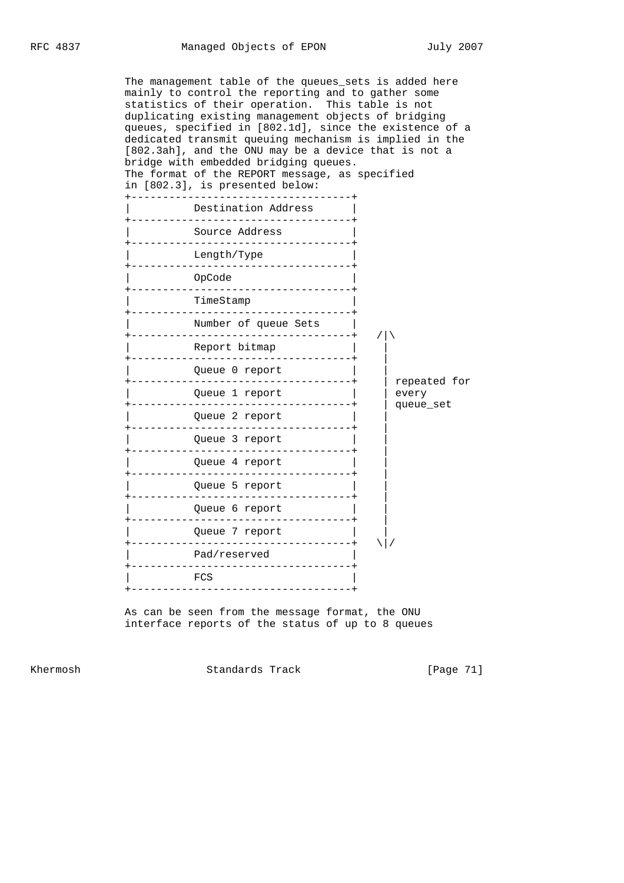The management table of the queues_sets is added here mainly to control the reporting and to gather some statistics of their operation. This table is not duplicating existing management objects of bridging queues, specified in [802.1d], since the existence of a dedicated transmit queuing mechanism is implied in the [802.3ah], and the ONU may be a device that is not a bridge with embedded bridging queues.
The format of the REPORT message, as specified in [802.3], is presented below:

```
+-----------------------------------+
|          Destination Address      |
+-----------------------------------+
|          Source Address           |
+-----------------------------------+
|          Length/Type              |
+-----------------------------------+
|          OpCode                   |
+-----------------------------------+
|          TimeStamp                |
+-----------------------------------+
|          Number of queue Sets     |
+-----------------------------------+   /|\
|          Report bitmap            |    |
+-----------------------------------+    |
|          Queue 0 report           |    |
+-----------------------------------+    | repeated for
|          Queue 1 report           |    | every
+-----------------------------------+    | queue_set
|          Queue 2 report           |    |
+-----------------------------------+    |
|          Queue 3 report           |    |
+-----------------------------------+    |
|          Queue 4 report           |    |
+-----------------------------------+    |
|          Queue 5 report           |    |
+-----------------------------------+    |
|          Queue 6 report           |    |
+-----------------------------------+    |
|          Queue 7 report           |    |
+-----------------------------------+   \|/
|          Pad/reserved             |
+-----------------------------------+
|          FCS                      |
+-----------------------------------+
```

As can be seen from the message format, the ONU interface reports of the status of up to 8 queues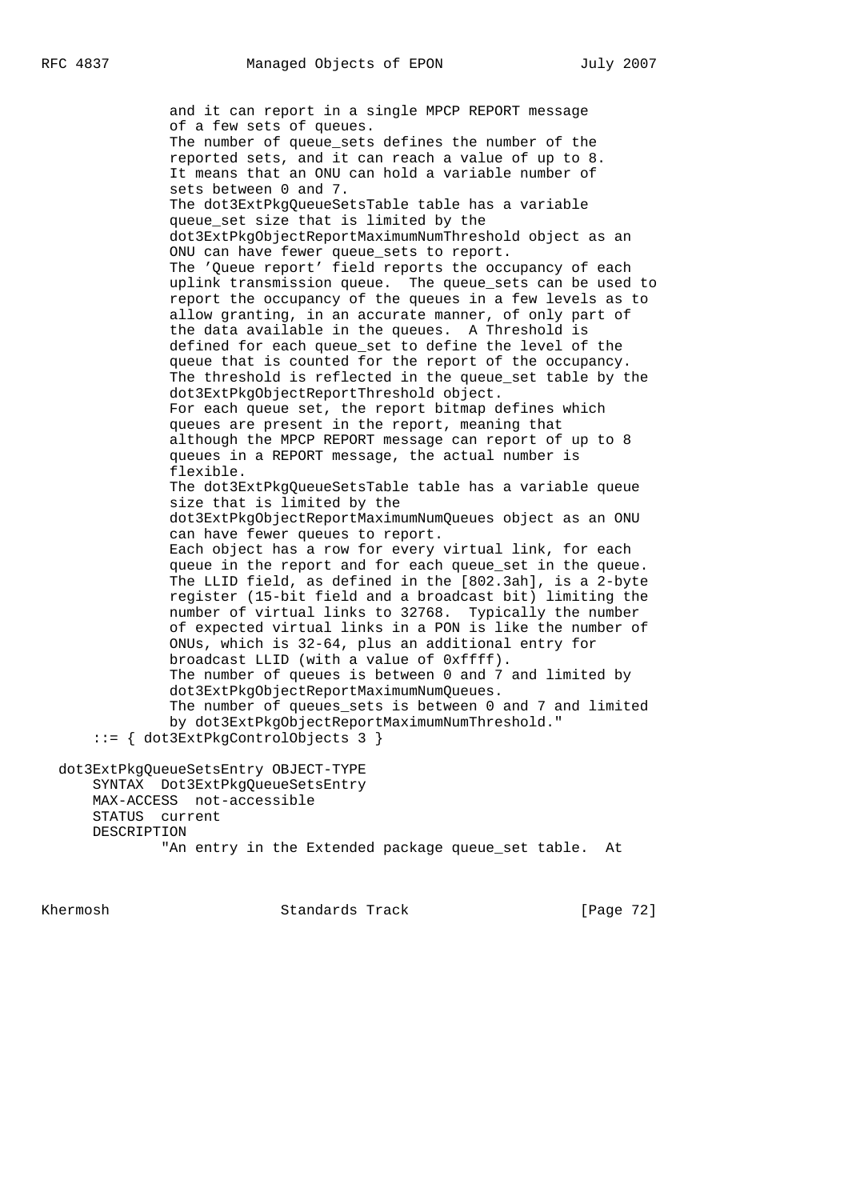```
              and it can report in a single MPCP REPORT message
              of a few sets of queues.
              The number of queue_sets defines the number of the
              reported sets, and it can reach a value of up to 8.
              It means that an ONU can hold a variable number of
              sets between 0 and 7.
              The dot3ExtPkgQueueSetsTable table has a variable
              queue_set size that is limited by the
              dot3ExtPkgObjectReportMaximumNumThreshold object as an
              ONU can have fewer queue_sets to report.
              The 'Queue report' field reports the occupancy of each
              uplink transmission queue.  The queue_sets can be used to
              report the occupancy of the queues in a few levels as to
              allow granting, in an accurate manner, of only part of
              the data available in the queues.  A Threshold is
              defined for each queue_set to define the level of the
              queue that is counted for the report of the occupancy.
              The threshold is reflected in the queue_set table by the
              dot3ExtPkgObjectReportThreshold object.
              For each queue set, the report bitmap defines which
              queues are present in the report, meaning that
              although the MPCP REPORT message can report of up to 8
              queues in a REPORT message, the actual number is
              flexible.
              The dot3ExtPkgQueueSetsTable table has a variable queue
              size that is limited by the
              dot3ExtPkgObjectReportMaximumNumQueues object as an ONU
              can have fewer queues to report.
              Each object has a row for every virtual link, for each
              queue in the report and for each queue_set in the queue.
              The LLID field, as defined in the [802.3ah], is a 2-byte
              register (15-bit field and a broadcast bit) limiting the
              number of virtual links to 32768.  Typically the number
              of expected virtual links in a PON is like the number of
              ONUs, which is 32-64, plus an additional entry for
              broadcast LLID (with a value of 0xffff).
              The number of queues is between 0 and 7 and limited by
              dot3ExtPkgObjectReportMaximumNumQueues.
              The number of queues_sets is between 0 and 7 and limited
              by dot3ExtPkgObjectReportMaximumNumThreshold."
      ::= { dot3ExtPkgControlObjects 3 }

  dot3ExtPkgQueueSetsEntry OBJECT-TYPE
      SYNTAX  Dot3ExtPkgQueueSetsEntry
      MAX-ACCESS  not-accessible
      STATUS  current
      DESCRIPTION
              "An entry in the Extended package queue_set table.  At
```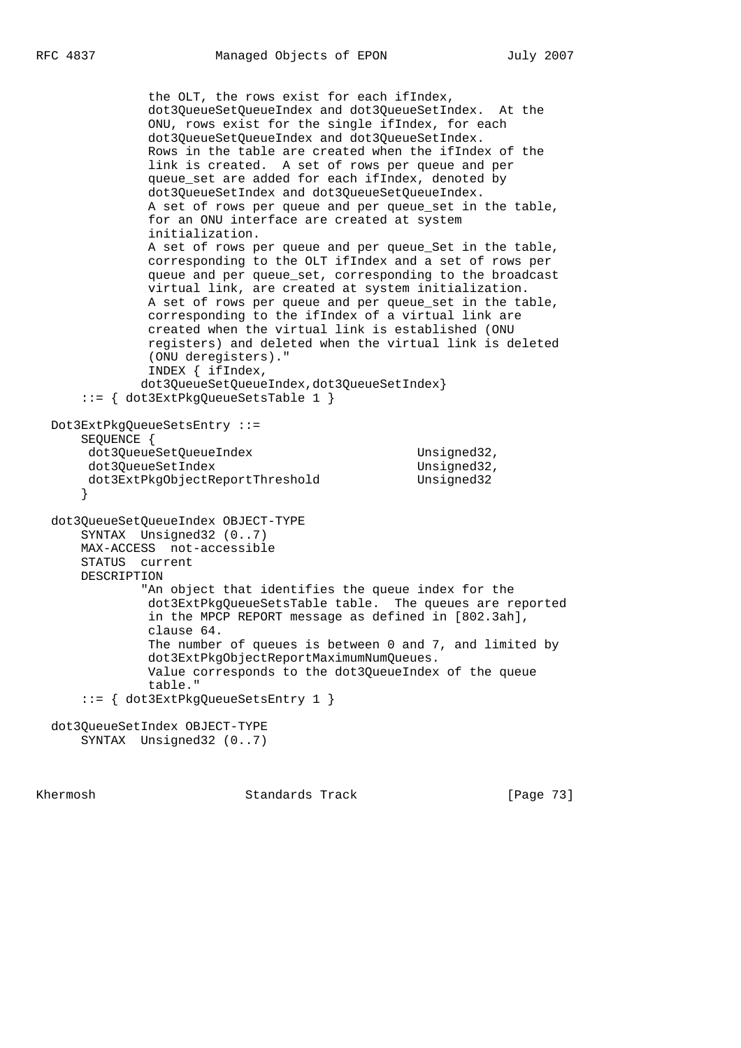```
               the OLT, the rows exist for each ifIndex,
               dot3QueueSetQueueIndex and dot3QueueSetIndex.  At the
               ONU, rows exist for the single ifIndex, for each
               dot3QueueSetQueueIndex and dot3QueueSetIndex.
               Rows in the table are created when the ifIndex of the
               link is created.  A set of rows per queue and per
               queue_set are added for each ifIndex, denoted by
               dot3QueueSetIndex and dot3QueueSetQueueIndex.
               A set of rows per queue and per queue_set in the table,
               for an ONU interface are created at system
               initialization.
               A set of rows per queue and per queue_Set in the table,
               corresponding to the OLT ifIndex and a set of rows per
               queue and per queue_set, corresponding to the broadcast
               virtual link, are created at system initialization.
               A set of rows per queue and per queue_set in the table,
               corresponding to the ifIndex of a virtual link are
               created when the virtual link is established (ONU
               registers) and deleted when the virtual link is deleted
               (ONU deregisters)."
               INDEX { ifIndex,
              dot3QueueSetQueueIndex,dot3QueueSetIndex}
       ::= { dot3ExtPkgQueueSetsTable 1 }

   Dot3ExtPkgQueueSetsEntry ::=
       SEQUENCE {
        dot3QueueSetQueueIndex                         Unsigned32,
        dot3QueueSetIndex                              Unsigned32,
        dot3ExtPkgObjectReportThreshold                Unsigned32
       }

   dot3QueueSetQueueIndex OBJECT-TYPE
       SYNTAX  Unsigned32 (0..7)
       MAX-ACCESS  not-accessible
       STATUS  current
       DESCRIPTION
              "An object that identifies the queue index for the
               dot3ExtPkgQueueSetsTable table.  The queues are reported
               in the MPCP REPORT message as defined in [802.3ah],
               clause 64.
               The number of queues is between 0 and 7, and limited by
               dot3ExtPkgObjectReportMaximumNumQueues.
               Value corresponds to the dot3QueueIndex of the queue
               table."
       ::= { dot3ExtPkgQueueSetsEntry 1 }

   dot3QueueSetIndex OBJECT-TYPE
       SYNTAX  Unsigned32 (0..7)
```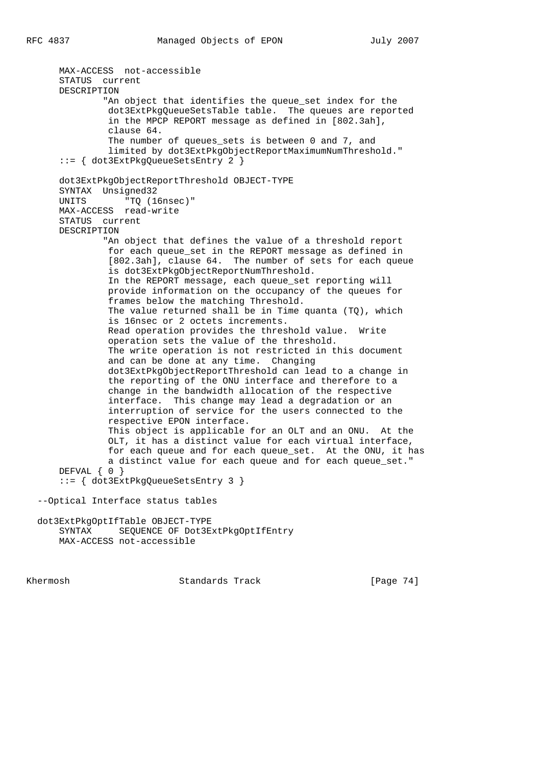```
      MAX-ACCESS  not-accessible
      STATUS  current
      DESCRIPTION
              "An object that identifies the queue_set index for the
               dot3ExtPkgQueueSetsTable table.  The queues are reported
               in the MPCP REPORT message as defined in [802.3ah],
               clause 64.
               The number of queues_sets is between 0 and 7, and
               limited by dot3ExtPkgObjectReportMaximumNumThreshold."
      ::= { dot3ExtPkgQueueSetsEntry 2 }

      dot3ExtPkgObjectReportThreshold OBJECT-TYPE
      SYNTAX  Unsigned32
      UNITS       "TQ (16nsec)"
      MAX-ACCESS  read-write
      STATUS  current
      DESCRIPTION
              "An object that defines the value of a threshold report
               for each queue_set in the REPORT message as defined in
               [802.3ah], clause 64.  The number of sets for each queue
               is dot3ExtPkgObjectReportNumThreshold.
               In the REPORT message, each queue_set reporting will
               provide information on the occupancy of the queues for
               frames below the matching Threshold.
               The value returned shall be in Time quanta (TQ), which
               is 16nsec or 2 octets increments.
               Read operation provides the threshold value.  Write
               operation sets the value of the threshold.
               The write operation is not restricted in this document
               and can be done at any time.  Changing
               dot3ExtPkgObjectReportThreshold can lead to a change in
               the reporting of the ONU interface and therefore to a
               change in the bandwidth allocation of the respective
               interface.  This change may lead a degradation or an
               interruption of service for the users connected to the
               respective EPON interface.
               This object is applicable for an OLT and an ONU.  At the
               OLT, it has a distinct value for each virtual interface,
               for each queue and for each queue_set.  At the ONU, it has
               a distinct value for each queue and for each queue_set."
      DEFVAL { 0 }
      ::= { dot3ExtPkgQueueSetsEntry 3 }

  --Optical Interface status tables

  dot3ExtPkgOptIfTable OBJECT-TYPE
      SYNTAX     SEQUENCE OF Dot3ExtPkgOptIfEntry
      MAX-ACCESS not-accessible
```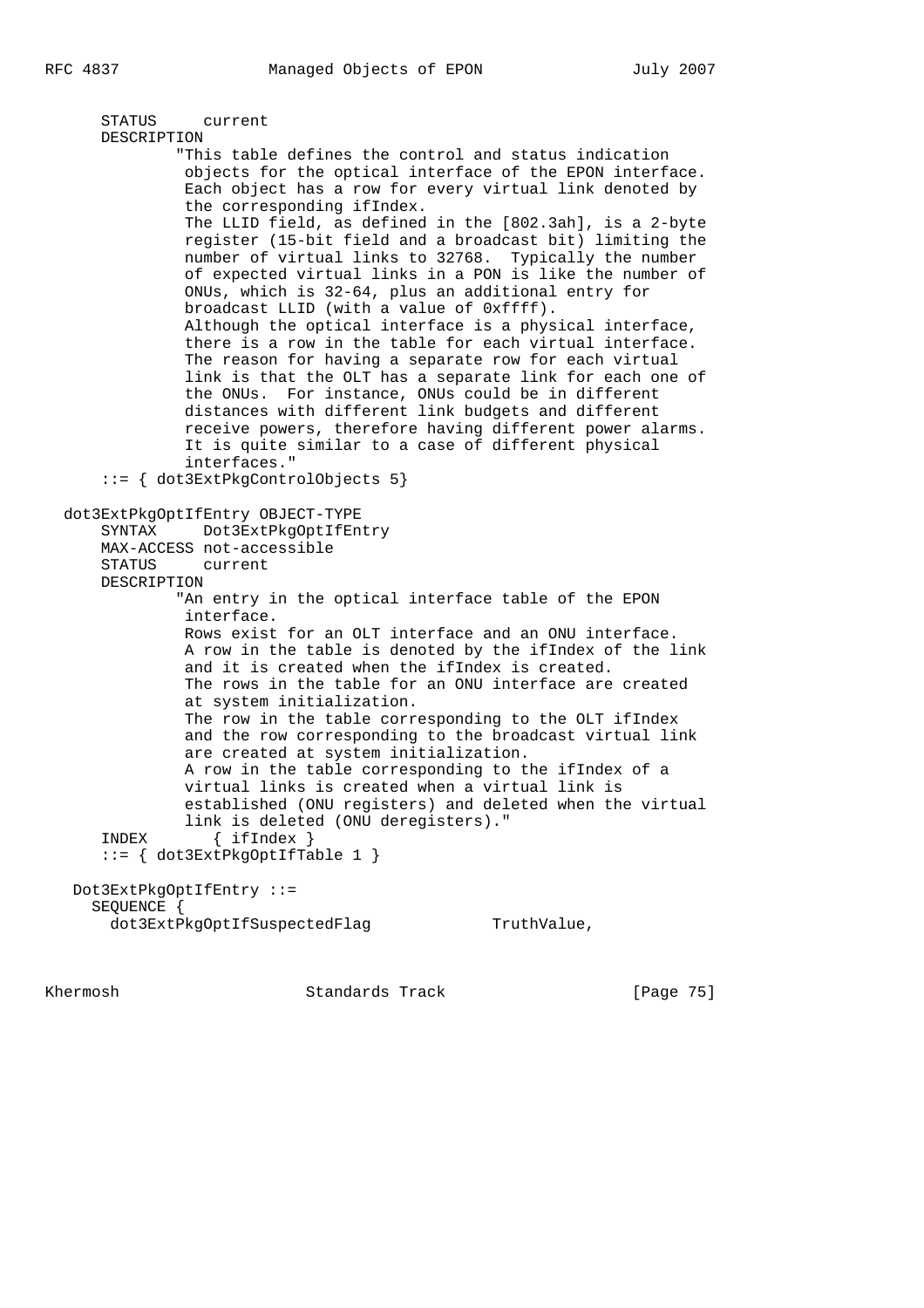```
      STATUS     current
      DESCRIPTION
              "This table defines the control and status indication
               objects for the optical interface of the EPON interface.
               Each object has a row for every virtual link denoted by
               the corresponding ifIndex.
               The LLID field, as defined in the [802.3ah], is a 2-byte
               register (15-bit field and a broadcast bit) limiting the
               number of virtual links to 32768.  Typically the number
               of expected virtual links in a PON is like the number of
               ONUs, which is 32-64, plus an additional entry for
               broadcast LLID (with a value of 0xffff).
               Although the optical interface is a physical interface,
               there is a row in the table for each virtual interface.
               The reason for having a separate row for each virtual
               link is that the OLT has a separate link for each one of
               the ONUs.  For instance, ONUs could be in different
               distances with different link budgets and different
               receive powers, therefore having different power alarms.
               It is quite similar to a case of different physical
               interfaces."
      ::= { dot3ExtPkgControlObjects 5}

  dot3ExtPkgOptIfEntry OBJECT-TYPE
      SYNTAX     Dot3ExtPkgOptIfEntry
      MAX-ACCESS not-accessible
      STATUS     current
      DESCRIPTION
              "An entry in the optical interface table of the EPON
               interface.
               Rows exist for an OLT interface and an ONU interface.
               A row in the table is denoted by the ifIndex of the link
               and it is created when the ifIndex is created.
               The rows in the table for an ONU interface are created
               at system initialization.
               The row in the table corresponding to the OLT ifIndex
               and the row corresponding to the broadcast virtual link
               are created at system initialization.
               A row in the table corresponding to the ifIndex of a
               virtual links is created when a virtual link is
               established (ONU registers) and deleted when the virtual
               link is deleted (ONU deregisters)."
      INDEX       { ifIndex }
      ::= { dot3ExtPkgOptIfTable 1 }

   Dot3ExtPkgOptIfEntry ::=
     SEQUENCE {
      dot3ExtPkgOptIfSuspectedFlag             TruthValue,
```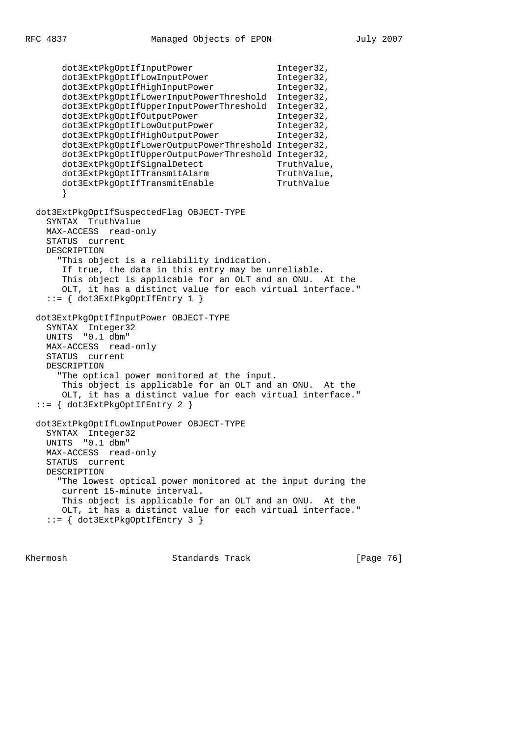```
       dot3ExtPkgOptIfInputPower                Integer32,
       dot3ExtPkgOptIfLowInputPower             Integer32,
       dot3ExtPkgOptIfHighInputPower            Integer32,
       dot3ExtPkgOptIfLowerInputPowerThreshold  Integer32,
       dot3ExtPkgOptIfUpperInputPowerThreshold  Integer32,
       dot3ExtPkgOptIfOutputPower               Integer32,
       dot3ExtPkgOptIfLowOutputPower            Integer32,
       dot3ExtPkgOptIfHighOutputPower           Integer32,
       dot3ExtPkgOptIfLowerOutputPowerThreshold Integer32,
       dot3ExtPkgOptIfUpperOutputPowerThreshold Integer32,
       dot3ExtPkgOptIfSignalDetect              TruthValue,
       dot3ExtPkgOptIfTransmitAlarm             TruthValue,
       dot3ExtPkgOptIfTransmitEnable            TruthValue
       }

  dot3ExtPkgOptIfSuspectedFlag OBJECT-TYPE
    SYNTAX  TruthValue
    MAX-ACCESS  read-only
    STATUS  current
    DESCRIPTION
      "This object is a reliability indication.
       If true, the data in this entry may be unreliable.
       This object is applicable for an OLT and an ONU.  At the
       OLT, it has a distinct value for each virtual interface."
    ::= { dot3ExtPkgOptIfEntry 1 }

  dot3ExtPkgOptIfInputPower OBJECT-TYPE
    SYNTAX  Integer32
    UNITS  "0.1 dbm"
    MAX-ACCESS  read-only
    STATUS  current
    DESCRIPTION
      "The optical power monitored at the input.
       This object is applicable for an OLT and an ONU.  At the
       OLT, it has a distinct value for each virtual interface."
  ::= { dot3ExtPkgOptIfEntry 2 }

  dot3ExtPkgOptIfLowInputPower OBJECT-TYPE
    SYNTAX  Integer32
    UNITS  "0.1 dbm"
    MAX-ACCESS  read-only
    STATUS  current
    DESCRIPTION
      "The lowest optical power monitored at the input during the
       current 15-minute interval.
       This object is applicable for an OLT and an ONU.  At the
       OLT, it has a distinct value for each virtual interface."
    ::= { dot3ExtPkgOptIfEntry 3 }
```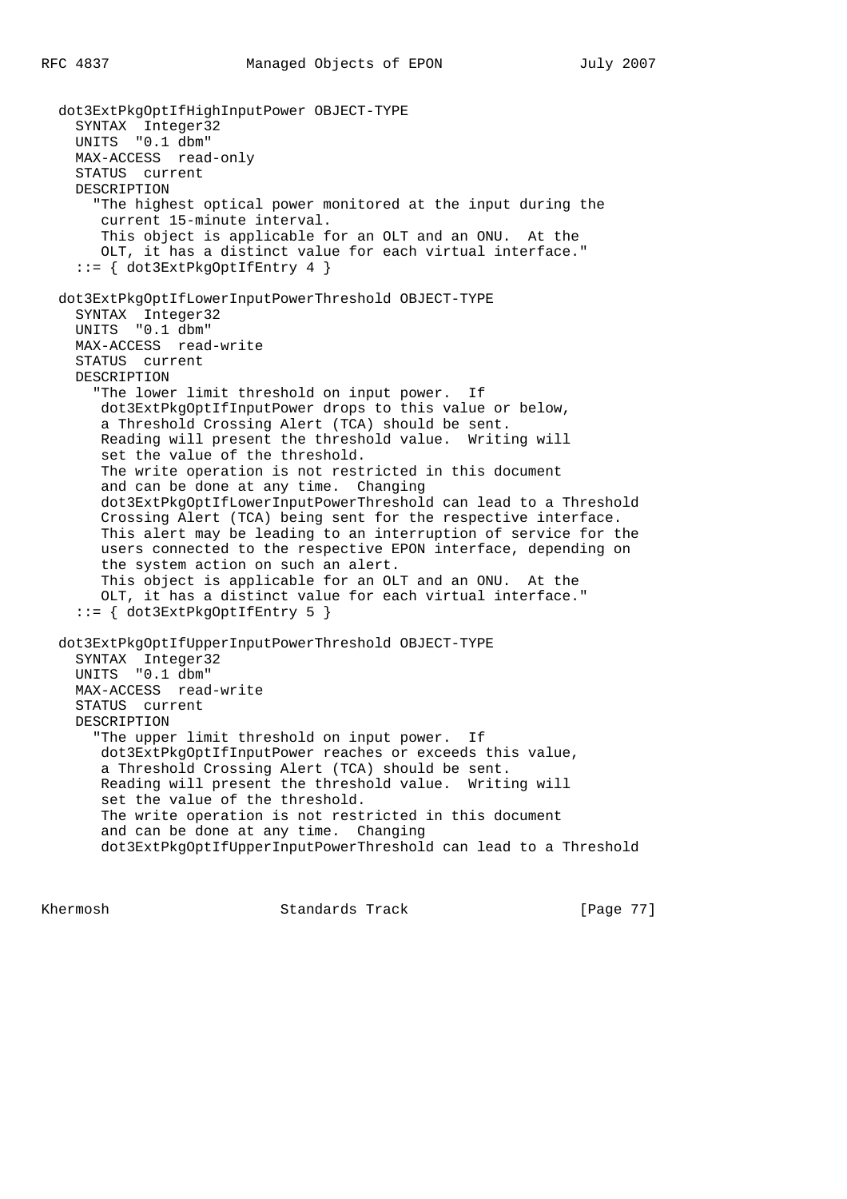```
  dot3ExtPkgOptIfHighInputPower OBJECT-TYPE
    SYNTAX  Integer32
    UNITS  "0.1 dbm"
    MAX-ACCESS  read-only
    STATUS  current
    DESCRIPTION
      "The highest optical power monitored at the input during the
       current 15-minute interval.
       This object is applicable for an OLT and an ONU.  At the
       OLT, it has a distinct value for each virtual interface."
    ::= { dot3ExtPkgOptIfEntry 4 }

  dot3ExtPkgOptIfLowerInputPowerThreshold OBJECT-TYPE
    SYNTAX  Integer32
    UNITS  "0.1 dbm"
    MAX-ACCESS  read-write
    STATUS  current
    DESCRIPTION
      "The lower limit threshold on input power.  If
       dot3ExtPkgOptIfInputPower drops to this value or below,
       a Threshold Crossing Alert (TCA) should be sent.
       Reading will present the threshold value.  Writing will
       set the value of the threshold.
       The write operation is not restricted in this document
       and can be done at any time.  Changing
       dot3ExtPkgOptIfLowerInputPowerThreshold can lead to a Threshold
       Crossing Alert (TCA) being sent for the respective interface.
       This alert may be leading to an interruption of service for the
       users connected to the respective EPON interface, depending on
       the system action on such an alert.
       This object is applicable for an OLT and an ONU.  At the
       OLT, it has a distinct value for each virtual interface."
    ::= { dot3ExtPkgOptIfEntry 5 }

  dot3ExtPkgOptIfUpperInputPowerThreshold OBJECT-TYPE
    SYNTAX  Integer32
    UNITS  "0.1 dbm"
    MAX-ACCESS  read-write
    STATUS  current
    DESCRIPTION
      "The upper limit threshold on input power.  If
       dot3ExtPkgOptIfInputPower reaches or exceeds this value,
       a Threshold Crossing Alert (TCA) should be sent.
       Reading will present the threshold value.  Writing will
       set the value of the threshold.
       The write operation is not restricted in this document
       and can be done at any time.  Changing
       dot3ExtPkgOptIfUpperInputPowerThreshold can lead to a Threshold
```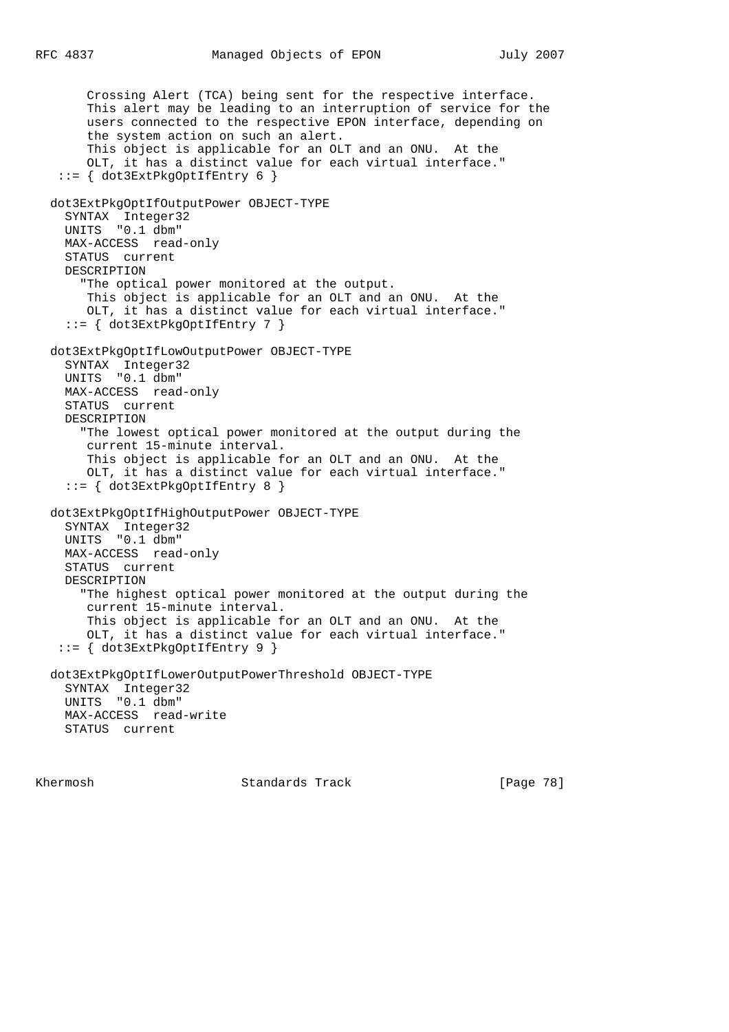```
       Crossing Alert (TCA) being sent for the respective interface.
       This alert may be leading to an interruption of service for the
       users connected to the respective EPON interface, depending on
       the system action on such an alert.
       This object is applicable for an OLT and an ONU.  At the
       OLT, it has a distinct value for each virtual interface."
   ::= { dot3ExtPkgOptIfEntry 6 }

  dot3ExtPkgOptIfOutputPower OBJECT-TYPE
    SYNTAX  Integer32
    UNITS  "0.1 dbm"
    MAX-ACCESS  read-only
    STATUS  current
    DESCRIPTION
      "The optical power monitored at the output.
       This object is applicable for an OLT and an ONU.  At the
       OLT, it has a distinct value for each virtual interface."
    ::= { dot3ExtPkgOptIfEntry 7 }

  dot3ExtPkgOptIfLowOutputPower OBJECT-TYPE
    SYNTAX  Integer32
    UNITS  "0.1 dbm"
    MAX-ACCESS  read-only
    STATUS  current
    DESCRIPTION
      "The lowest optical power monitored at the output during the
       current 15-minute interval.
       This object is applicable for an OLT and an ONU.  At the
       OLT, it has a distinct value for each virtual interface."
    ::= { dot3ExtPkgOptIfEntry 8 }

  dot3ExtPkgOptIfHighOutputPower OBJECT-TYPE
    SYNTAX  Integer32
    UNITS  "0.1 dbm"
    MAX-ACCESS  read-only
    STATUS  current
    DESCRIPTION
      "The highest optical power monitored at the output during the
       current 15-minute interval.
       This object is applicable for an OLT and an ONU.  At the
       OLT, it has a distinct value for each virtual interface."
   ::= { dot3ExtPkgOptIfEntry 9 }

  dot3ExtPkgOptIfLowerOutputPowerThreshold OBJECT-TYPE
    SYNTAX  Integer32
    UNITS  "0.1 dbm"
    MAX-ACCESS  read-write
    STATUS  current
```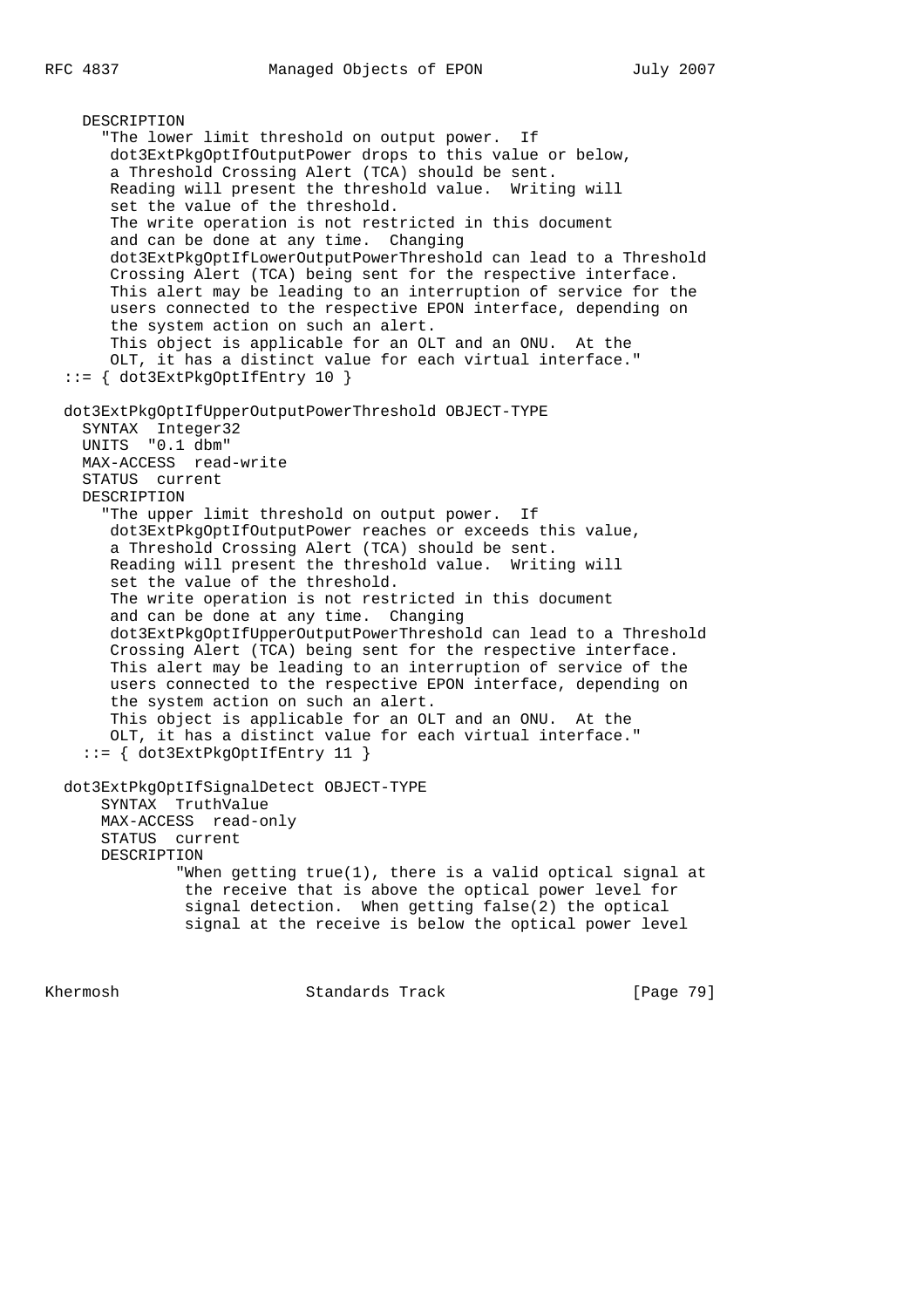```
    DESCRIPTION
      "The lower limit threshold on output power.  If
       dot3ExtPkgOptIfOutputPower drops to this value or below,
       a Threshold Crossing Alert (TCA) should be sent.
       Reading will present the threshold value.  Writing will
       set the value of the threshold.
       The write operation is not restricted in this document
       and can be done at any time.  Changing
       dot3ExtPkgOptIfLowerOutputPowerThreshold can lead to a Threshold
       Crossing Alert (TCA) being sent for the respective interface.
       This alert may be leading to an interruption of service for the
       users connected to the respective EPON interface, depending on
       the system action on such an alert.
       This object is applicable for an OLT and an ONU.  At the
       OLT, it has a distinct value for each virtual interface."
  ::= { dot3ExtPkgOptIfEntry 10 }

  dot3ExtPkgOptIfUpperOutputPowerThreshold OBJECT-TYPE
    SYNTAX  Integer32
    UNITS  "0.1 dbm"
    MAX-ACCESS  read-write
    STATUS  current
    DESCRIPTION
      "The upper limit threshold on output power.  If
       dot3ExtPkgOptIfOutputPower reaches or exceeds this value,
       a Threshold Crossing Alert (TCA) should be sent.
       Reading will present the threshold value.  Writing will
       set the value of the threshold.
       The write operation is not restricted in this document
       and can be done at any time.  Changing
       dot3ExtPkgOptIfUpperOutputPowerThreshold can lead to a Threshold
       Crossing Alert (TCA) being sent for the respective interface.
       This alert may be leading to an interruption of service of the
       users connected to the respective EPON interface, depending on
       the system action on such an alert.
       This object is applicable for an OLT and an ONU.  At the
       OLT, it has a distinct value for each virtual interface."
    ::= { dot3ExtPkgOptIfEntry 11 }

  dot3ExtPkgOptIfSignalDetect OBJECT-TYPE
      SYNTAX  TruthValue
      MAX-ACCESS  read-only
      STATUS  current
      DESCRIPTION
              "When getting true(1), there is a valid optical signal at
               the receive that is above the optical power level for
               signal detection.  When getting false(2) the optical
               signal at the receive is below the optical power level
```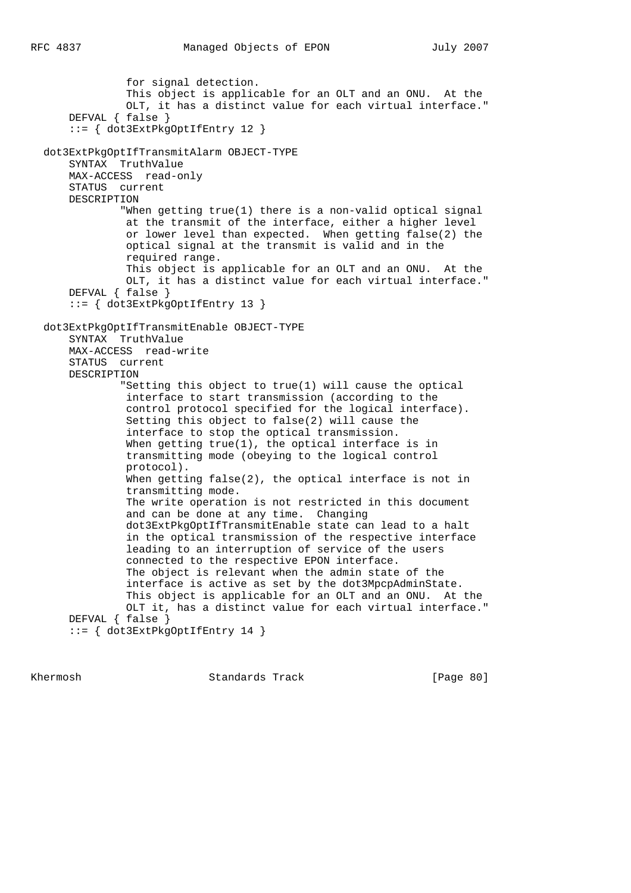```
               for signal detection.
               This object is applicable for an OLT and an ONU.  At the
               OLT, it has a distinct value for each virtual interface."
       DEFVAL { false }
       ::= { dot3ExtPkgOptIfEntry 12 }

   dot3ExtPkgOptIfTransmitAlarm OBJECT-TYPE
       SYNTAX  TruthValue
       MAX-ACCESS  read-only
       STATUS  current
       DESCRIPTION
              "When getting true(1) there is a non-valid optical signal
               at the transmit of the interface, either a higher level
               or lower level than expected.  When getting false(2) the
               optical signal at the transmit is valid and in the
               required range.
               This object is applicable for an OLT and an ONU.  At the
               OLT, it has a distinct value for each virtual interface."
       DEFVAL { false }
       ::= { dot3ExtPkgOptIfEntry 13 }

   dot3ExtPkgOptIfTransmitEnable OBJECT-TYPE
       SYNTAX  TruthValue
       MAX-ACCESS  read-write
       STATUS  current
       DESCRIPTION
              "Setting this object to true(1) will cause the optical
               interface to start transmission (according to the
               control protocol specified for the logical interface).
               Setting this object to false(2) will cause the
               interface to stop the optical transmission.
               When getting true(1), the optical interface is in
               transmitting mode (obeying to the logical control
               protocol).
               When getting false(2), the optical interface is not in
               transmitting mode.
               The write operation is not restricted in this document
               and can be done at any time.  Changing
               dot3ExtPkgOptIfTransmitEnable state can lead to a halt
               in the optical transmission of the respective interface
               leading to an interruption of service of the users
               connected to the respective EPON interface.
               The object is relevant when the admin state of the
               interface is active as set by the dot3MpcpAdminState.
               This object is applicable for an OLT and an ONU.  At the
               OLT it, has a distinct value for each virtual interface."
       DEFVAL { false }
       ::= { dot3ExtPkgOptIfEntry 14 }
```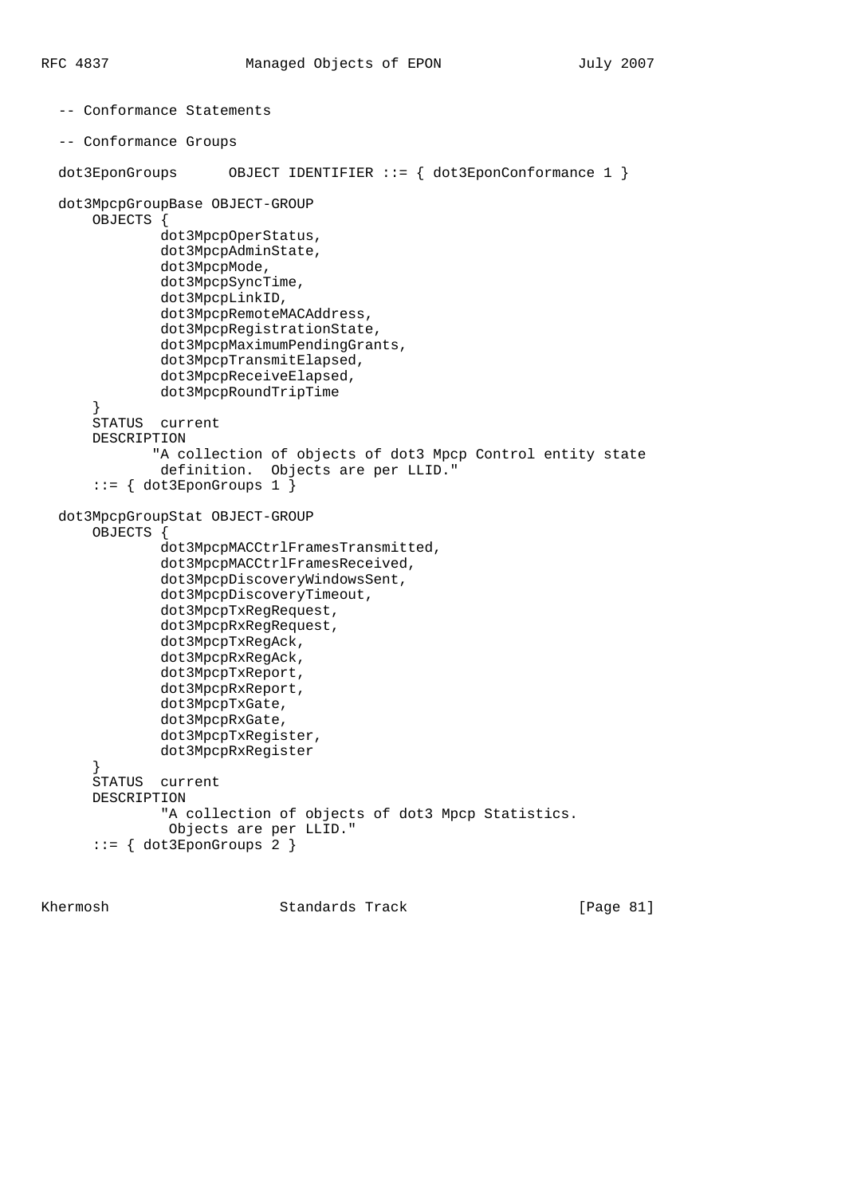```
   -- Conformance Statements

   -- Conformance Groups

   dot3EponGroups      OBJECT IDENTIFIER ::= { dot3EponConformance 1 }

   dot3MpcpGroupBase OBJECT-GROUP
       OBJECTS {
               dot3MpcpOperStatus,
               dot3MpcpAdminState,
               dot3MpcpMode,
               dot3MpcpSyncTime,
               dot3MpcpLinkID,
               dot3MpcpRemoteMACAddress,
               dot3MpcpRegistrationState,
               dot3MpcpMaximumPendingGrants,
               dot3MpcpTransmitElapsed,
               dot3MpcpReceiveElapsed,
               dot3MpcpRoundTripTime
       }
       STATUS  current
       DESCRIPTION
              "A collection of objects of dot3 Mpcp Control entity state
               definition.  Objects are per LLID."
       ::= { dot3EponGroups 1 }

   dot3MpcpGroupStat OBJECT-GROUP
       OBJECTS {
               dot3MpcpMACCtrlFramesTransmitted,
               dot3MpcpMACCtrlFramesReceived,
               dot3MpcpDiscoveryWindowsSent,
               dot3MpcpDiscoveryTimeout,
               dot3MpcpTxRegRequest,
               dot3MpcpRxRegRequest,
               dot3MpcpTxRegAck,
               dot3MpcpRxRegAck,
               dot3MpcpTxReport,
               dot3MpcpRxReport,
               dot3MpcpTxGate,
               dot3MpcpRxGate,
               dot3MpcpTxRegister,
               dot3MpcpRxRegister
       }
       STATUS  current
       DESCRIPTION
               "A collection of objects of dot3 Mpcp Statistics.
                Objects are per LLID."
       ::= { dot3EponGroups 2 }
```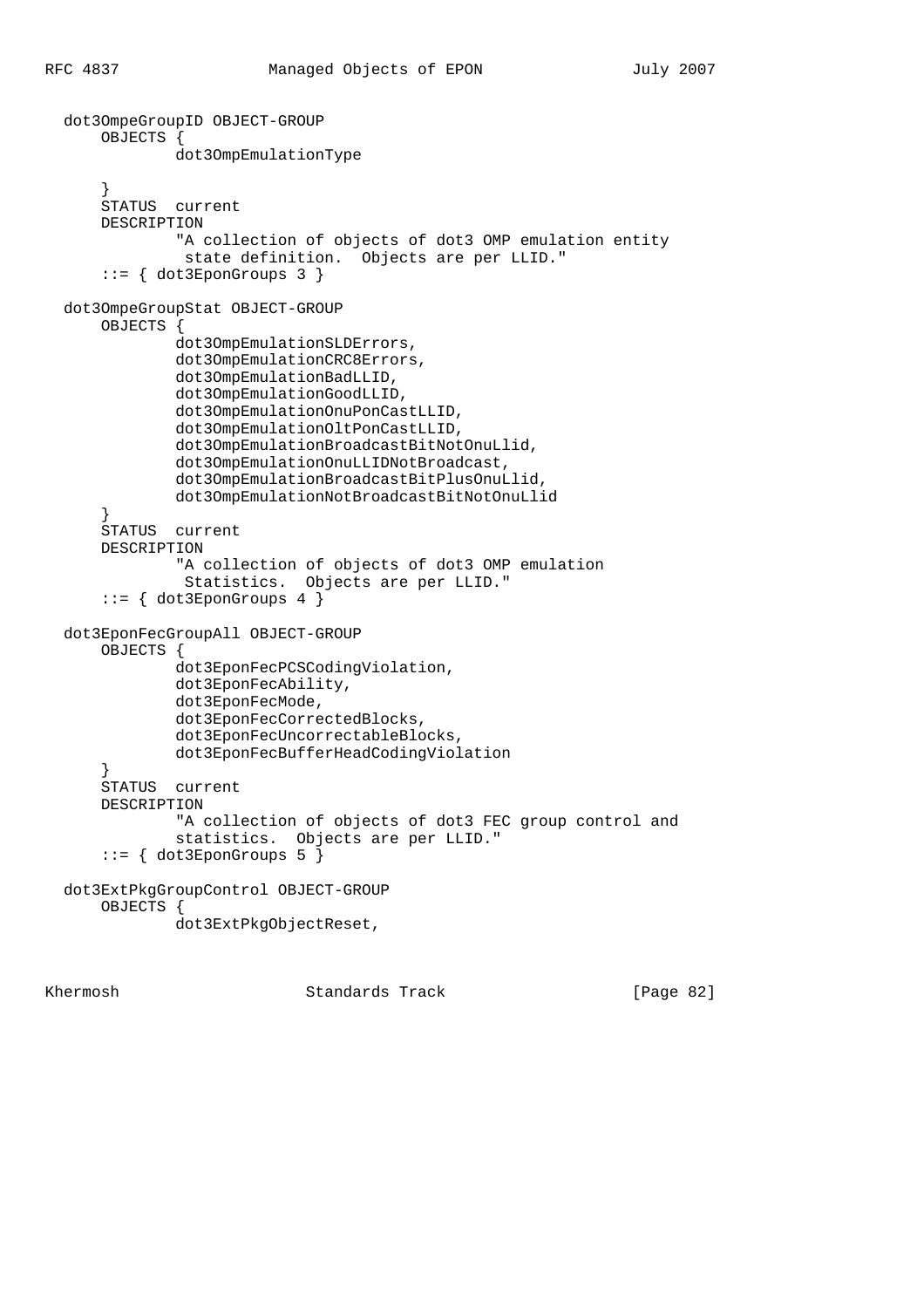```
   dot3OmpeGroupID OBJECT-GROUP
       OBJECTS {
               dot3OmpEmulationType

       }
       STATUS  current
       DESCRIPTION
               "A collection of objects of dot3 OMP emulation entity
                state definition.  Objects are per LLID."
       ::= { dot3EponGroups 3 }

   dot3OmpeGroupStat OBJECT-GROUP
       OBJECTS {
               dot3OmpEmulationSLDErrors,
               dot3OmpEmulationCRC8Errors,
               dot3OmpEmulationBadLLID,
               dot3OmpEmulationGoodLLID,
               dot3OmpEmulationOnuPonCastLLID,
               dot3OmpEmulationOltPonCastLLID,
               dot3OmpEmulationBroadcastBitNotOnuLlid,
               dot3OmpEmulationOnuLLIDNotBroadcast,
               dot3OmpEmulationBroadcastBitPlusOnuLlid,
               dot3OmpEmulationNotBroadcastBitNotOnuLlid
       }
       STATUS  current
       DESCRIPTION
               "A collection of objects of dot3 OMP emulation
                Statistics.  Objects are per LLID."
       ::= { dot3EponGroups 4 }

   dot3EponFecGroupAll OBJECT-GROUP
       OBJECTS {
               dot3EponFecPCSCodingViolation,
               dot3EponFecAbility,
               dot3EponFecMode,
               dot3EponFecCorrectedBlocks,
               dot3EponFecUncorrectableBlocks,
               dot3EponFecBufferHeadCodingViolation
       }
       STATUS  current
       DESCRIPTION
               "A collection of objects of dot3 FEC group control and
               statistics.  Objects are per LLID."
       ::= { dot3EponGroups 5 }

   dot3ExtPkgGroupControl OBJECT-GROUP
       OBJECTS {
               dot3ExtPkgObjectReset,
```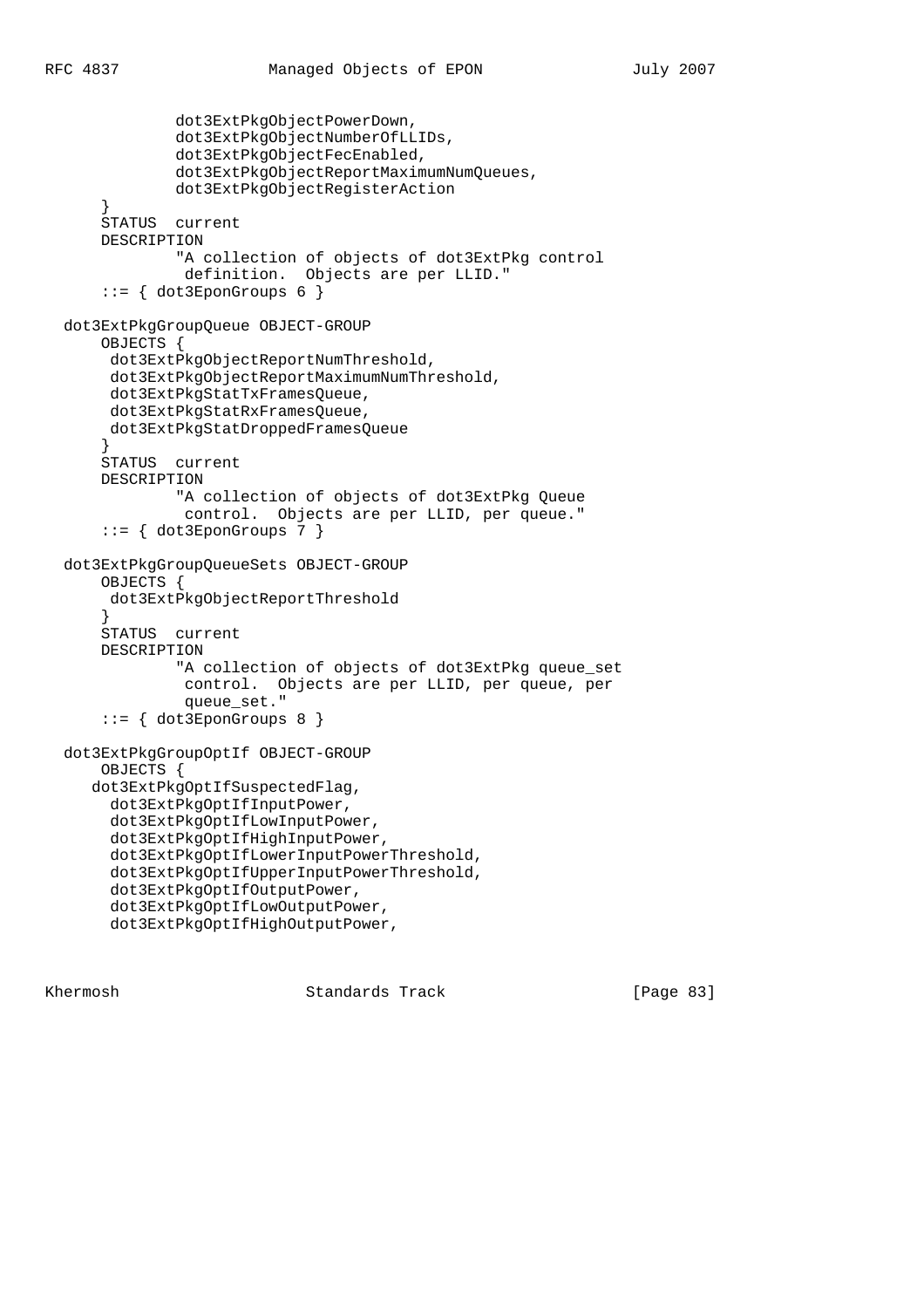```
              dot3ExtPkgObjectPowerDown,
              dot3ExtPkgObjectNumberOfLLIDs,
              dot3ExtPkgObjectFecEnabled,
              dot3ExtPkgObjectReportMaximumNumQueues,
              dot3ExtPkgObjectRegisterAction
      }
      STATUS  current
      DESCRIPTION
              "A collection of objects of dot3ExtPkg control
               definition.  Objects are per LLID."
      ::= { dot3EponGroups 6 }

  dot3ExtPkgGroupQueue OBJECT-GROUP
      OBJECTS {
       dot3ExtPkgObjectReportNumThreshold,
       dot3ExtPkgObjectReportMaximumNumThreshold,
       dot3ExtPkgStatTxFramesQueue,
       dot3ExtPkgStatRxFramesQueue,
       dot3ExtPkgStatDroppedFramesQueue
      }
      STATUS  current
      DESCRIPTION
              "A collection of objects of dot3ExtPkg Queue
               control.  Objects are per LLID, per queue."
      ::= { dot3EponGroups 7 }

  dot3ExtPkgGroupQueueSets OBJECT-GROUP
      OBJECTS {
       dot3ExtPkgObjectReportThreshold
      }
      STATUS  current
      DESCRIPTION
              "A collection of objects of dot3ExtPkg queue_set
               control.  Objects are per LLID, per queue, per
               queue_set."
      ::= { dot3EponGroups 8 }

  dot3ExtPkgGroupOptIf OBJECT-GROUP
      OBJECTS {
     dot3ExtPkgOptIfSuspectedFlag,
       dot3ExtPkgOptIfInputPower,
       dot3ExtPkgOptIfLowInputPower,
       dot3ExtPkgOptIfHighInputPower,
       dot3ExtPkgOptIfLowerInputPowerThreshold,
       dot3ExtPkgOptIfUpperInputPowerThreshold,
       dot3ExtPkgOptIfOutputPower,
       dot3ExtPkgOptIfLowOutputPower,
       dot3ExtPkgOptIfHighOutputPower,
```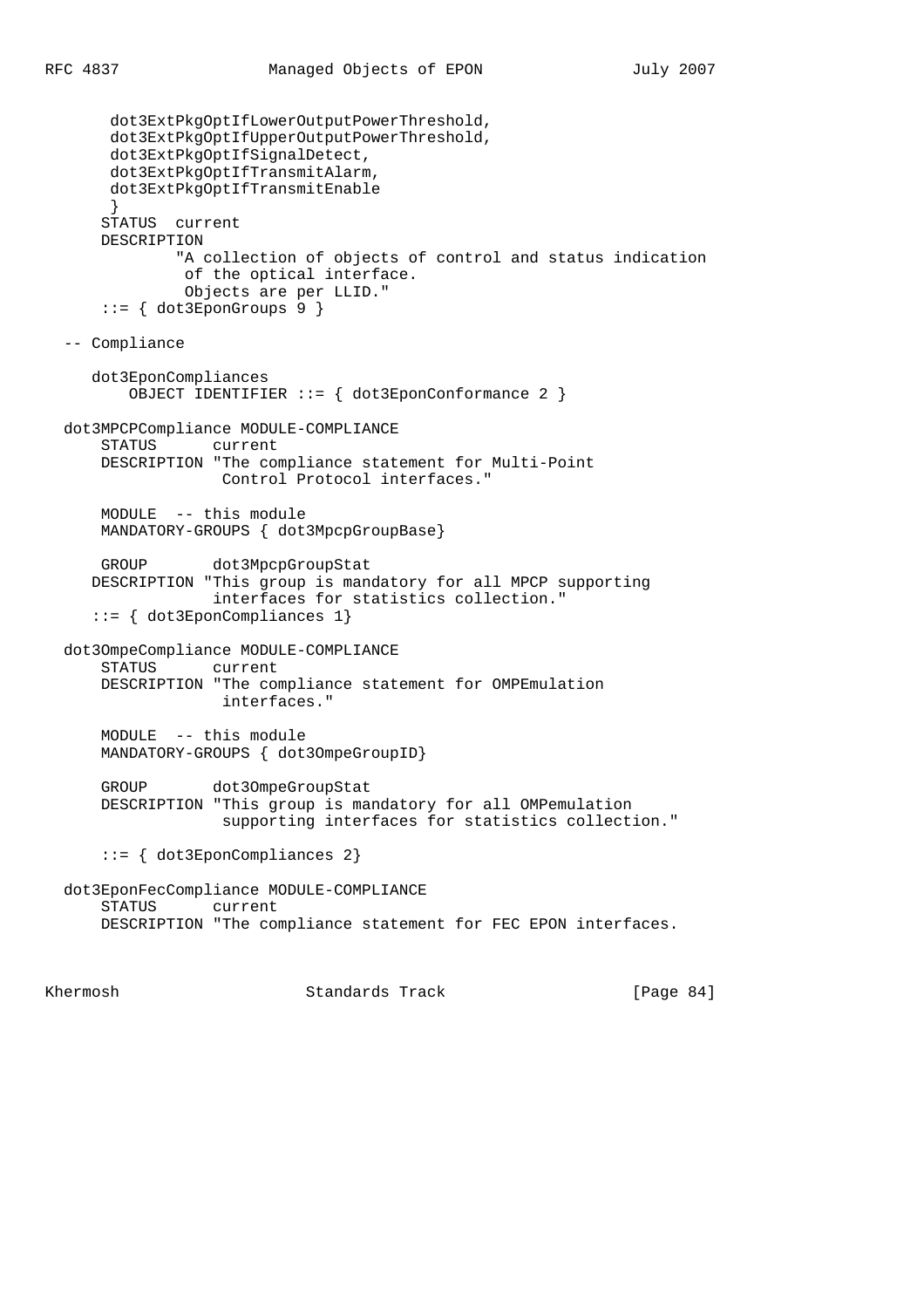```
       dot3ExtPkgOptIfLowerOutputPowerThreshold,
       dot3ExtPkgOptIfUpperOutputPowerThreshold,
       dot3ExtPkgOptIfSignalDetect,
       dot3ExtPkgOptIfTransmitAlarm,
       dot3ExtPkgOptIfTransmitEnable
       }
      STATUS  current
      DESCRIPTION
              "A collection of objects of control and status indication
               of the optical interface.
               Objects are per LLID."
      ::= { dot3EponGroups 9 }

  -- Compliance

     dot3EponCompliances
         OBJECT IDENTIFIER ::= { dot3EponConformance 2 }

  dot3MPCPCompliance MODULE-COMPLIANCE
      STATUS      current
      DESCRIPTION "The compliance statement for Multi-Point
                   Control Protocol interfaces."

      MODULE  -- this module
      MANDATORY-GROUPS { dot3MpcpGroupBase}

      GROUP       dot3MpcpGroupStat
     DESCRIPTION "This group is mandatory for all MPCP supporting
                 interfaces for statistics collection."
     ::= { dot3EponCompliances 1}

  dot3OmpeCompliance MODULE-COMPLIANCE
      STATUS      current
      DESCRIPTION "The compliance statement for OMPEmulation
                   interfaces."

      MODULE  -- this module
      MANDATORY-GROUPS { dot3OmpeGroupID}

      GROUP       dot3OmpeGroupStat
      DESCRIPTION "This group is mandatory for all OMPemulation
                   supporting interfaces for statistics collection."

      ::= { dot3EponCompliances 2}

  dot3EponFecCompliance MODULE-COMPLIANCE
      STATUS      current
      DESCRIPTION "The compliance statement for FEC EPON interfaces.
```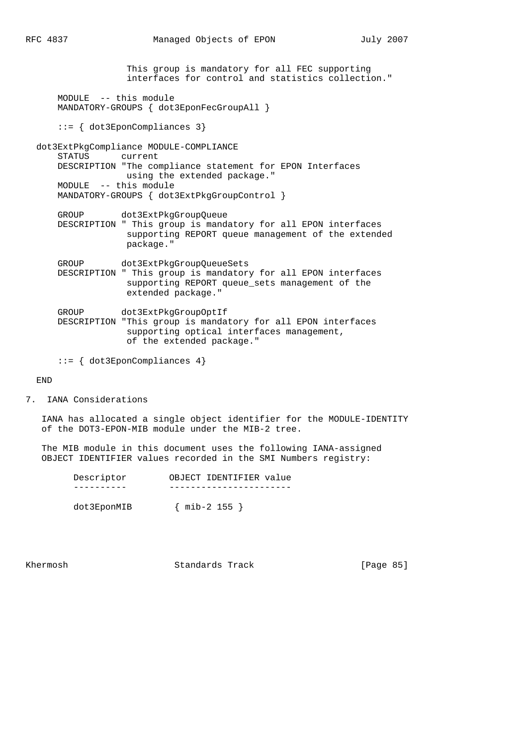```
                 This group is mandatory for all FEC supporting
                 interfaces for control and statistics collection."

    MODULE  -- this module
    MANDATORY-GROUPS { dot3EponFecGroupAll }

    ::= { dot3EponCompliances 3}

dot3ExtPkgCompliance MODULE-COMPLIANCE
    STATUS      current
    DESCRIPTION "The compliance statement for EPON Interfaces
                 using the extended package."
    MODULE  -- this module
    MANDATORY-GROUPS { dot3ExtPkgGroupControl }

    GROUP       dot3ExtPkgGroupQueue
    DESCRIPTION " This group is mandatory for all EPON interfaces
                 supporting REPORT queue management of the extended
                 package."

    GROUP       dot3ExtPkgGroupQueueSets
    DESCRIPTION " This group is mandatory for all EPON interfaces
                 supporting REPORT queue_sets management of the
                 extended package."

    GROUP       dot3ExtPkgGroupOptIf
    DESCRIPTION "This group is mandatory for all EPON interfaces
                 supporting optical interfaces management,
                 of the extended package."

    ::= { dot3EponCompliances 4}

END
```

## 7. IANA Considerations

IANA has allocated a single object identifier for the MODULE-IDENTITY of the DOT3-EPON-MIB module under the MIB-2 tree.

The MIB module in this document uses the following IANA-assigned OBJECT IDENTIFIER values recorded in the SMI Numbers registry:

| Descriptor | OBJECT IDENTIFIER value |
|---|---|
| dot3EponMIB | { mib-2 155 } |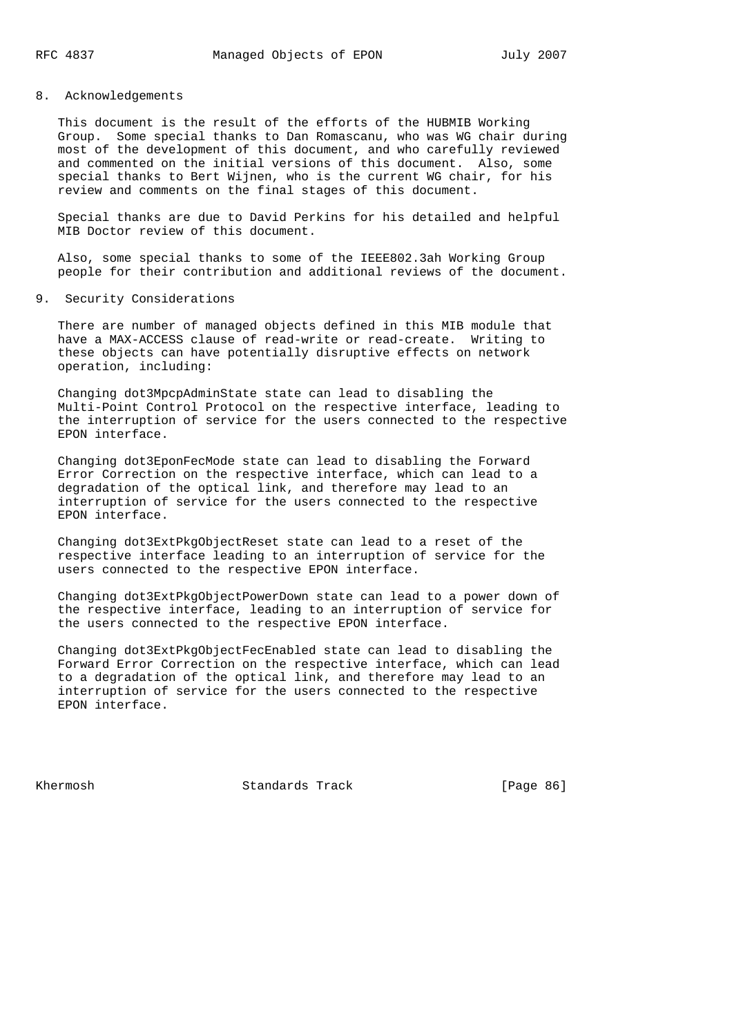## 8. Acknowledgements

This document is the result of the efforts of the HUBMIB Working Group. Some special thanks to Dan Romascanu, who was WG chair during most of the development of this document, and who carefully reviewed and commented on the initial versions of this document. Also, some special thanks to Bert Wijnen, who is the current WG chair, for his review and comments on the final stages of this document.

Special thanks are due to David Perkins for his detailed and helpful MIB Doctor review of this document.

Also, some special thanks to some of the IEEE802.3ah Working Group people for their contribution and additional reviews of the document.

## 9. Security Considerations

There are number of managed objects defined in this MIB module that have a MAX-ACCESS clause of read-write or read-create. Writing to these objects can have potentially disruptive effects on network operation, including:

Changing dot3MpcpAdminState state can lead to disabling the Multi-Point Control Protocol on the respective interface, leading to the interruption of service for the users connected to the respective EPON interface.

Changing dot3EponFecMode state can lead to disabling the Forward Error Correction on the respective interface, which can lead to a degradation of the optical link, and therefore may lead to an interruption of service for the users connected to the respective EPON interface.

Changing dot3ExtPkgObjectReset state can lead to a reset of the respective interface leading to an interruption of service for the users connected to the respective EPON interface.

Changing dot3ExtPkgObjectPowerDown state can lead to a power down of the respective interface, leading to an interruption of service for the users connected to the respective EPON interface.

Changing dot3ExtPkgObjectFecEnabled state can lead to disabling the Forward Error Correction on the respective interface, which can lead to a degradation of the optical link, and therefore may lead to an interruption of service for the users connected to the respective EPON interface.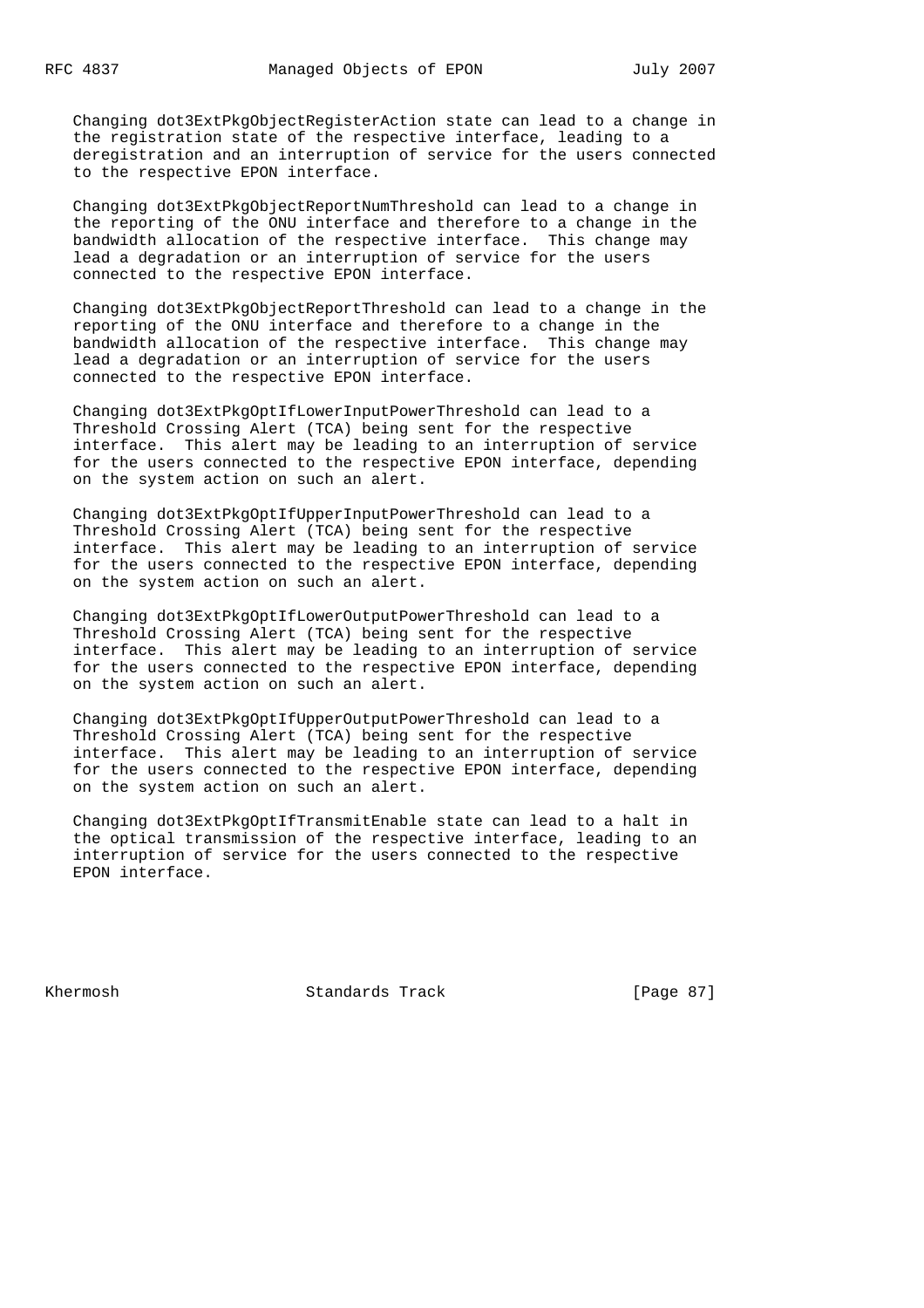Changing dot3ExtPkgObjectRegisterAction state can lead to a change in the registration state of the respective interface, leading to a deregistration and an interruption of service for the users connected to the respective EPON interface.

Changing dot3ExtPkgObjectReportNumThreshold can lead to a change in the reporting of the ONU interface and therefore to a change in the bandwidth allocation of the respective interface. This change may lead a degradation or an interruption of service for the users connected to the respective EPON interface.

Changing dot3ExtPkgObjectReportThreshold can lead to a change in the reporting of the ONU interface and therefore to a change in the bandwidth allocation of the respective interface. This change may lead a degradation or an interruption of service for the users connected to the respective EPON interface.

Changing dot3ExtPkgOptIfLowerInputPowerThreshold can lead to a Threshold Crossing Alert (TCA) being sent for the respective interface. This alert may be leading to an interruption of service for the users connected to the respective EPON interface, depending on the system action on such an alert.

Changing dot3ExtPkgOptIfUpperInputPowerThreshold can lead to a Threshold Crossing Alert (TCA) being sent for the respective interface. This alert may be leading to an interruption of service for the users connected to the respective EPON interface, depending on the system action on such an alert.

Changing dot3ExtPkgOptIfLowerOutputPowerThreshold can lead to a Threshold Crossing Alert (TCA) being sent for the respective interface. This alert may be leading to an interruption of service for the users connected to the respective EPON interface, depending on the system action on such an alert.

Changing dot3ExtPkgOptIfUpperOutputPowerThreshold can lead to a Threshold Crossing Alert (TCA) being sent for the respective interface. This alert may be leading to an interruption of service for the users connected to the respective EPON interface, depending on the system action on such an alert.

Changing dot3ExtPkgOptIfTransmitEnable state can lead to a halt in the optical transmission of the respective interface, leading to an interruption of service for the users connected to the respective EPON interface.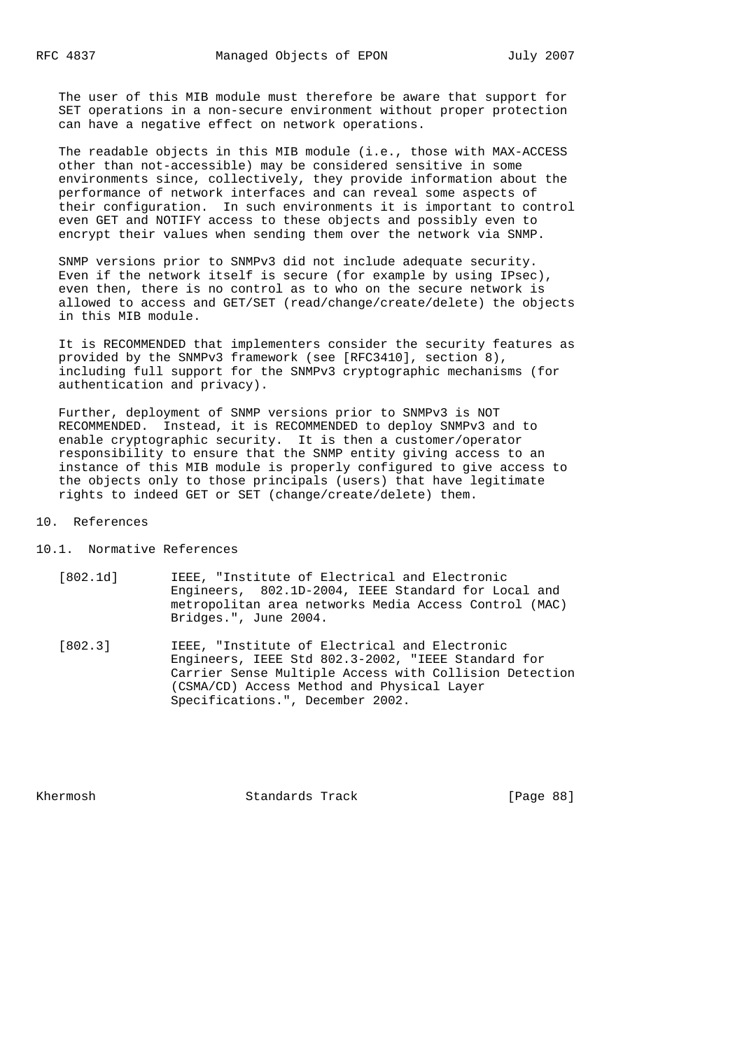The user of this MIB module must therefore be aware that support for SET operations in a non-secure environment without proper protection can have a negative effect on network operations.

The readable objects in this MIB module (i.e., those with MAX-ACCESS other than not-accessible) may be considered sensitive in some environments since, collectively, they provide information about the performance of network interfaces and can reveal some aspects of their configuration. In such environments it is important to control even GET and NOTIFY access to these objects and possibly even to encrypt their values when sending them over the network via SNMP.

SNMP versions prior to SNMPv3 did not include adequate security. Even if the network itself is secure (for example by using IPsec), even then, there is no control as to who on the secure network is allowed to access and GET/SET (read/change/create/delete) the objects in this MIB module.

It is RECOMMENDED that implementers consider the security features as provided by the SNMPv3 framework (see [RFC3410], section 8), including full support for the SNMPv3 cryptographic mechanisms (for authentication and privacy).

Further, deployment of SNMP versions prior to SNMPv3 is NOT RECOMMENDED. Instead, it is RECOMMENDED to deploy SNMPv3 and to enable cryptographic security. It is then a customer/operator responsibility to ensure that the SNMP entity giving access to an instance of this MIB module is properly configured to give access to the objects only to those principals (users) that have legitimate rights to indeed GET or SET (change/create/delete) them.

# 10. References

## 10.1. Normative References

[802.1d] IEEE, "Institute of Electrical and Electronic Engineers, 802.1D-2004, IEEE Standard for Local and metropolitan area networks Media Access Control (MAC) Bridges.", June 2004.

[802.3] IEEE, "Institute of Electrical and Electronic Engineers, IEEE Std 802.3-2002, "IEEE Standard for Carrier Sense Multiple Access with Collision Detection (CSMA/CD) Access Method and Physical Layer Specifications.", December 2002.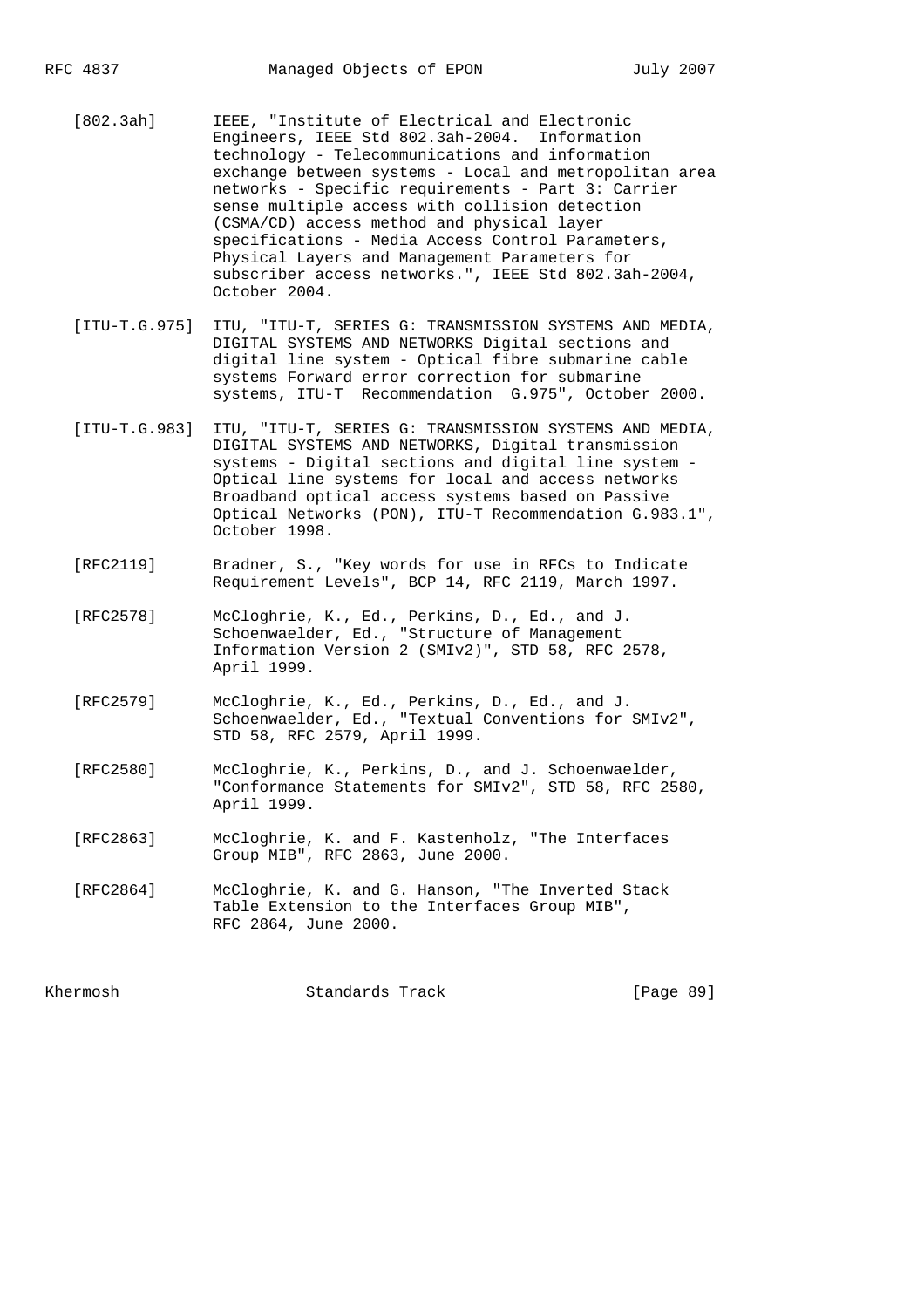[802.3ah] IEEE, "Institute of Electrical and Electronic Engineers, IEEE Std 802.3ah-2004. Information technology - Telecommunications and information exchange between systems - Local and metropolitan area networks - Specific requirements - Part 3: Carrier sense multiple access with collision detection (CSMA/CD) access method and physical layer specifications - Media Access Control Parameters, Physical Layers and Management Parameters for subscriber access networks.", IEEE Std 802.3ah-2004, October 2004.

[ITU-T.G.975] ITU, "ITU-T, SERIES G: TRANSMISSION SYSTEMS AND MEDIA, DIGITAL SYSTEMS AND NETWORKS Digital sections and digital line system - Optical fibre submarine cable systems Forward error correction for submarine systems, ITU-T Recommendation G.975", October 2000.

[ITU-T.G.983] ITU, "ITU-T, SERIES G: TRANSMISSION SYSTEMS AND MEDIA, DIGITAL SYSTEMS AND NETWORKS, Digital transmission systems - Digital sections and digital line system - Optical line systems for local and access networks Broadband optical access systems based on Passive Optical Networks (PON), ITU-T Recommendation G.983.1", October 1998.

[RFC2119] Bradner, S., "Key words for use in RFCs to Indicate Requirement Levels", BCP 14, RFC 2119, March 1997.

[RFC2578] McCloghrie, K., Ed., Perkins, D., Ed., and J. Schoenwaelder, Ed., "Structure of Management Information Version 2 (SMIv2)", STD 58, RFC 2578, April 1999.

[RFC2579] McCloghrie, K., Ed., Perkins, D., Ed., and J. Schoenwaelder, Ed., "Textual Conventions for SMIv2", STD 58, RFC 2579, April 1999.

[RFC2580] McCloghrie, K., Perkins, D., and J. Schoenwaelder, "Conformance Statements for SMIv2", STD 58, RFC 2580, April 1999.

[RFC2863] McCloghrie, K. and F. Kastenholz, "The Interfaces Group MIB", RFC 2863, June 2000.

[RFC2864] McCloghrie, K. and G. Hanson, "The Inverted Stack Table Extension to the Interfaces Group MIB", RFC 2864, June 2000.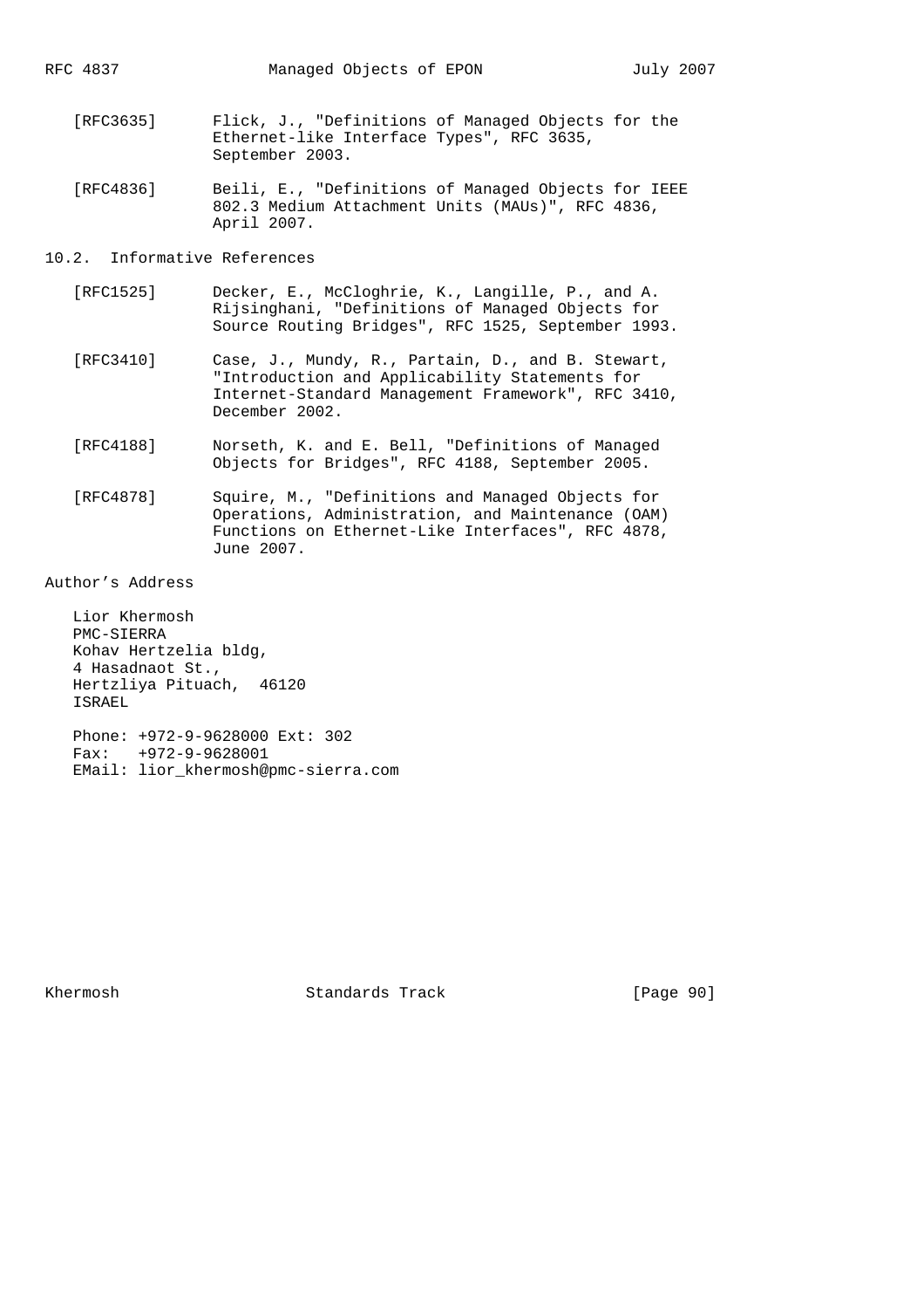[RFC3635] Flick, J., "Definitions of Managed Objects for the Ethernet-like Interface Types", RFC 3635, September 2003.

[RFC4836] Beili, E., "Definitions of Managed Objects for IEEE 802.3 Medium Attachment Units (MAUs)", RFC 4836, April 2007.

## 10.2. Informative References

[RFC1525] Decker, E., McCloghrie, K., Langille, P., and A. Rijsinghani, "Definitions of Managed Objects for Source Routing Bridges", RFC 1525, September 1993.

[RFC3410] Case, J., Mundy, R., Partain, D., and B. Stewart, "Introduction and Applicability Statements for Internet-Standard Management Framework", RFC 3410, December 2002.

[RFC4188] Norseth, K. and E. Bell, "Definitions of Managed Objects for Bridges", RFC 4188, September 2005.

[RFC4878] Squire, M., "Definitions and Managed Objects for Operations, Administration, and Maintenance (OAM) Functions on Ethernet-Like Interfaces", RFC 4878, June 2007.

## Author's Address

Lior Khermosh
PMC-SIERRA
Kohav Hertzelia bldg,
4 Hasadnaot St.,
Hertzliya Pituach, 46120
ISRAEL

Phone: +972-9-9628000 Ext: 302
Fax: +972-9-9628001
EMail: lior_khermosh@pmc-sierra.com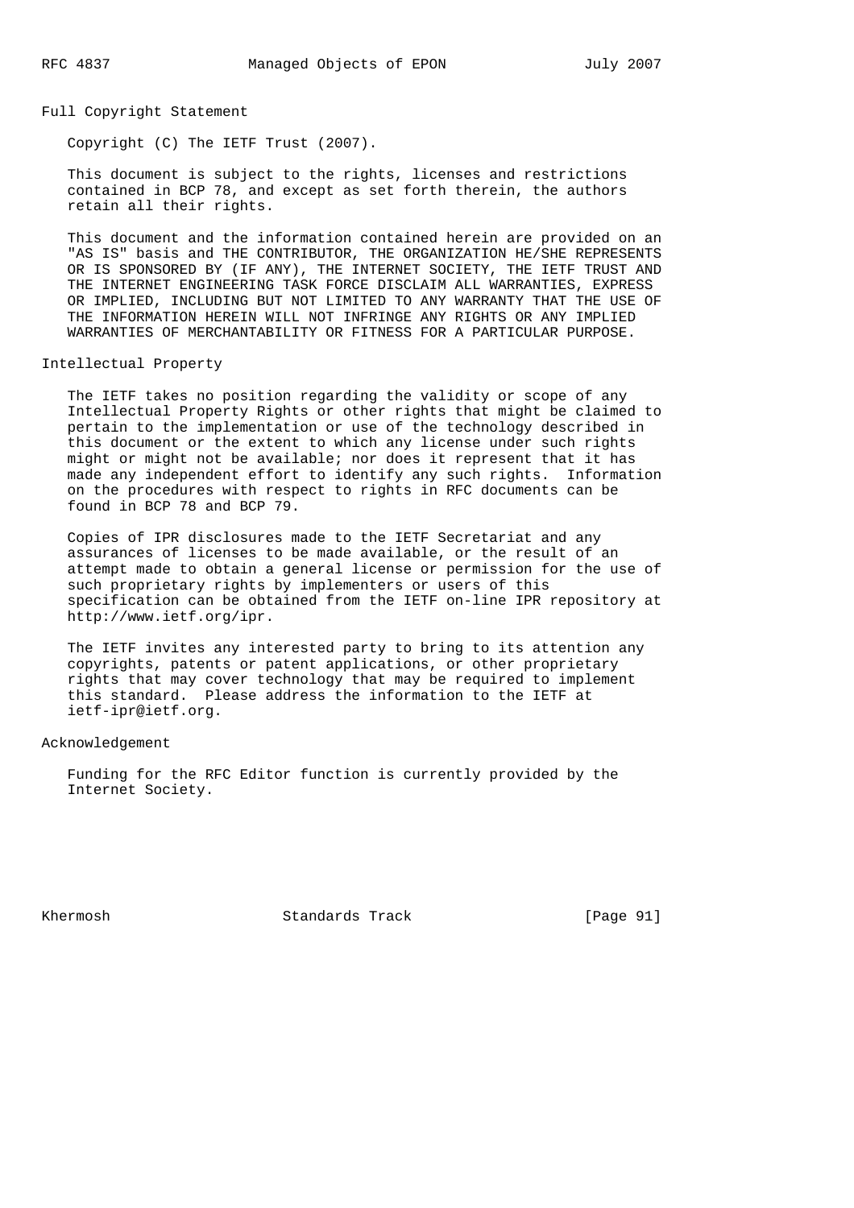## Full Copyright Statement

Copyright (C) The IETF Trust (2007).

This document is subject to the rights, licenses and restrictions contained in BCP 78, and except as set forth therein, the authors retain all their rights.

This document and the information contained herein are provided on an "AS IS" basis and THE CONTRIBUTOR, THE ORGANIZATION HE/SHE REPRESENTS OR IS SPONSORED BY (IF ANY), THE INTERNET SOCIETY, THE IETF TRUST AND THE INTERNET ENGINEERING TASK FORCE DISCLAIM ALL WARRANTIES, EXPRESS OR IMPLIED, INCLUDING BUT NOT LIMITED TO ANY WARRANTY THAT THE USE OF THE INFORMATION HEREIN WILL NOT INFRINGE ANY RIGHTS OR ANY IMPLIED WARRANTIES OF MERCHANTABILITY OR FITNESS FOR A PARTICULAR PURPOSE.

## Intellectual Property

The IETF takes no position regarding the validity or scope of any Intellectual Property Rights or other rights that might be claimed to pertain to the implementation or use of the technology described in this document or the extent to which any license under such rights might or might not be available; nor does it represent that it has made any independent effort to identify any such rights. Information on the procedures with respect to rights in RFC documents can be found in BCP 78 and BCP 79.

Copies of IPR disclosures made to the IETF Secretariat and any assurances of licenses to be made available, or the result of an attempt made to obtain a general license or permission for the use of such proprietary rights by implementers or users of this specification can be obtained from the IETF on-line IPR repository at http://www.ietf.org/ipr.

The IETF invites any interested party to bring to its attention any copyrights, patents or patent applications, or other proprietary rights that may cover technology that may be required to implement this standard. Please address the information to the IETF at ietf-ipr@ietf.org.

## Acknowledgement

Funding for the RFC Editor function is currently provided by the Internet Society.